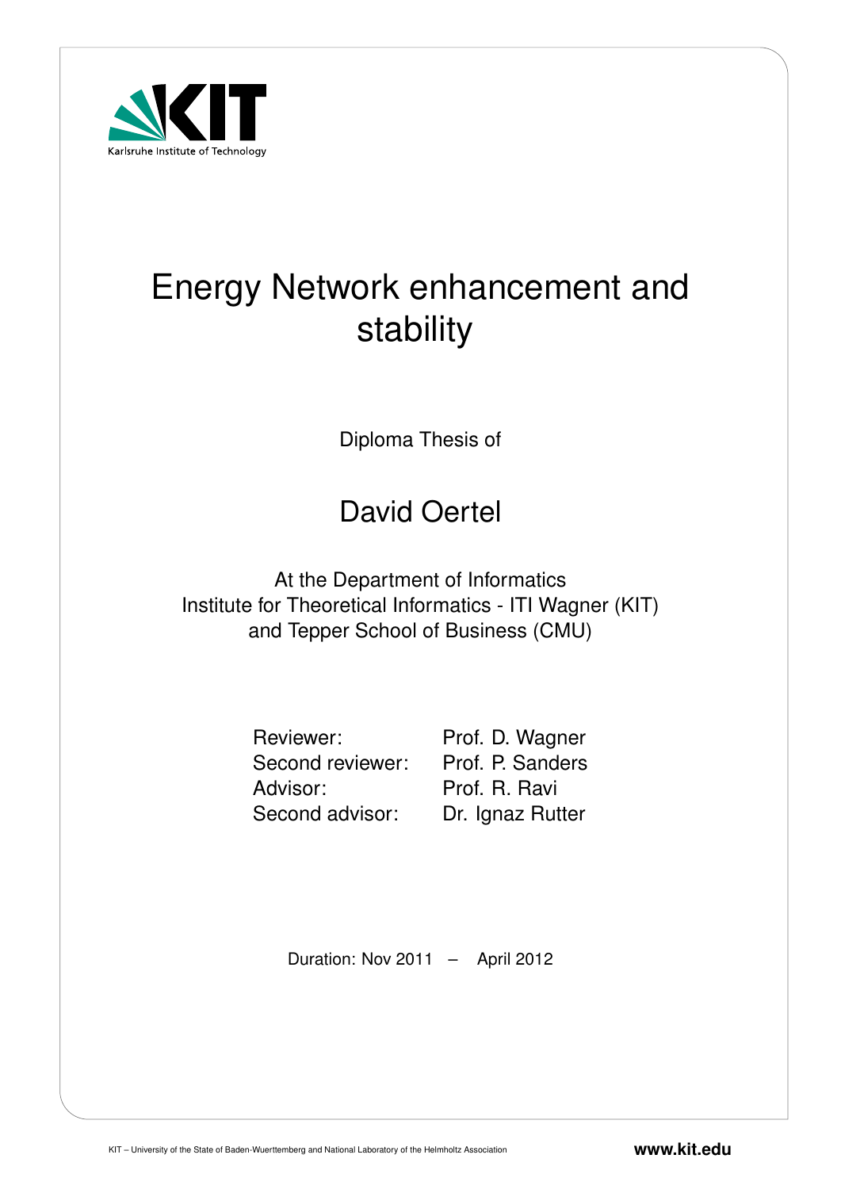Karlsruhe Institute of Technology

# Energy Network enhancement and stability

Diploma Thesis of

## David Oertel

At the Department of Informatics
Institute for Theoretical Informatics - ITI Wagner (KIT)
and Tepper School of Business (CMU)

| | |
|---|---|
| Reviewer: | Prof. D. Wagner |
| Second reviewer: | Prof. P. Sanders |
| Advisor: | Prof. R. Ravi |
| Second advisor: | Dr. Ignaz Rutter |

Duration: Nov 2011 – April 2012

KIT – University of the State of Baden-Wuerttemberg and National Laboratory of the Helmholtz Association

**www.kit.edu**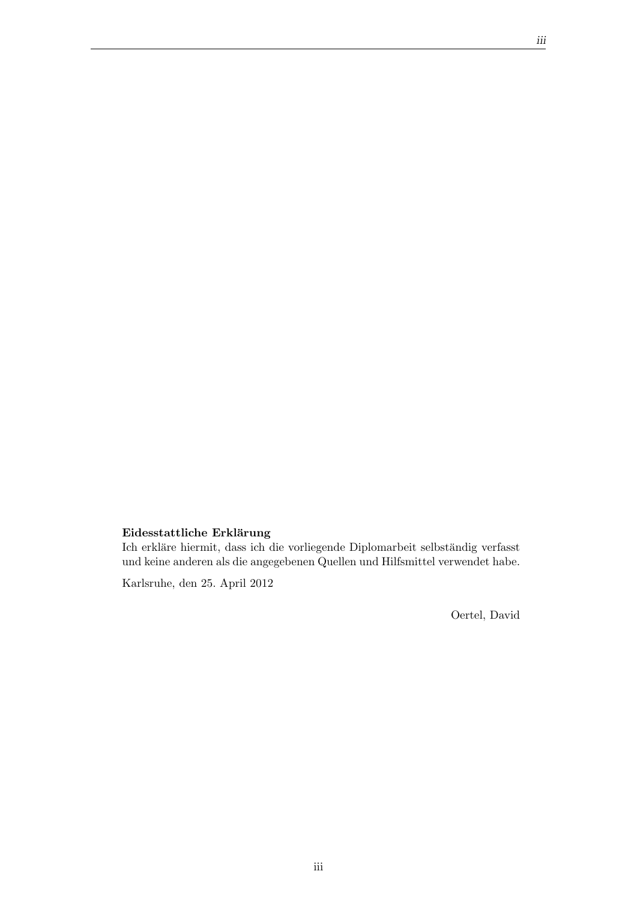**Eidesstattliche Erklärung**
Ich erkläre hiermit, dass ich die vorliegende Diplomarbeit selbständig verfasst und keine anderen als die angegebenen Quellen und Hilfsmittel verwendet habe.

Karlsruhe, den 25. April 2012

Oertel, David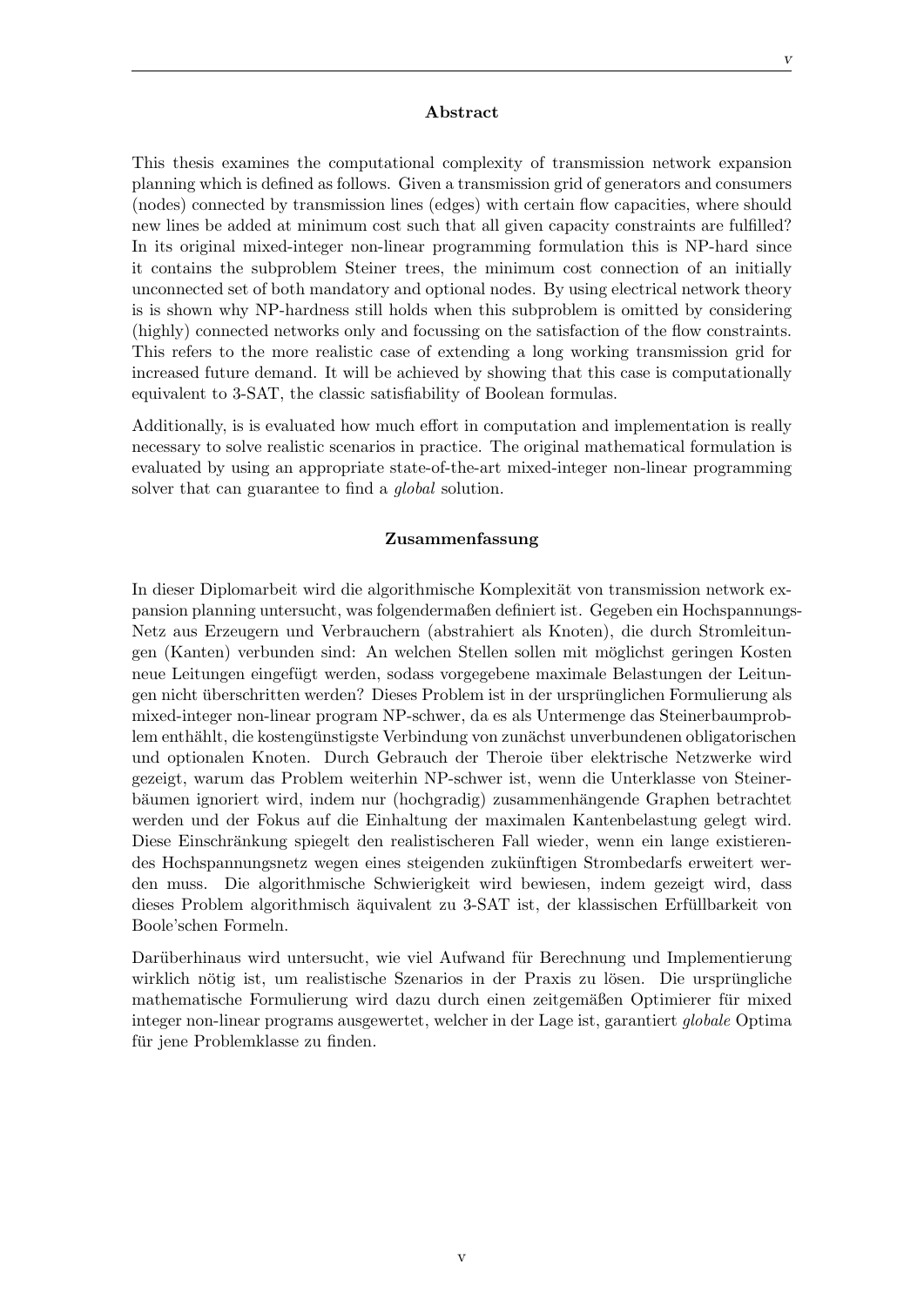## Abstract

This thesis examines the computational complexity of transmission network expansion planning which is defined as follows. Given a transmission grid of generators and consumers (nodes) connected by transmission lines (edges) with certain flow capacities, where should new lines be added at minimum cost such that all given capacity constraints are fulfilled? In its original mixed-integer non-linear programming formulation this is NP-hard since it contains the subproblem Steiner trees, the minimum cost connection of an initially unconnected set of both mandatory and optional nodes. By using electrical network theory is is shown why NP-hardness still holds when this subproblem is omitted by considering (highly) connected networks only and focussing on the satisfaction of the flow constraints. This refers to the more realistic case of extending a long working transmission grid for increased future demand. It will be achieved by showing that this case is computationally equivalent to 3-SAT, the classic satisfiability of Boolean formulas.

Additionally, is is evaluated how much effort in computation and implementation is really necessary to solve realistic scenarios in practice. The original mathematical formulation is evaluated by using an appropriate state-of-the-art mixed-integer non-linear programming solver that can guarantee to find a *global* solution.

## Zusammenfassung

In dieser Diplomarbeit wird die algorithmische Komplexität von transmission network expansion planning untersucht, was folgendermaßen definiert ist. Gegeben ein Hochspannungs-Netz aus Erzeugern und Verbrauchern (abstrahiert als Knoten), die durch Stromleitungen (Kanten) verbunden sind: An welchen Stellen sollen mit möglichst geringen Kosten neue Leitungen eingefügt werden, sodass vorgegebene maximale Belastungen der Leitungen nicht überschritten werden? Dieses Problem ist in der ursprünglichen Formulierung als mixed-integer non-linear program NP-schwer, da es als Untermenge das Steinerbaumproblem enthählt, die kostengünstigste Verbindung von zunächst unverbundenen obligatorischen und optionalen Knoten. Durch Gebrauch der Theroie über elektrische Netzwerke wird gezeigt, warum das Problem weiterhin NP-schwer ist, wenn die Unterklasse von Steinerbäumen ignoriert wird, indem nur (hochgradig) zusammenhängende Graphen betrachtet werden und der Fokus auf die Einhaltung der maximalen Kantenbelastung gelegt wird. Diese Einschränkung spiegelt den realistischeren Fall wieder, wenn ein lange existierendes Hochspannungsnetz wegen eines steigenden zukünftigen Strombedarfs erweitert werden muss. Die algorithmische Schwierigkeit wird bewiesen, indem gezeigt wird, dass dieses Problem algorithmisch äquivalent zu 3-SAT ist, der klassischen Erfüllbarkeit von Boole'schen Formeln.

Darüberhinaus wird untersucht, wie viel Aufwand für Berechnung und Implementierung wirklich nötig ist, um realistische Szenarios in der Praxis zu lösen. Die ursprüngliche mathematische Formulierung wird dazu durch einen zeitgemäßen Optimierer für mixed integer non-linear programs ausgewertet, welcher in der Lage ist, garantiert *globale* Optima für jene Problemklasse zu finden.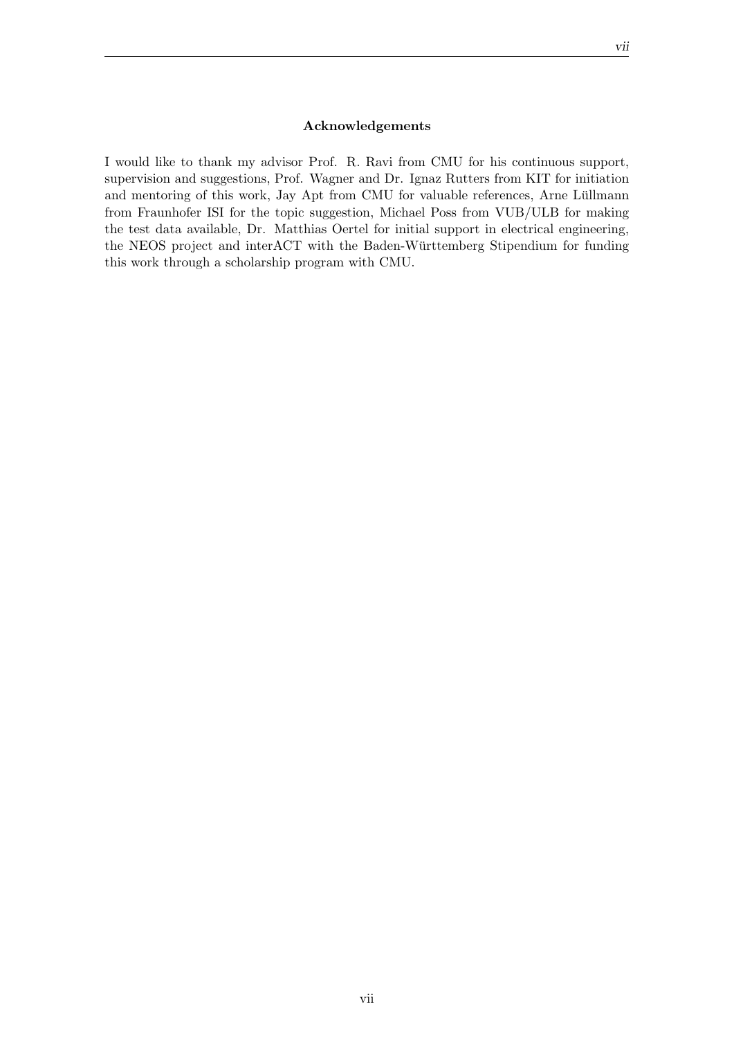**Acknowledgements**

I would like to thank my advisor Prof. R. Ravi from CMU for his continuous support, supervision and suggestions, Prof. Wagner and Dr. Ignaz Rutters from KIT for initiation and mentoring of this work, Jay Apt from CMU for valuable references, Arne Lüllmann from Fraunhofer ISI for the topic suggestion, Michael Poss from VUB/ULB for making the test data available, Dr. Matthias Oertel for initial support in electrical engineering, the NEOS project and interACT with the Baden-Württemberg Stipendium for funding this work through a scholarship program with CMU.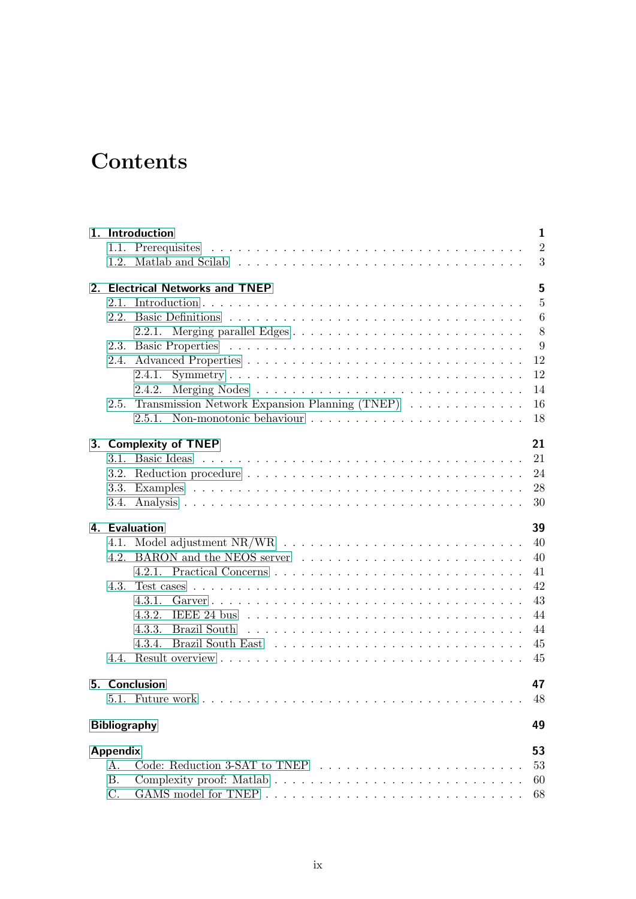# Contents

**1. Introduction** **1**
- 1.1. Prerequisites . . . . . 2
- 1.2. Matlab and Scilab . . . . . 3

**2. Electrical Networks and TNEP** **5**
- 2.1. Introduction . . . . . 5
- 2.2. Basic Definitions . . . . . 6
  - 2.2.1. Merging parallel Edges . . . . . 8
- 2.3. Basic Properties . . . . . 9
- 2.4. Advanced Properties . . . . . 12
  - 2.4.1. Symmetry . . . . . 12
  - 2.4.2. Merging Nodes . . . . . 14
- 2.5. Transmission Network Expansion Planning (TNEP) . . . . . 16
  - 2.5.1. Non-monotonic behaviour . . . . . 18

**3. Complexity of TNEP** **21**
- 3.1. Basic Ideas . . . . . 21
- 3.2. Reduction procedure . . . . . 24
- 3.3. Examples . . . . . 28
- 3.4. Analysis . . . . . 30

**4. Evaluation** **39**
- 4.1. Model adjustment NR/WR . . . . . 40
- 4.2. BARON and the NEOS server . . . . . 40
  - 4.2.1. Practical Concerns . . . . . 41
- 4.3. Test cases . . . . . 42
  - 4.3.1. Garver . . . . . 43
  - 4.3.2. IEEE 24 bus . . . . . 44
  - 4.3.3. Brazil South . . . . . 44
  - 4.3.4. Brazil South East . . . . . 45
- 4.4. Result overview . . . . . 45

**5. Conclusion** **47**
- 5.1. Future work . . . . . 48

**Bibliography** **49**

**Appendix** **53**
- A. Code: Reduction 3-SAT to TNEP . . . . . 53
- B. Complexity proof: Matlab . . . . . 60
- C. GAMS model for TNEP . . . . . 68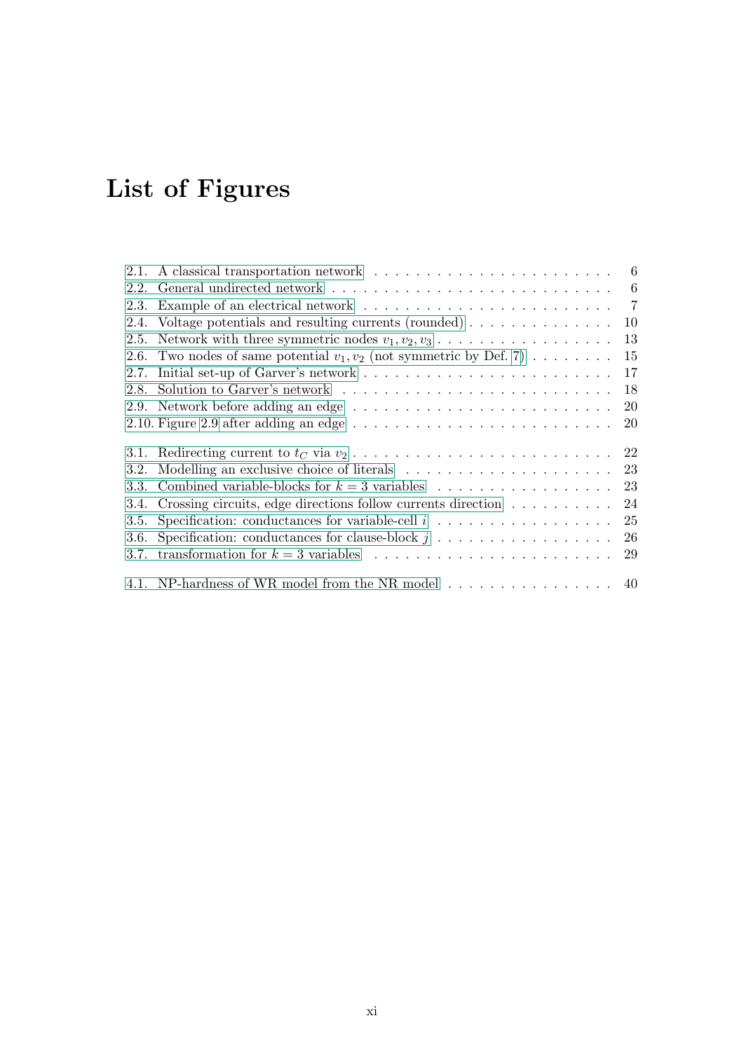# List of Figures

2.1. A classical transportation network . . . . . . . . . . . . . . . . . . . . . . . 6
2.2. General undirected network . . . . . . . . . . . . . . . . . . . . . . . . . . 6
2.3. Example of an electrical network . . . . . . . . . . . . . . . . . . . . . . . 7
2.4. Voltage potentials and resulting currents (rounded) . . . . . . . . . . . . . . 10
2.5. Network with three symmetric nodes $v_1, v_2, v_3$ . . . . . . . . . . . . . . . . . 13
2.6. Two nodes of same potential $v_1, v_2$ (not symmetric by Def. 7) . . . . . . . . 15
2.7. Initial set-up of Garver's network . . . . . . . . . . . . . . . . . . . . . . . 17
2.8. Solution to Garver's network . . . . . . . . . . . . . . . . . . . . . . . . . 18
2.9. Network before adding an edge . . . . . . . . . . . . . . . . . . . . . . . . 20
2.10. Figure 2.9 after adding an edge . . . . . . . . . . . . . . . . . . . . . . . 20

3.1. Redirecting current to $t_C$ via $v_2$ . . . . . . . . . . . . . . . . . . . . . . . . 22
3.2. Modelling an exclusive choice of literals . . . . . . . . . . . . . . . . . . . 23
3.3. Combined variable-blocks for $k = 3$ variables . . . . . . . . . . . . . . . . . 23
3.4. Crossing circuits, edge directions follow currents direction . . . . . . . . . . 24
3.5. Specification: conductances for variable-cell $i$ . . . . . . . . . . . . . . . . . 25
3.6. Specification: conductances for clause-block $j$ . . . . . . . . . . . . . . . . . 26
3.7. transformation for $k = 3$ variables . . . . . . . . . . . . . . . . . . . . . . 29

4.1. NP-hardness of WR model from the NR model . . . . . . . . . . . . . . . . 40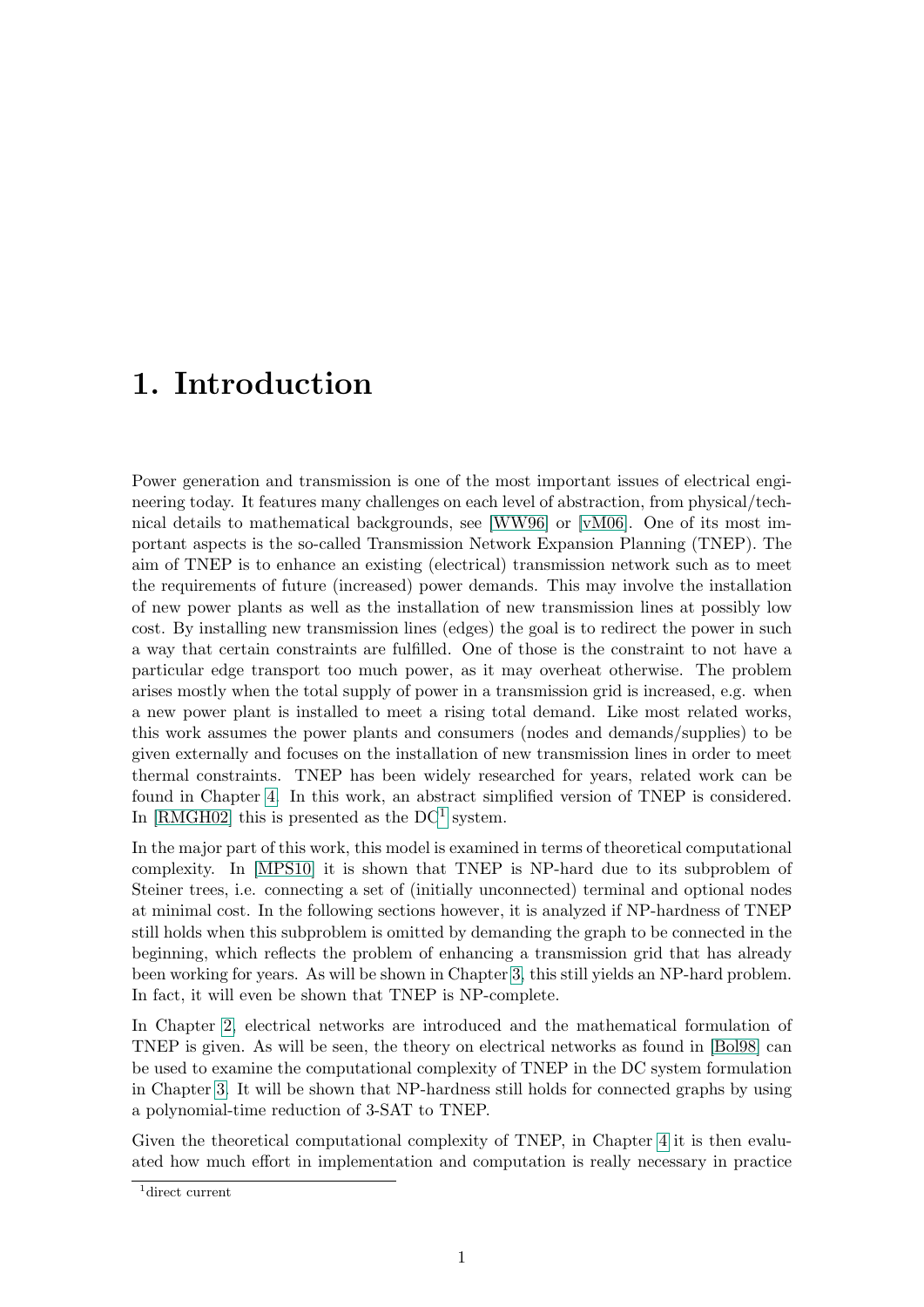# 1. Introduction

Power generation and transmission is one of the most important issues of electrical engineering today. It features many challenges on each level of abstraction, from physical/technical details to mathematical backgrounds, see [WW96] or [vM06]. One of its most important aspects is the so-called Transmission Network Expansion Planning (TNEP). The aim of TNEP is to enhance an existing (electrical) transmission network such as to meet the requirements of future (increased) power demands. This may involve the installation of new power plants as well as the installation of new transmission lines at possibly low cost. By installing new transmission lines (edges) the goal is to redirect the power in such a way that certain constraints are fulfilled. One of those is the constraint to not have a particular edge transport too much power, as it may overheat otherwise. The problem arises mostly when the total supply of power in a transmission grid is increased, e.g. when a new power plant is installed to meet a rising total demand. Like most related works, this work assumes the power plants and consumers (nodes and demands/supplies) to be given externally and focuses on the installation of new transmission lines in order to meet thermal constraints. TNEP has been widely researched for years, related work can be found in Chapter 4. In this work, an abstract simplified version of TNEP is considered. In [RMGH02] this is presented as the DC[1] system.

In the major part of this work, this model is examined in terms of theoretical computational complexity. In [MPS10] it is shown that TNEP is NP-hard due to its subproblem of Steiner trees, i.e. connecting a set of (initially unconnected) terminal and optional nodes at minimal cost. In the following sections however, it is analyzed if NP-hardness of TNEP still holds when this subproblem is omitted by demanding the graph to be connected in the beginning, which reflects the problem of enhancing a transmission grid that has already been working for years. As will be shown in Chapter 3, this still yields an NP-hard problem. In fact, it will even be shown that TNEP is NP-complete.

In Chapter 2, electrical networks are introduced and the mathematical formulation of TNEP is given. As will be seen, the theory on electrical networks as found in [Bol98] can be used to examine the computational complexity of TNEP in the DC system formulation in Chapter 3. It will be shown that NP-hardness still holds for connected graphs by using a polynomial-time reduction of 3-SAT to TNEP.

Given the theoretical computational complexity of TNEP, in Chapter 4 it is then evaluated how much effort in implementation and computation is really necessary in practice

[1] direct current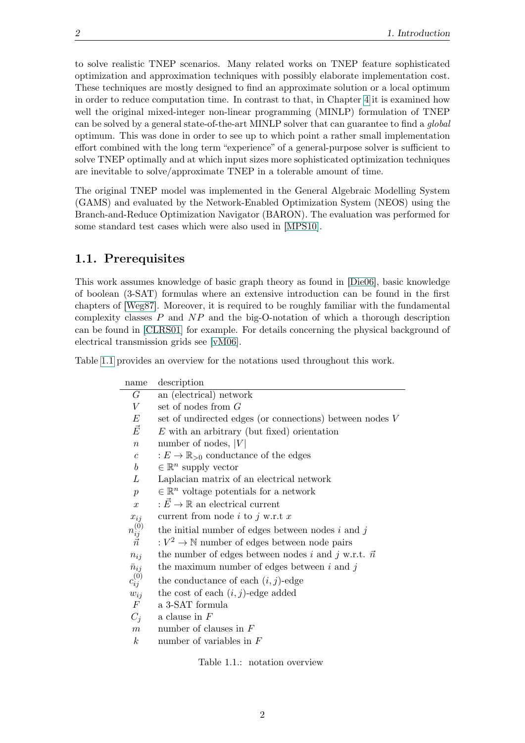to solve realistic TNEP scenarios. Many related works on TNEP feature sophisticated optimization and approximation techniques with possibly elaborate implementation cost. These techniques are mostly designed to find an approximate solution or a local optimum in order to reduce computation time. In contrast to that, in Chapter 4 it is examined how well the original mixed-integer non-linear programming (MINLP) formulation of TNEP can be solved by a general state-of-the-art MINLP solver that can guarantee to find a *global* optimum. This was done in order to see up to which point a rather small implementation effort combined with the long term "experience" of a general-purpose solver is sufficient to solve TNEP optimally and at which input sizes more sophisticated optimization techniques are inevitable to solve/approximate TNEP in a tolerable amount of time.

The original TNEP model was implemented in the General Algebraic Modelling System (GAMS) and evaluated by the Network-Enabled Optimization System (NEOS) using the Branch-and-Reduce Optimization Navigator (BARON). The evaluation was performed for some standard test cases which were also used in [MPS10].

## 1.1. Prerequisites

This work assumes knowledge of basic graph theory as found in [Die06], basic knowledge of boolean (3-SAT) formulas where an extensive introduction can be found in the first chapters of [Weg87]. Moreover, it is required to be roughly familiar with the fundamental complexity classes $P$ and $NP$ and the big-O-notation of which a thorough description can be found in [CLRS01] for example. For details concerning the physical background of electrical transmission grids see [vM06].

Table 1.1 provides an overview for the notations used throughout this work.

| name | description |
|---|---|
| $G$ | an (electrical) network |
| $V$ | set of nodes from $G$ |
| $E$ | set of undirected edges (or connections) between nodes $V$ |
| $\vec{E}$ | $E$ with an arbitrary (but fixed) orientation |
| $n$ | number of nodes, $\lvert V \rvert$ |
| $c$ | $: E \to \mathbb{R}_{>0}$ conductance of the edges |
| $b$ | $\in \mathbb{R}^n$ supply vector |
| $L$ | Laplacian matrix of an electrical network |
| $p$ | $\in \mathbb{R}^n$ voltage potentials for a network |
| $x$ | $: \vec{E} \to \mathbb{R}$ an electrical current |
| $x_{ij}$ | current from node $i$ to $j$ w.r.t $x$ |
| $n_{ij}^{(0)}$ | the initial number of edges between nodes $i$ and $j$ |
| $\vec{n}$ | $: V^2 \to \mathbb{N}$ number of edges between node pairs |
| $n_{ij}$ | the number of edges between nodes $i$ and $j$ w.r.t. $\vec{n}$ |
| $\bar{n}_{ij}$ | the maximum number of edges between $i$ and $j$ |
| $c_{ij}^{(0)}$ | the conductance of each $(i,j)$-edge |
| $w_{ij}$ | the cost of each $(i,j)$-edge added |
| $F$ | a 3-SAT formula |
| $C_j$ | a clause in $F$ |
| $m$ | number of clauses in $F$ |
| $k$ | number of variables in $F$ |

Table 1.1.: notation overview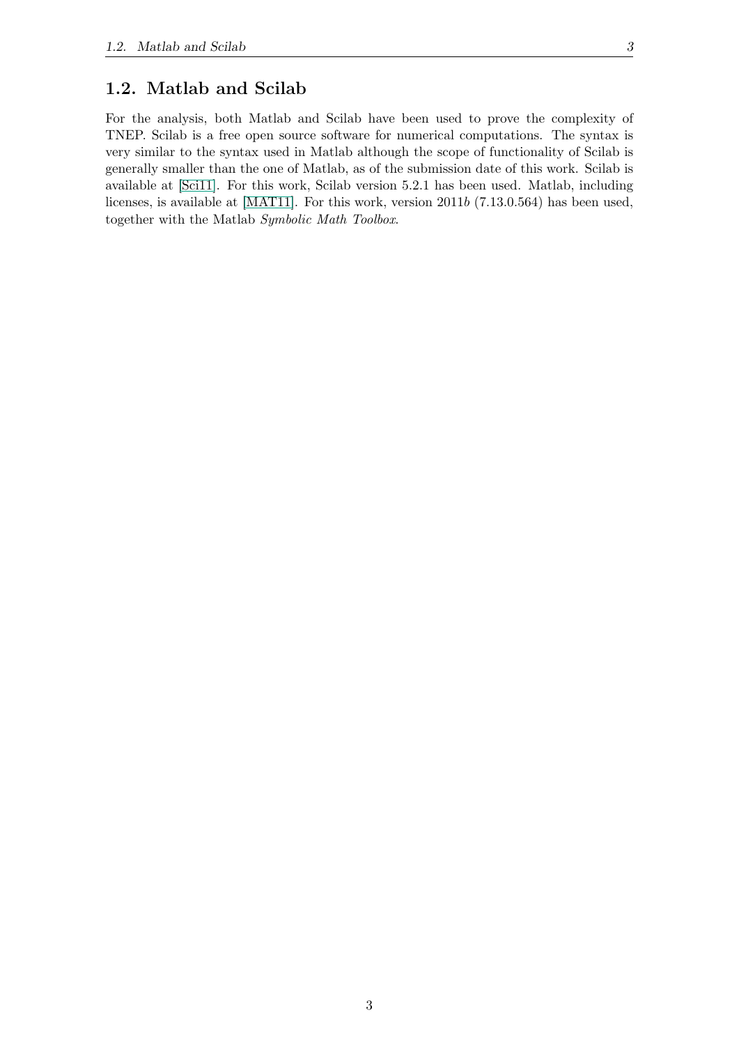## 1.2. Matlab and Scilab

For the analysis, both Matlab and Scilab have been used to prove the complexity of TNEP. Scilab is a free open source software for numerical computations. The syntax is very similar to the syntax used in Matlab although the scope of functionality of Scilab is generally smaller than the one of Matlab, as of the submission date of this work. Scilab is available at [Sci11]. For this work, Scilab version 5.2.1 has been used. Matlab, including licenses, is available at [MAT11]. For this work, version 2011*b* (7.13.0.564) has been used, together with the Matlab *Symbolic Math Toolbox*.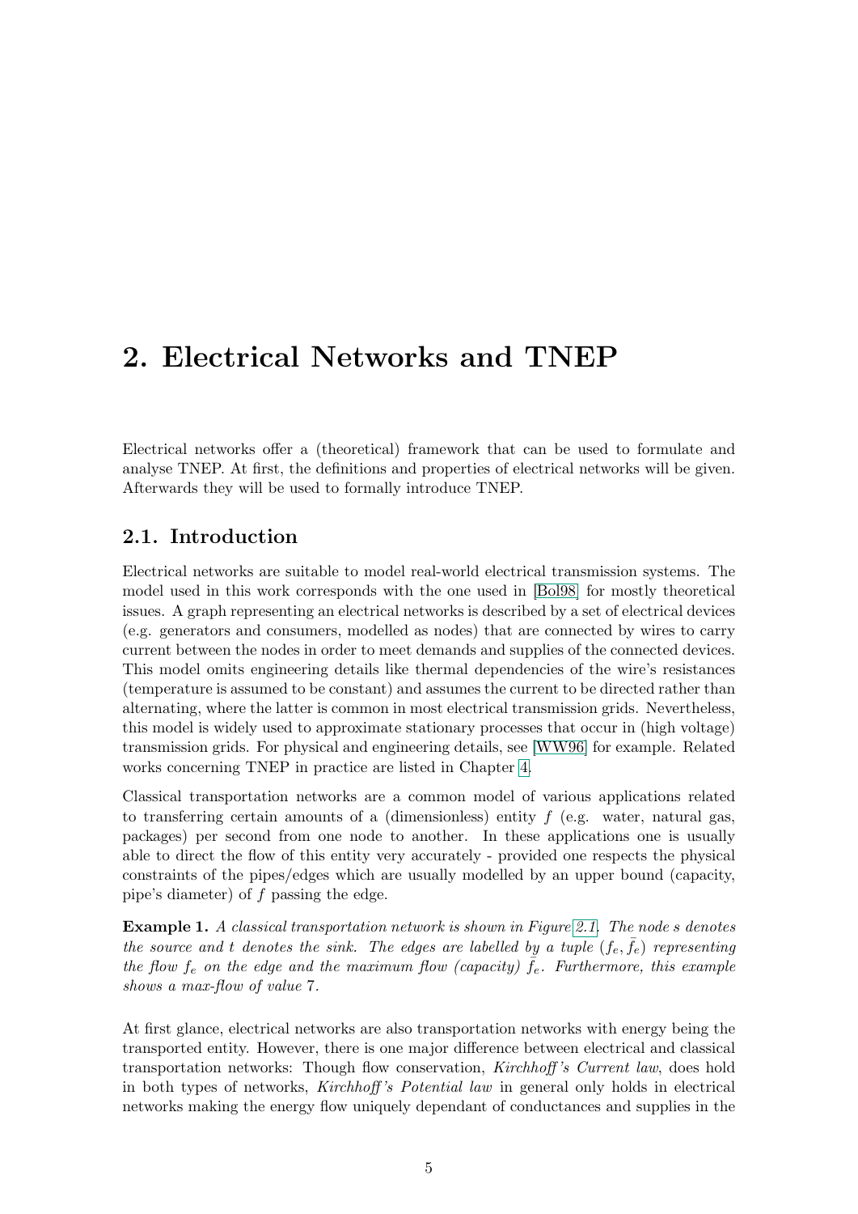# 2. Electrical Networks and TNEP

Electrical networks offer a (theoretical) framework that can be used to formulate and analyse TNEP. At first, the definitions and properties of electrical networks will be given. Afterwards they will be used to formally introduce TNEP.

## 2.1. Introduction

Electrical networks are suitable to model real-world electrical transmission systems. The model used in this work corresponds with the one used in [Bol98] for mostly theoretical issues. A graph representing an electrical networks is described by a set of electrical devices (e.g. generators and consumers, modelled as nodes) that are connected by wires to carry current between the nodes in order to meet demands and supplies of the connected devices. This model omits engineering details like thermal dependencies of the wire's resistances (temperature is assumed to be constant) and assumes the current to be directed rather than alternating, where the latter is common in most electrical transmission grids. Nevertheless, this model is widely used to approximate stationary processes that occur in (high voltage) transmission grids. For physical and engineering details, see [WW96] for example. Related works concerning TNEP in practice are listed in Chapter 4.

Classical transportation networks are a common model of various applications related to transferring certain amounts of a (dimensionless) entity $f$ (e.g. water, natural gas, packages) per second from one node to another. In these applications one is usually able to direct the flow of this entity very accurately - provided one respects the physical constraints of the pipes/edges which are usually modelled by an upper bound (capacity, pipe's diameter) of $f$ passing the edge.

**Example 1.** *A classical transportation network is shown in Figure 2.1. The node $s$ denotes the source and $t$ denotes the sink. The edges are labelled by a tuple $(f_e, \bar{f}_e)$ representing the flow $f_e$ on the edge and the maximum flow (capacity) $\bar{f}_e$. Furthermore, this example shows a max-flow of value 7.*

At first glance, electrical networks are also transportation networks with energy being the transported entity. However, there is one major difference between electrical and classical transportation networks: Though flow conservation, *Kirchhoff's Current law*, does hold in both types of networks, *Kirchhoff's Potential law* in general only holds in electrical networks making the energy flow uniquely dependant of conductances and supplies in the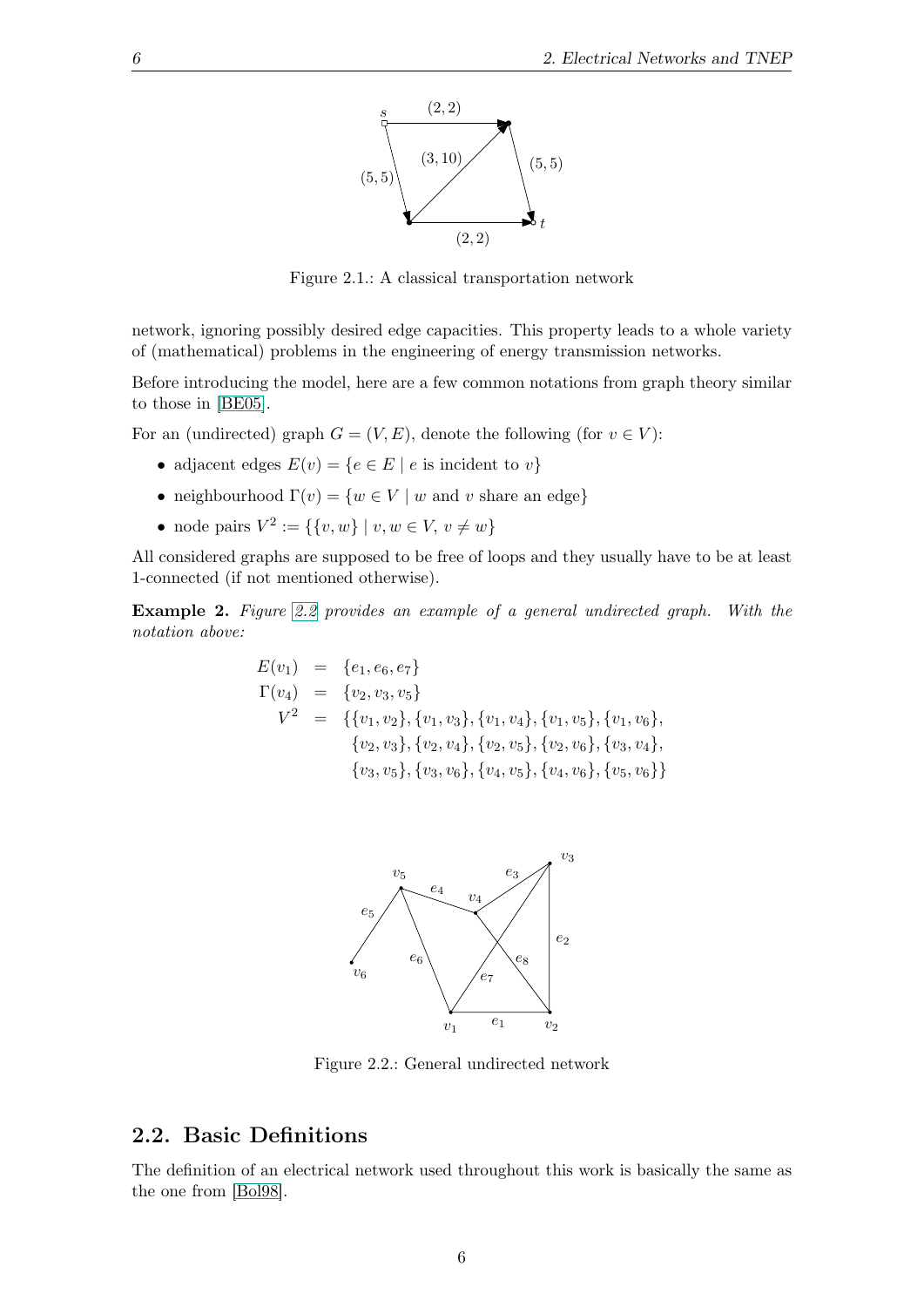Figure 2.1.: A classical transportation network

network, ignoring possibly desired edge capacities. This property leads to a whole variety of (mathematical) problems in the engineering of energy transmission networks.

Before introducing the model, here are a few common notations from graph theory similar to those in [BE05].

For an (undirected) graph $G = (V, E)$, denote the following (for $v \in V$):

- adjacent edges $E(v) = \{e \in E \mid e \text{ is incident to } v\}$
- neighbourhood $\Gamma(v) = \{w \in V \mid w \text{ and } v \text{ share an edge}\}$
- node pairs $V^2 := \{\{v, w\} \mid v, w \in V,\ v \neq w\}$

All considered graphs are supposed to be free of loops and they usually have to be at least 1-connected (if not mentioned otherwise).

**Example 2.** *Figure 2.2 provides an example of a general undirected graph. With the notation above:*

$$
\begin{aligned}
E(v_1) &= \{e_1, e_6, e_7\} \\
\Gamma(v_4) &= \{v_2, v_3, v_5\} \\
V^2 &= \{\{v_1, v_2\}, \{v_1, v_3\}, \{v_1, v_4\}, \{v_1, v_5\}, \{v_1, v_6\}, \\
&\quad \{v_2, v_3\}, \{v_2, v_4\}, \{v_2, v_5\}, \{v_2, v_6\}, \{v_3, v_4\}, \\
&\quad \{v_3, v_5\}, \{v_3, v_6\}, \{v_4, v_5\}, \{v_4, v_6\}, \{v_5, v_6\}\}
\end{aligned}
$$

Figure 2.2.: General undirected network

## 2.2. Basic Definitions

The definition of an electrical network used throughout this work is basically the same as the one from [Bol98].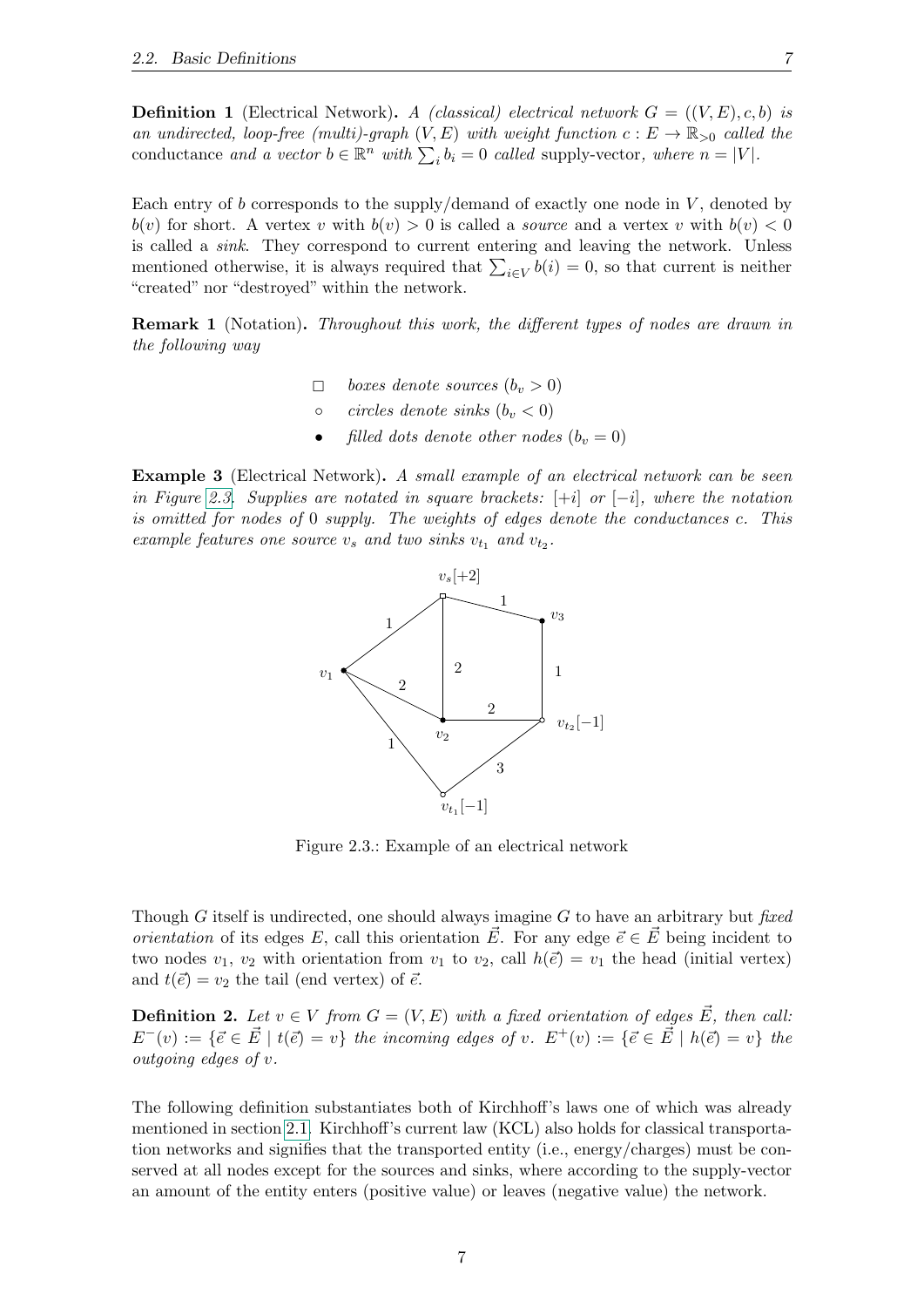**Definition 1** (Electrical Network)**.** *A (classical) electrical network $G = ((V, E), c, b)$ is an undirected, loop-free (multi)-graph $(V, E)$ with weight function $c : E \to \mathbb{R}_{>0}$ called the* conductance *and a vector $b \in \mathbb{R}^n$ with $\sum_i b_i = 0$ called* supply-vector*, where $n = |V|$.*

Each entry of $b$ corresponds to the supply/demand of exactly one node in $V$, denoted by $b(v)$ for short. A vertex $v$ with $b(v) > 0$ is called a *source* and a vertex $v$ with $b(v) < 0$ is called a *sink*. They correspond to current entering and leaving the network. Unless mentioned otherwise, it is always required that $\sum_{i \in V} b(i) = 0$, so that current is neither "created" nor "destroyed" within the network.

**Remark 1** (Notation)**.** *Throughout this work, the different types of nodes are drawn in the following way*

- □ *boxes denote sources ($b_v > 0$)*
- ○ *circles denote sinks ($b_v < 0$)*
- • *filled dots denote other nodes ($b_v = 0$)*

**Example 3** (Electrical Network)**.** *A small example of an electrical network can be seen in Figure 2.3. Supplies are notated in square brackets: $[+i]$ or $[-i]$, where the notation is omitted for nodes of 0 supply. The weights of edges denote the conductances $c$. This example features one source $v_s$ and two sinks $v_{t_1}$ and $v_{t_2}$.*

Figure 2.3.: Example of an electrical network

Though $G$ itself is undirected, one should always imagine $G$ to have an arbitrary but *fixed orientation* of its edges $E$, call this orientation $\vec{E}$. For any edge $\vec{e} \in \vec{E}$ being incident to two nodes $v_1$, $v_2$ with orientation from $v_1$ to $v_2$, call $h(\vec{e}) = v_1$ the head (initial vertex) and $t(\vec{e}) = v_2$ the tail (end vertex) of $\vec{e}$.

**Definition 2.** *Let $v \in V$ from $G = (V, E)$ with a fixed orientation of edges $\vec{E}$, then call: $E^-(v) := \{\vec{e} \in \vec{E} \mid t(\vec{e}) = v\}$ the incoming edges of $v$. $E^+(v) := \{\vec{e} \in \vec{E} \mid h(\vec{e}) = v\}$ the outgoing edges of $v$.*

The following definition substantiates both of Kirchhoff's laws one of which was already mentioned in section 2.1. Kirchhoff's current law (KCL) also holds for classical transportation networks and signifies that the transported entity (i.e., energy/charges) must be conserved at all nodes except for the sources and sinks, where according to the supply-vector an amount of the entity enters (positive value) or leaves (negative value) the network.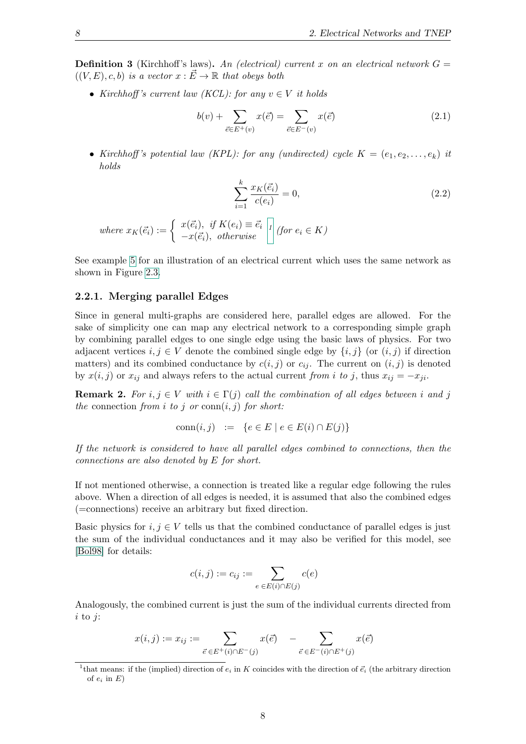**Definition 3** (Kirchhoff's laws)**.** *An (electrical) current $x$ on an electrical network $G = ((V,E),c,b)$ is a vector $x : \vec{E} \to \mathbb{R}$ that obeys both*

- *Kirchhoff's current law (KCL): for any $v \in V$ it holds*

$$b(v) + \sum_{\vec{e} \in E^+(v)} x(\vec{e}) = \sum_{\vec{e} \in E^-(v)} x(\vec{e}) \tag{2.1}$$

- *Kirchhoff's potential law (KPL): for any (undirected) cycle $K = (e_1, e_2, \ldots, e_k)$ it holds*

$$\sum_{i=1}^{k} \frac{x_K(\vec{e}_i)}{c(e_i)} = 0, \tag{2.2}$$

*where* $x_K(\vec{e}_i) := \begin{cases} x(\vec{e}_i), & \text{if } K(e_i) \equiv \vec{e}_i \\ -x(\vec{e}_i), & \text{otherwise} \end{cases}$ [1] *(for $e_i \in K$)*

See example 5 for an illustration of an electrical current which uses the same network as shown in Figure 2.3.

### 2.2.1. Merging parallel Edges

Since in general multi-graphs are considered here, parallel edges are allowed. For the sake of simplicity one can map any electrical network to a corresponding simple graph by combining parallel edges to one single edge using the basic laws of physics. For two adjacent vertices $i,j \in V$ denote the combined single edge by $\{i,j\}$ (or $(i,j)$ if direction matters) and its combined conductance by $c(i,j)$ or $c_{ij}$. The current on $(i,j)$ is denoted by $x(i,j)$ or $x_{ij}$ and always refers to the actual current *from $i$ to $j$*, thus $x_{ij} = -x_{ji}$.

**Remark 2.** *For $i,j \in V$ with $i \in \Gamma(j)$ call the combination of all edges between $i$ and $j$ the* connection *from $i$ to $j$ or* $\mathrm{conn}(i,j)$ *for short:*

$$\mathrm{conn}(i,j) \;\; := \;\; \{e \in E \mid e \in E(i) \cap E(j)\}$$

*If the network is considered to have all parallel edges combined to connections, then the connections are also denoted by $E$ for short.*

If not mentioned otherwise, a connection is treated like a regular edge following the rules above. When a direction of all edges is needed, it is assumed that also the combined edges (=connections) receive an arbitrary but fixed direction.

Basic physics for $i,j \in V$ tells us that the combined conductance of parallel edges is just the sum of the individual conductances and it may also be verified for this model, see [Bol98] for details:

$$c(i,j) := c_{ij} := \sum_{e \, \in E(i) \cap E(j)} c(e)$$

Analogously, the combined current is just the sum of the individual currents directed from $i$ to $j$:

$$x(i,j) := x_{ij} := \sum_{\vec{e} \, \in E^+(i) \cap E^-(j)} x(\vec{e}) \quad - \sum_{\vec{e} \, \in E^-(i) \cap E^+(j)} x(\vec{e})$$

[1] that means: if the (implied) direction of $e_i$ in $K$ coincides with the direction of $\vec{e}_i$ (the arbitrary direction of $e_i$ in $E$)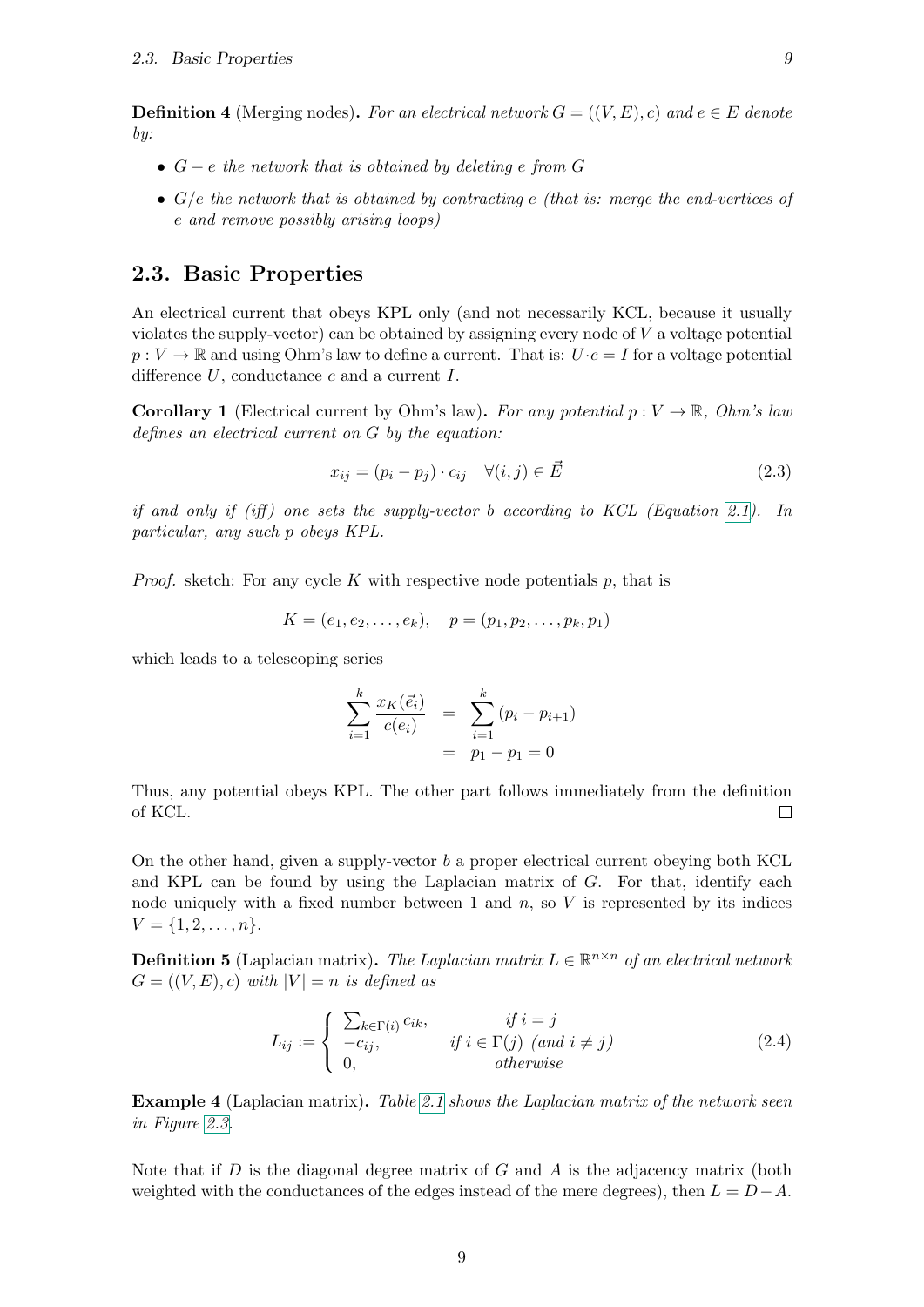**Definition 4** (Merging nodes)**.** *For an electrical network $G = ((V, E), c)$ and $e \in E$ denote by:*

- *$G - e$ the network that is obtained by deleting $e$ from $G$*
- *$G/e$ the network that is obtained by contracting $e$ (that is: merge the end-vertices of $e$ and remove possibly arising loops)*

## 2.3. Basic Properties

An electrical current that obeys KPL only (and not necessarily KCL, because it usually violates the supply-vector) can be obtained by assigning every node of $V$ a voltage potential $p : V \to \mathbb{R}$ and using Ohm's law to define a current. That is: $U \cdot c = I$ for a voltage potential difference $U$, conductance $c$ and a current $I$.

**Corollary 1** (Electrical current by Ohm's law)**.** *For any potential $p : V \to \mathbb{R}$, Ohm's law defines an electrical current on $G$ by the equation:*

$$x_{ij} = (p_i - p_j) \cdot c_{ij} \quad \forall (i, j) \in \vec{E} \tag{2.3}$$

*if and only if (iff) one sets the supply-vector $b$ according to KCL (Equation 2.1). In particular, any such $p$ obeys KPL.*

*Proof.* sketch: For any cycle $K$ with respective node potentials $p$, that is

$$K = (e_1, e_2, \ldots, e_k), \quad p = (p_1, p_2, \ldots, p_k, p_1)$$

which leads to a telescoping series

$$\begin{aligned} \sum_{i=1}^{k} \frac{x_K(\vec{e}_i)}{c(e_i)} &= \sum_{i=1}^{k} (p_i - p_{i+1}) \\ &= p_1 - p_1 = 0 \end{aligned}$$

Thus, any potential obeys KPL. The other part follows immediately from the definition of KCL. □

On the other hand, given a supply-vector $b$ a proper electrical current obeying both KCL and KPL can be found by using the Laplacian matrix of $G$. For that, identify each node uniquely with a fixed number between 1 and $n$, so $V$ is represented by its indices $V = \{1, 2, \ldots, n\}$.

**Definition 5** (Laplacian matrix)**.** *The Laplacian matrix $L \in \mathbb{R}^{n \times n}$ of an electrical network $G = ((V, E), c)$ with $|V| = n$ is defined as*

$$L_{ij} := \begin{cases} \sum_{k \in \Gamma(i)} c_{ik}, & \text{if } i = j \\ -c_{ij}, & \text{if } i \in \Gamma(j) \text{ (and } i \neq j) \\ 0, & \text{otherwise} \end{cases} \tag{2.4}$$

**Example 4** (Laplacian matrix)**.** *Table 2.1 shows the Laplacian matrix of the network seen in Figure 2.3.*

Note that if $D$ is the diagonal degree matrix of $G$ and $A$ is the adjacency matrix (both weighted with the conductances of the edges instead of the mere degrees), then $L = D - A$.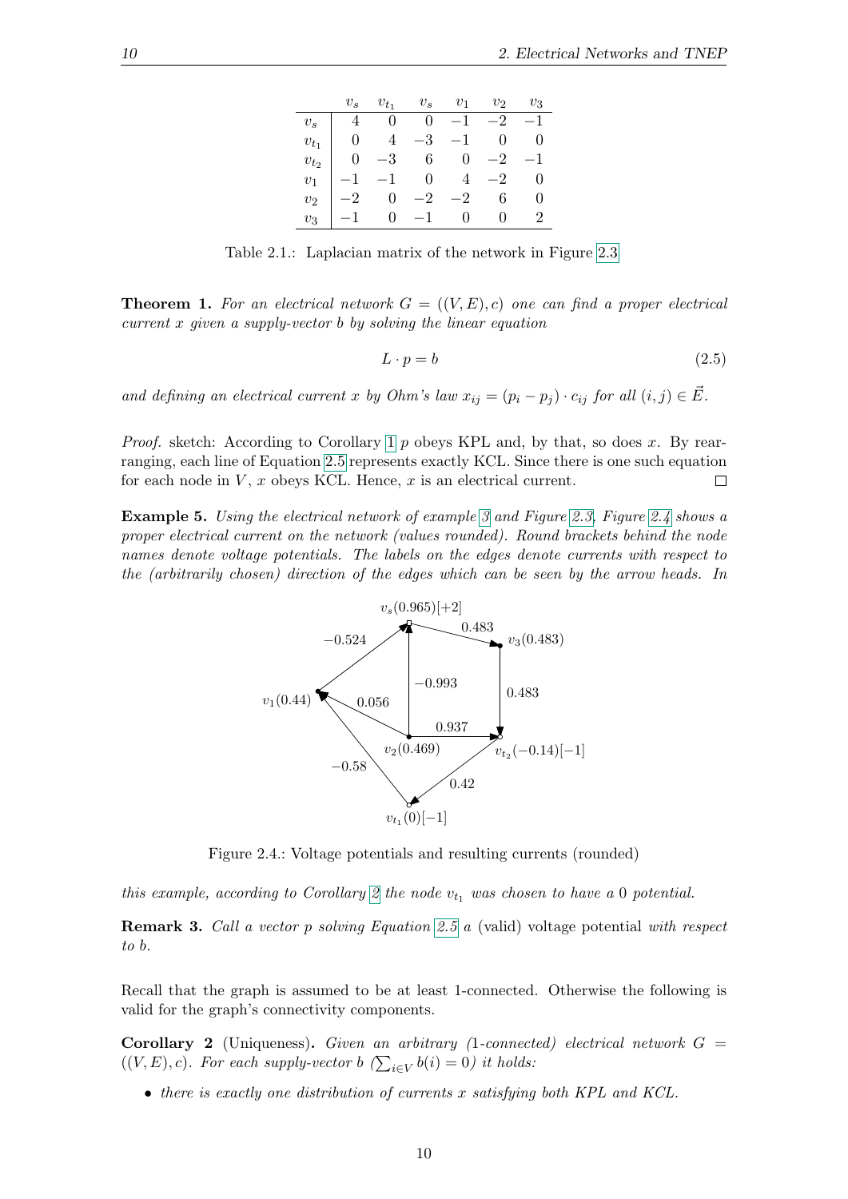| | $v_s$ | $v_{t_1}$ | $v_s$ | $v_1$ | $v_2$ | $v_3$ |
|---|---|---|---|---|---|---|
| $v_s$ | 4 | 0 | 0 | −1 | −2 | −1 |
| $v_{t_1}$ | 0 | 4 | −3 | −1 | 0 | 0 |
| $v_{t_2}$ | 0 | −3 | 6 | 0 | −2 | −1 |
| $v_1$ | −1 | −1 | 0 | 4 | −2 | 0 |
| $v_2$ | −2 | 0 | −2 | −2 | 6 | 0 |
| $v_3$ | −1 | 0 | −1 | 0 | 0 | 2 |

Table 2.1.: Laplacian matrix of the network in Figure 2.3

**Theorem 1.** *For an electrical network $G = ((V, E), c)$ one can find a proper electrical current $x$ given a supply-vector $b$ by solving the linear equation*

$$L \cdot p = b \tag{2.5}$$

*and defining an electrical current $x$ by Ohm's law $x_{ij} = (p_i - p_j) \cdot c_{ij}$ for all $(i, j) \in \vec{E}$.*

*Proof.* sketch: According to Corollary 1 $p$ obeys KPL and, by that, so does $x$. By rearranging, each line of Equation 2.5 represents exactly KCL. Since there is one such equation for each node in $V$, $x$ obeys KCL. Hence, $x$ is an electrical current. □

**Example 5.** *Using the electrical network of example 3 and Figure 2.3, Figure 2.4 shows a proper electrical current on the network (values rounded). Round brackets behind the node names denote voltage potentials. The labels on the edges denote currents with respect to the (arbitrarily chosen) direction of the edges which can be seen by the arrow heads. In this example, according to Corollary 2 the node $v_{t_1}$ was chosen to have a 0 potential.*

Figure 2.4.: Voltage potentials and resulting currents (rounded)

**Remark 3.** *Call a vector $p$ solving Equation 2.5 a* (valid) voltage potential *with respect to $b$.*

Recall that the graph is assumed to be at least 1-connected. Otherwise the following is valid for the graph's connectivity components.

**Corollary 2** (Uniqueness)**.** *Given an arbitrary (1-connected) electrical network $G = ((V, E), c)$. For each supply-vector $b$ ($\sum_{i \in V} b(i) = 0$) it holds:*

- *there is exactly one distribution of currents $x$ satisfying both KPL and KCL.*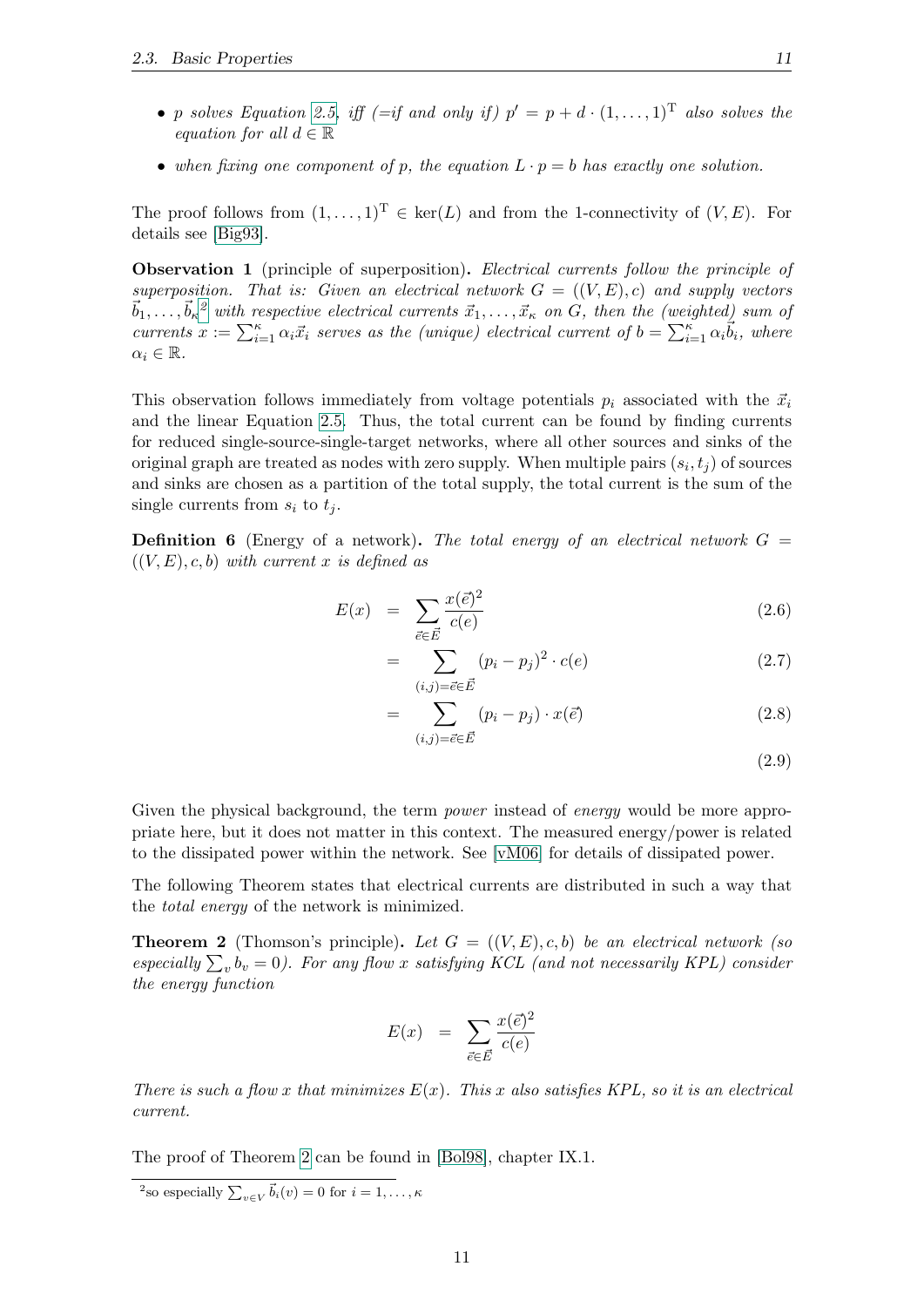- *$p$ solves Equation 2.5, iff (=if and only if) $p' = p + d \cdot (1, \ldots, 1)^{\mathrm{T}}$ also solves the equation for all $d \in \mathbb{R}$*
- *when fixing one component of $p$, the equation $L \cdot p = b$ has exactly one solution.*

The proof follows from $(1, \ldots, 1)^{\mathrm{T}} \in \ker(L)$ and from the 1-connectivity of $(V, E)$. For details see [Big93].

**Observation 1** (principle of superposition)**.** *Electrical currents follow the principle of superposition. That is: Given an electrical network $G = ((V, E), c)$ and supply vectors $\vec{b}_1, \ldots, \vec{b}_\kappa$[2] with respective electrical currents $\vec{x}_1, \ldots, \vec{x}_\kappa$ on $G$, then the (weighted) sum of currents $x := \sum_{i=1}^{\kappa} \alpha_i \vec{x}_i$ serves as the (unique) electrical current of $b = \sum_{i=1}^{\kappa} \alpha_i \vec{b}_i$, where $\alpha_i \in \mathbb{R}$.*

This observation follows immediately from voltage potentials $p_i$ associated with the $\vec{x}_i$ and the linear Equation 2.5. Thus, the total current can be found by finding currents for reduced single-source-single-target networks, where all other sources and sinks of the original graph are treated as nodes with zero supply. When multiple pairs $(s_i, t_j)$ of sources and sinks are chosen as a partition of the total supply, the total current is the sum of the single currents from $s_i$ to $t_j$.

**Definition 6** (Energy of a network)**.** *The total energy of an electrical network $G = ((V, E), c, b)$ with current $x$ is defined as*

$$E(x) = \sum_{\vec{e} \in \vec{E}} \frac{x(\vec{e})^2}{c(e)} \tag{2.6}$$

$$= \sum_{(i,j)=\vec{e} \in \vec{E}} (p_i - p_j)^2 \cdot c(e) \tag{2.7}$$

$$= \sum_{(i,j)=\vec{e} \in \vec{E}} (p_i - p_j) \cdot x(\vec{e}) \tag{2.8}$$

$$\tag{2.9}$$

Given the physical background, the term *power* instead of *energy* would be more appropriate here, but it does not matter in this context. The measured energy/power is related to the dissipated power within the network. See [vM06] for details of dissipated power.

The following Theorem states that electrical currents are distributed in such a way that the *total energy* of the network is minimized.

**Theorem 2** (Thomson's principle)**.** *Let $G = ((V, E), c, b)$ be an electrical network (so especially $\sum_v b_v = 0$). For any flow $x$ satisfying KCL (and not necessarily KPL) consider the energy function*

$$E(x) = \sum_{\vec{e} \in \vec{E}} \frac{x(\vec{e})^2}{c(e)}$$

*There is such a flow $x$ that minimizes $E(x)$. This $x$ also satisfies KPL, so it is an electrical current.*

The proof of Theorem 2 can be found in [Bol98], chapter IX.1.

[2] so especially $\sum_{v \in V} \vec{b}_i(v) = 0$ for $i = 1, \ldots, \kappa$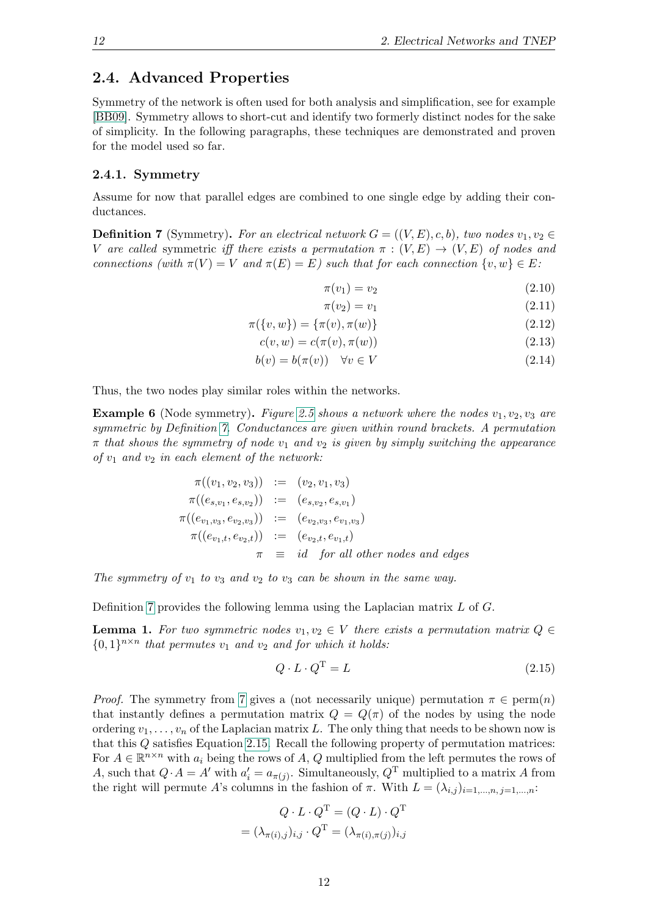## 2.4. Advanced Properties

Symmetry of the network is often used for both analysis and simplification, see for example [BB09]. Symmetry allows to short-cut and identify two formerly distinct nodes for the sake of simplicity. In the following paragraphs, these techniques are demonstrated and proven for the model used so far.

### 2.4.1. Symmetry

Assume for now that parallel edges are combined to one single edge by adding their conductances.

**Definition 7** (Symmetry). *For an electrical network $G = ((V, E), c, b)$, two nodes $v_1, v_2 \in V$ are called* symmetric *iff there exists a permutation $\pi : (V, E) \to (V, E)$ of nodes and connections (with $\pi(V) = V$ and $\pi(E) = E$) such that for each connection $\{v, w\} \in E$:*

$$\pi(v_1) = v_2 \tag{2.10}$$

$$\pi(v_2) = v_1 \tag{2.11}$$

$$\pi(\{v, w\}) = \{\pi(v), \pi(w)\} \tag{2.12}$$

$$c(v, w) = c(\pi(v), \pi(w)) \tag{2.13}$$

$$b(v) = b(\pi(v)) \quad \forall v \in V \tag{2.14}$$

Thus, the two nodes play similar roles within the networks.

**Example 6** (Node symmetry). *Figure 2.5 shows a network where the nodes $v_1, v_2, v_3$ are symmetric by Definition 7. Conductances are given within round brackets. A permutation $\pi$ that shows the symmetry of node $v_1$ and $v_2$ is given by simply switching the appearance of $v_1$ and $v_2$ in each element of the network:*

$$\begin{aligned}
\pi((v_1, v_2, v_3)) &:= (v_2, v_1, v_3) \\
\pi((e_{s,v_1}, e_{s,v_2})) &:= (e_{s,v_2}, e_{s,v_1}) \\
\pi((e_{v_1,v_3}, e_{v_2,v_3})) &:= (e_{v_2,v_3}, e_{v_1,v_3}) \\
\pi((e_{v_1,t}, e_{v_2,t})) &:= (e_{v_2,t}, e_{v_1,t}) \\
\pi &\equiv id \quad \text{for all other nodes and edges}
\end{aligned}$$

*The symmetry of $v_1$ to $v_3$ and $v_2$ to $v_3$ can be shown in the same way.*

Definition 7 provides the following lemma using the Laplacian matrix $L$ of $G$.

**Lemma 1.** *For two symmetric nodes $v_1, v_2 \in V$ there exists a permutation matrix $Q \in \{0, 1\}^{n \times n}$ that permutes $v_1$ and $v_2$ and for which it holds:*

$$Q \cdot L \cdot Q^{\mathrm{T}} = L \tag{2.15}$$

*Proof.* The symmetry from 7 gives a (not necessarily unique) permutation $\pi \in \mathrm{perm}(n)$ that instantly defines a permutation matrix $Q = Q(\pi)$ of the nodes by using the node ordering $v_1, \dots, v_n$ of the Laplacian matrix $L$. The only thing that needs to be shown now is that this $Q$ satisfies Equation 2.15. Recall the following property of permutation matrices: For $A \in \mathbb{R}^{n \times n}$ with $a_i$ being the rows of $A$, $Q$ multiplied from the left permutes the rows of $A$, such that $Q \cdot A = A'$ with $a'_i = a_{\pi(j)}$. Simultaneously, $Q^{\mathrm{T}}$ multiplied to a matrix $A$ from the right will permute $A$'s columns in the fashion of $\pi$. With $L = (\lambda_{i,j})_{i=1,\dots,n,\, j=1,\dots,n}$:

$$\begin{gathered}
Q \cdot L \cdot Q^{\mathrm{T}} = (Q \cdot L) \cdot Q^{\mathrm{T}} \\
= (\lambda_{\pi(i),j})_{i,j} \cdot Q^{\mathrm{T}} = (\lambda_{\pi(i),\pi(j)})_{i,j}
\end{gathered}$$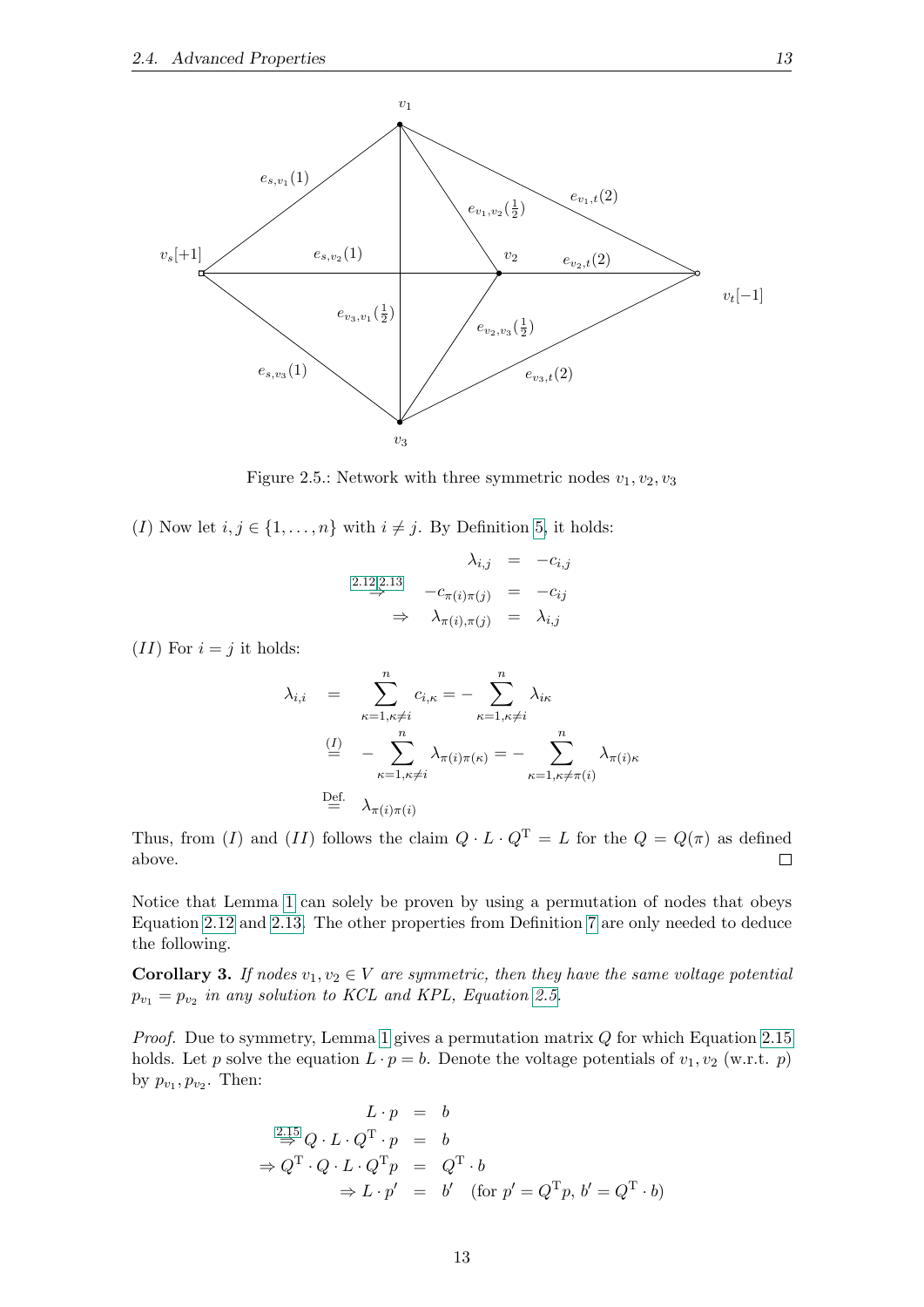Figure 2.5.: Network with three symmetric nodes $v_1, v_2, v_3$

$(I)$ Now let $i, j \in \{1, \ldots, n\}$ with $i \neq j$. By Definition 5, it holds:

$$
\begin{aligned}
\lambda_{i,j} &= -c_{i,j} \\
\overset{2.12, 2.13}{\Rightarrow} \quad -c_{\pi(i)\pi(j)} &= -c_{ij} \\
\Rightarrow \quad \lambda_{\pi(i),\pi(j)} &= \lambda_{i,j}
\end{aligned}
$$

$(II)$ For $i = j$ it holds:

$$
\begin{aligned}
\lambda_{i,i} &= \sum_{\kappa=1,\kappa\neq i}^{n} c_{i,\kappa} = -\sum_{\kappa=1,\kappa\neq i}^{n} \lambda_{i\kappa} \\
&\overset{(I)}{=} -\sum_{\kappa=1,\kappa\neq i}^{n} \lambda_{\pi(i)\pi(\kappa)} = -\sum_{\kappa=1,\kappa\neq \pi(i)}^{n} \lambda_{\pi(i)\kappa} \\
&\overset{\text{Def.}}{=} \lambda_{\pi(i)\pi(i)}
\end{aligned}
$$

Thus, from $(I)$ and $(II)$ follows the claim $Q \cdot L \cdot Q^{\mathrm{T}} = L$ for the $Q = Q(\pi)$ as defined above. □

Notice that Lemma 1 can solely be proven by using a permutation of nodes that obeys Equation 2.12 and 2.13. The other properties from Definition 7 are only needed to deduce the following.

**Corollary 3.** *If nodes $v_1, v_2 \in V$ are symmetric, then they have the same voltage potential $p_{v_1} = p_{v_2}$ in any solution to KCL and KPL, Equation 2.5.*

*Proof.* Due to symmetry, Lemma 1 gives a permutation matrix $Q$ for which Equation 2.15 holds. Let $p$ solve the equation $L \cdot p = b$. Denote the voltage potentials of $v_1, v_2$ (w.r.t. $p$) by $p_{v_1}, p_{v_2}$. Then:

$$
\begin{aligned}
L \cdot p &= b \\
\overset{2.15}{\Rightarrow} Q \cdot L \cdot Q^{\mathrm{T}} \cdot p &= b \\
\Rightarrow Q^{\mathrm{T}} \cdot Q \cdot L \cdot Q^{\mathrm{T}} p &= Q^{\mathrm{T}} \cdot b \\
\Rightarrow L \cdot p' &= b' \quad (\text{for } p' = Q^{\mathrm{T}} p,\, b' = Q^{\mathrm{T}} \cdot b)
\end{aligned}
$$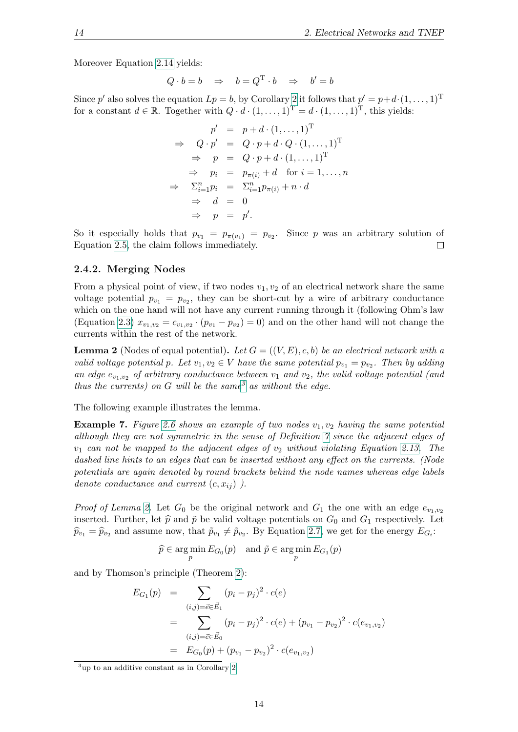Moreover Equation 2.14 yields:

$$Q \cdot b = b \quad \Rightarrow \quad b = Q^{\mathrm{T}} \cdot b \quad \Rightarrow \quad b' = b$$

Since $p'$ also solves the equation $Lp = b$, by Corollary 2 it follows that $p' = p + d \cdot (1, \ldots, 1)^{\mathrm{T}}$ for a constant $d \in \mathbb{R}$. Together with $Q \cdot d \cdot (1, \ldots, 1)^{\mathrm{T}} = d \cdot (1, \ldots, 1)^{\mathrm{T}}$, this yields:

$$
\begin{array}{rrcl}
 & p' & = & p + d \cdot (1, \ldots, 1)^{\mathrm{T}} \\
\Rightarrow & Q \cdot p' & = & Q \cdot p + d \cdot Q \cdot (1, \ldots, 1)^{\mathrm{T}} \\
\Rightarrow & p & = & Q \cdot p + d \cdot (1, \ldots, 1)^{\mathrm{T}} \\
\Rightarrow & p_i & = & p_{\pi(i)} + d \quad \text{for } i = 1, \ldots, n \\
\Rightarrow & \Sigma_{i=1}^{n} p_i & = & \Sigma_{i=1}^{n} p_{\pi(i)} + n \cdot d \\
\Rightarrow & d & = & 0 \\
\Rightarrow & p & = & p'.
\end{array}
$$

So it especially holds that $p_{v_1} = p_{\pi(v_1)} = p_{v_2}$. Since $p$ was an arbitrary solution of Equation 2.5, the claim follows immediately. □

### 2.4.2. Merging Nodes

From a physical point of view, if two nodes $v_1, v_2$ of an electrical network share the same voltage potential $p_{v_1} = p_{v_2}$, they can be short-cut by a wire of arbitrary conductance which on the one hand will not have any current running through it (following Ohm's law (Equation 2.3) $x_{v_1,v_2} = c_{v_1,v_2} \cdot (p_{v_1} - p_{v_2}) = 0$) and on the other hand will not change the currents within the rest of the network.

**Lemma 2** (Nodes of equal potential)**.** *Let $G = ((V, E), c, b)$ be an electrical network with a valid voltage potential $p$. Let $v_1, v_2 \in V$ have the same potential $p_{v_1} = p_{v_2}$. Then by adding an edge $e_{v_1,v_2}$ of arbitrary conductance between $v_1$ and $v_2$, the valid voltage potential (and thus the currents) on $G$ will be the same*[3] *as without the edge.*

The following example illustrates the lemma.

**Example 7.** *Figure 2.6 shows an example of two nodes $v_1, v_2$ having the same potential although they are not symmetric in the sense of Definition 7 since the adjacent edges of $v_1$ can not be mapped to the adjacent edges of $v_2$ without violating Equation 2.13. The dashed line hints to an edges that can be inserted without any effect on the currents. (Node potentials are again denoted by round brackets behind the node names whereas edge labels denote conductance and current $(c, x_{ij})$ ).*

*Proof of Lemma 2.* Let $G_0$ be the original network and $G_1$ the one with an edge $e_{v_1,v_2}$ inserted. Further, let $\widehat{p}$ and $\tilde{p}$ be valid voltage potentials on $G_0$ and $G_1$ respectively. Let $\widehat{p}_{v_1} = \widehat{p}_{v_2}$ and assume now, that $\tilde{p}_{v_1} \neq \tilde{p}_{v_2}$. By Equation 2.7, we get for the energy $E_{G_i}$:

$$\widehat{p} \in \arg\min_{p} E_{G_0}(p) \quad \text{and } \tilde{p} \in \arg\min_{p} E_{G_1}(p)$$

and by Thomson's principle (Theorem 2):

$$
\begin{aligned}
E_{G_1}(p) &= \sum_{(i,j)=\vec{e} \in \vec{E}_1} (p_i - p_j)^2 \cdot c(e) \\
&= \sum_{(i,j)=\vec{e} \in \vec{E}_0} (p_i - p_j)^2 \cdot c(e) + (p_{v_1} - p_{v_2})^2 \cdot c(e_{v_1,v_2}) \\
&= E_{G_0}(p) + (p_{v_1} - p_{v_2})^2 \cdot c(e_{v_1,v_2})
\end{aligned}
$$

[3] up to an additive constant as in Corollary 2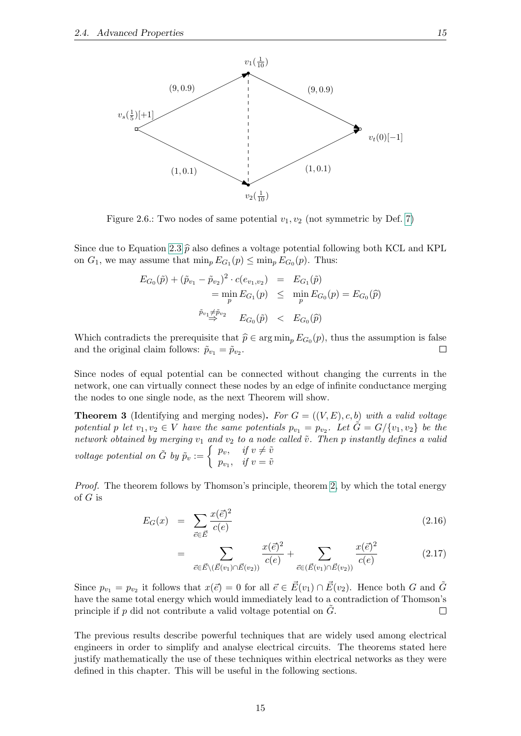Figure 2.6.: Two nodes of same potential $v_1, v_2$ (not symmetric by Def. 7)

Since due to Equation 2.3 $\widehat{p}$ also defines a voltage potential following both KCL and KPL on $G_1$, we may assume that $\min_p E_{G_1}(p) \leq \min_p E_{G_0}(p)$. Thus:

$$
\begin{aligned}
E_{G_0}(\tilde{p}) + (\tilde{p}_{v_1} - \tilde{p}_{v_2})^2 \cdot c(e_{v_1,v_2}) &= E_{G_1}(\tilde{p}) \\
= \min_p E_{G_1}(p) &\leq \min_p E_{G_0}(p) = E_{G_0}(\widehat{p}) \\
\overset{\tilde{p}_{v_1} \neq \tilde{p}_{v_2}}{\Rightarrow} \quad E_{G_0}(\tilde{p}) &< E_{G_0}(\widehat{p})
\end{aligned}
$$

Which contradicts the prerequisite that $\widehat{p} \in \arg\min_p E_{G_0}(p)$, thus the assumption is false and the original claim follows: $\tilde{p}_{v_1} = \tilde{p}_{v_2}$. □

Since nodes of equal potential can be connected without changing the currents in the network, one can virtually connect these nodes by an edge of infinite conductance merging the nodes to one single node, as the next Theorem will show.

**Theorem 3** (Identifying and merging nodes)**.** *For $G = ((V, E), c, b)$ with a valid voltage potential $p$ let $v_1, v_2 \in V$ have the same potentials $p_{v_1} = p_{v_2}$. Let $\tilde{G} = G/\{v_1, v_2\}$ be the network obtained by merging $v_1$ and $v_2$ to a node called $\tilde{v}$. Then $p$ instantly defines a valid voltage potential on $\tilde{G}$ by* $\tilde{p}_v := \begin{cases} p_v, & \text{if } v \neq \tilde{v} \\ p_{v_1}, & \text{if } v = \tilde{v} \end{cases}$

*Proof.* The theorem follows by Thomson's principle, theorem 2, by which the total energy of $G$ is

$$
\begin{aligned}
E_G(x) &= \sum_{\vec{e} \in \vec{E}} \frac{x(\vec{e})^2}{c(e)} && (2.16) \\
&= \sum_{\vec{e} \in \vec{E} \setminus (\vec{E}(v_1) \cap \vec{E}(v_2))} \frac{x(\vec{e})^2}{c(e)} + \sum_{\vec{e} \in (\vec{E}(v_1) \cap \vec{E}(v_2))} \frac{x(\vec{e})^2}{c(e)} && (2.17)
\end{aligned}
$$

Since $p_{v_1} = p_{v_2}$ it follows that $x(\vec{e}) = 0$ for all $\vec{e} \in \vec{E}(v_1) \cap \vec{E}(v_2)$. Hence both $G$ and $\tilde{G}$ have the same total energy which would immediately lead to a contradiction of Thomson's principle if $p$ did not contribute a valid voltage potential on $\tilde{G}$. □

The previous results describe powerful techniques that are widely used among electrical engineers in order to simplify and analyse electrical circuits. The theorems stated here justify mathematically the use of these techniques within electrical networks as they were defined in this chapter. This will be useful in the following sections.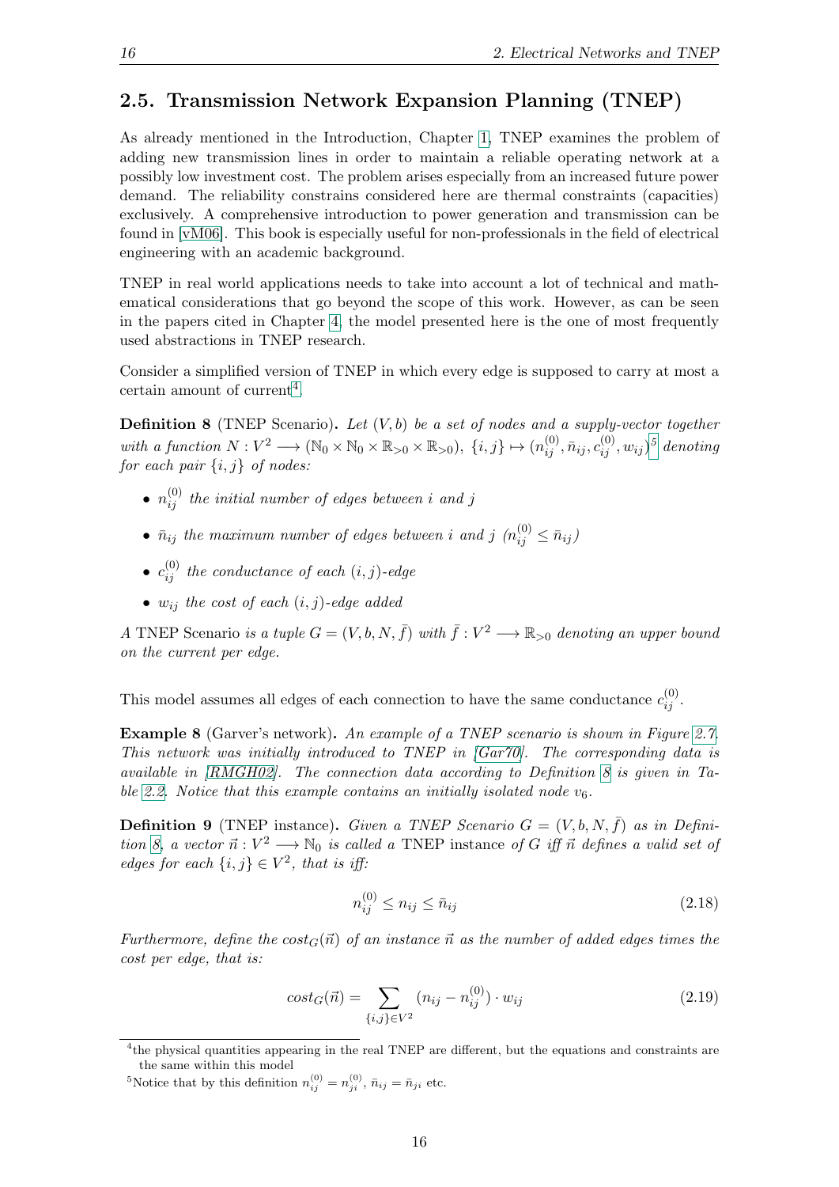## 2.5. Transmission Network Expansion Planning (TNEP)

As already mentioned in the Introduction, Chapter 1, TNEP examines the problem of adding new transmission lines in order to maintain a reliable operating network at a possibly low investment cost. The problem arises especially from an increased future power demand. The reliability constrains considered here are thermal constraints (capacities) exclusively. A comprehensive introduction to power generation and transmission can be found in [vM06]. This book is especially useful for non-professionals in the field of electrical engineering with an academic background.

TNEP in real world applications needs to take into account a lot of technical and mathematical considerations that go beyond the scope of this work. However, as can be seen in the papers cited in Chapter 4, the model presented here is the one of most frequently used abstractions in TNEP research.

Consider a simplified version of TNEP in which every edge is supposed to carry at most a certain amount of current[4].

**Definition 8** (TNEP Scenario). *Let $(V, b)$ be a set of nodes and a supply-vector together with a function $N : V^2 \longrightarrow (\mathbb{N}_0 \times \mathbb{N}_0 \times \mathbb{R}_{>0} \times \mathbb{R}_{>0})$, $\{i,j\} \mapsto (n_{ij}^{(0)}, \bar{n}_{ij}, c_{ij}^{(0)}, w_{ij})$[5] denoting for each pair $\{i, j\}$ of nodes:*

- *$n_{ij}^{(0)}$ the initial number of edges between $i$ and $j$*
- *$\bar{n}_{ij}$ the maximum number of edges between $i$ and $j$ ($n_{ij}^{(0)} \leq \bar{n}_{ij}$)*
- *$c_{ij}^{(0)}$ the conductance of each $(i, j)$-edge*
- *$w_{ij}$ the cost of each $(i, j)$-edge added*

*A* TNEP Scenario *is a tuple $G = (V, b, N, \bar{f})$ with $\bar{f} : V^2 \longrightarrow \mathbb{R}_{>0}$ denoting an upper bound on the current per edge.*

This model assumes all edges of each connection to have the same conductance $c_{ij}^{(0)}$.

**Example 8** (Garver's network). *An example of a TNEP scenario is shown in Figure 2.7. This network was initially introduced to TNEP in [Gar70]. The corresponding data is available in [RMGH02]. The connection data according to Definition 8 is given in Table 2.2. Notice that this example contains an initially isolated node $v_6$.*

**Definition 9** (TNEP instance). *Given a TNEP Scenario $G = (V, b, N, \bar{f})$ as in Definition 8, a vector $\vec{n} : V^2 \longrightarrow \mathbb{N}_0$ is called a* TNEP instance *of $G$ iff $\vec{n}$ defines a valid set of edges for each $\{i, j\} \in V^2$, that is iff:*

$$n_{ij}^{(0)} \leq n_{ij} \leq \bar{n}_{ij} \tag{2.18}$$

*Furthermore, define the $cost_G(\vec{n})$ of an instance $\vec{n}$ as the number of added edges times the cost per edge, that is:*

$$cost_G(\vec{n}) = \sum_{\{i,j\} \in V^2} (n_{ij} - n_{ij}^{(0)}) \cdot w_{ij} \tag{2.19}$$

[4] the physical quantities appearing in the real TNEP are different, but the equations and constraints are the same within this model

[5] Notice that by this definition $n_{ij}^{(0)} = n_{ji}^{(0)}$, $\bar{n}_{ij} = \bar{n}_{ji}$ etc.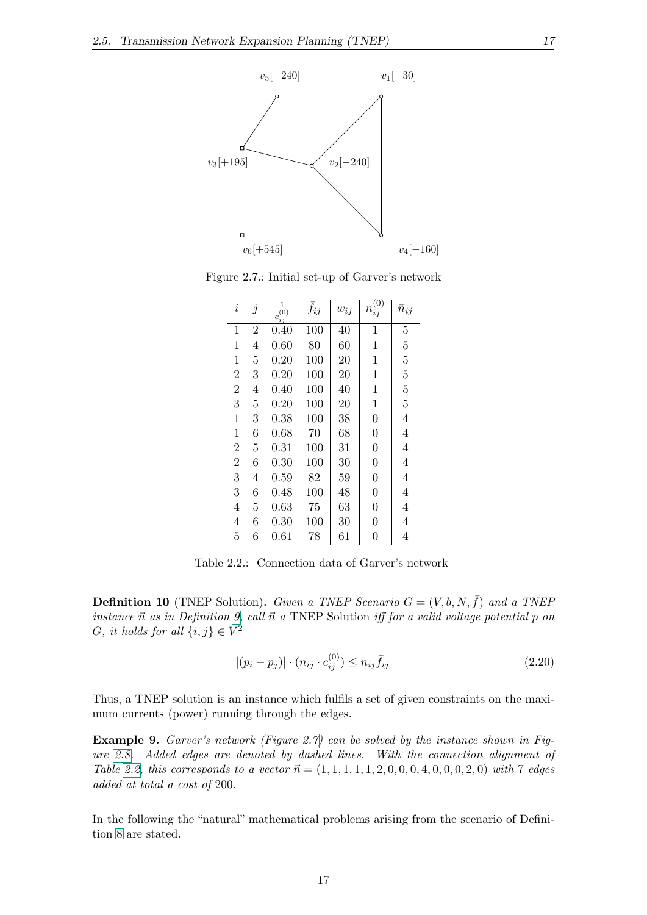Figure 2.7.: Initial set-up of Garver's network

| $i$ | $j$ | $\frac{1}{c_{ij}^{(0)}}$ | $\bar{f}_{ij}$ | $w_{ij}$ | $n_{ij}^{(0)}$ | $\bar{n}_{ij}$ |
|---|---|---|---|---|---|---|
| 1 | 2 | 0.40 | 100 | 40 | 1 | 5 |
| 1 | 4 | 0.60 | 80 | 60 | 1 | 5 |
| 1 | 5 | 0.20 | 100 | 20 | 1 | 5 |
| 2 | 3 | 0.20 | 100 | 20 | 1 | 5 |
| 2 | 4 | 0.40 | 100 | 40 | 1 | 5 |
| 3 | 5 | 0.20 | 100 | 20 | 1 | 5 |
| 1 | 3 | 0.38 | 100 | 38 | 0 | 4 |
| 1 | 6 | 0.68 | 70 | 68 | 0 | 4 |
| 2 | 5 | 0.31 | 100 | 31 | 0 | 4 |
| 2 | 6 | 0.30 | 100 | 30 | 0 | 4 |
| 3 | 4 | 0.59 | 82 | 59 | 0 | 4 |
| 3 | 6 | 0.48 | 100 | 48 | 0 | 4 |
| 4 | 5 | 0.63 | 75 | 63 | 0 | 4 |
| 4 | 6 | 0.30 | 100 | 30 | 0 | 4 |
| 5 | 6 | 0.61 | 78 | 61 | 0 | 4 |

Table 2.2.: Connection data of Garver's network

**Definition 10** (TNEP Solution)**.** *Given a TNEP Scenario $G = (V, b, N, \bar{f})$ and a TNEP instance $\vec{n}$ as in Definition 9, call $\vec{n}$ a* TNEP Solution *iff for a valid voltage potential $p$ on $G$, it holds for all $\{i, j\} \in V^2$*

$$|(p_i - p_j)| \cdot (n_{ij} \cdot c_{ij}^{(0)}) \leq n_{ij} \bar{f}_{ij} \tag{2.20}$$

Thus, a TNEP solution is an instance which fulfils a set of given constraints on the maximum currents (power) running through the edges.

**Example 9.** *Garver's network (Figure 2.7) can be solved by the instance shown in Figure 2.8. Added edges are denoted by dashed lines. With the connection alignment of Table 2.2, this corresponds to a vector $\vec{n} = (1, 1, 1, 1, 1, 2, 0, 0, 0, 4, 0, 0, 0, 2, 0)$ with 7 edges added at total a cost of 200.*

In the following the "natural" mathematical problems arising from the scenario of Definition 8 are stated.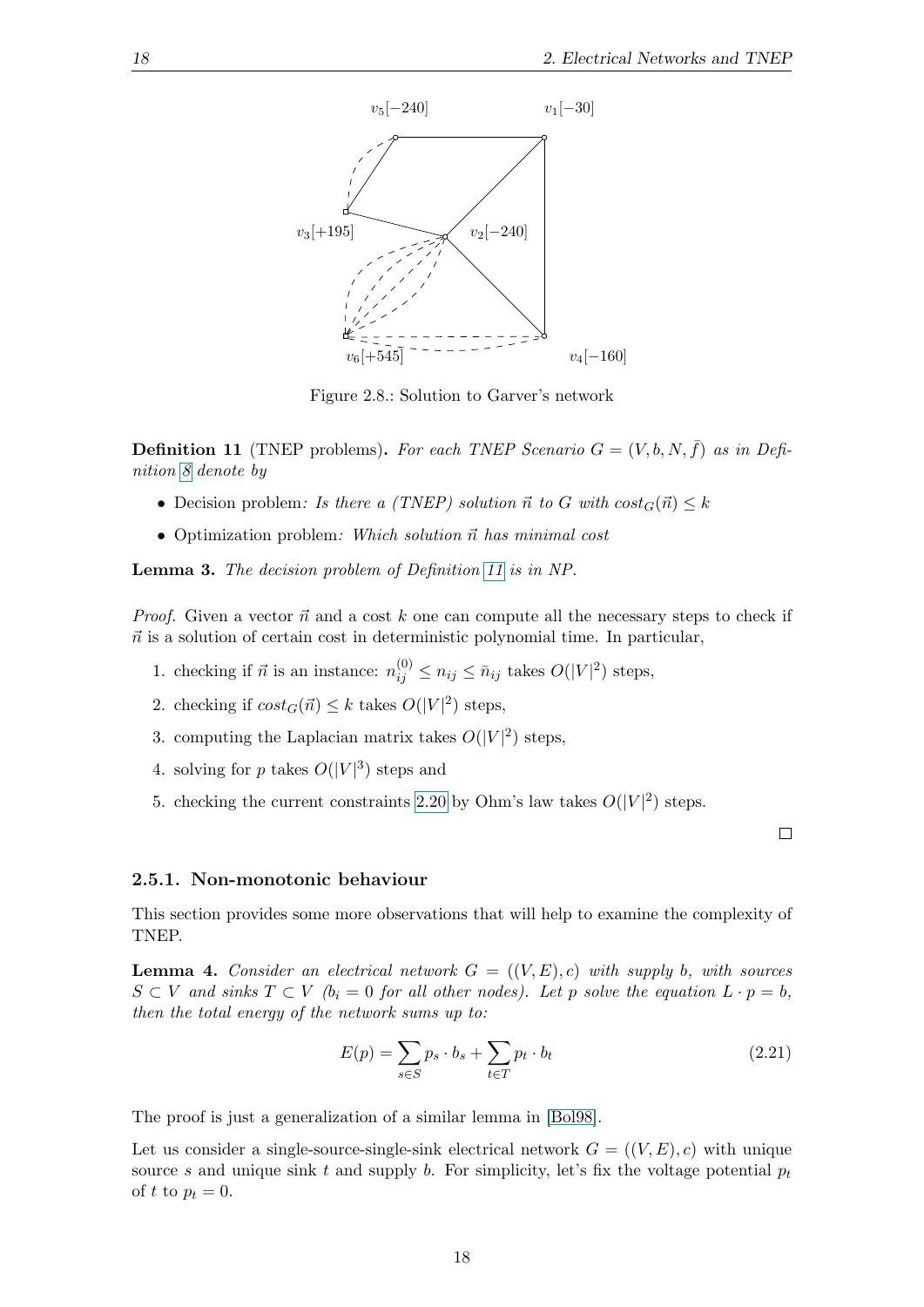Figure 2.8.: Solution to Garver's network

**Definition 11** (TNEP problems)**.** *For each TNEP Scenario $G = (V, b, N, \bar{f})$ as in Definition 8 denote by*

- Decision problem*: Is there a (TNEP) solution $\vec{n}$ to $G$ with $cost_G(\vec{n}) \leq k$*
- Optimization problem*: Which solution $\vec{n}$ has minimal cost*

**Lemma 3.** *The decision problem of Definition 11 is in NP.*

*Proof.* Given a vector $\vec{n}$ and a cost $k$ one can compute all the necessary steps to check if $\vec{n}$ is a solution of certain cost in deterministic polynomial time. In particular,

1. checking if $\vec{n}$ is an instance: $n_{ij}^{(0)} \leq n_{ij} \leq \bar{n}_{ij}$ takes $O(|V|^2)$ steps,
2. checking if $cost_G(\vec{n}) \leq k$ takes $O(|V|^2)$ steps,
3. computing the Laplacian matrix takes $O(|V|^2)$ steps,
4. solving for $p$ takes $O(|V|^3)$ steps and
5. checking the current constraints 2.20 by Ohm's law takes $O(|V|^2)$ steps.

□

### 2.5.1. Non-monotonic behaviour

This section provides some more observations that will help to examine the complexity of TNEP.

**Lemma 4.** *Consider an electrical network $G = ((V, E), c)$ with supply $b$, with sources $S \subset V$ and sinks $T \subset V$ ($b_i = 0$ for all other nodes). Let $p$ solve the equation $L \cdot p = b$, then the total energy of the network sums up to:*

$$E(p) = \sum_{s \in S} p_s \cdot b_s + \sum_{t \in T} p_t \cdot b_t \tag{2.21}$$

The proof is just a generalization of a similar lemma in [Bol98].

Let us consider a single-source-single-sink electrical network $G = ((V, E), c)$ with unique source $s$ and unique sink $t$ and supply $b$. For simplicity, let's fix the voltage potential $p_t$ of $t$ to $p_t = 0$.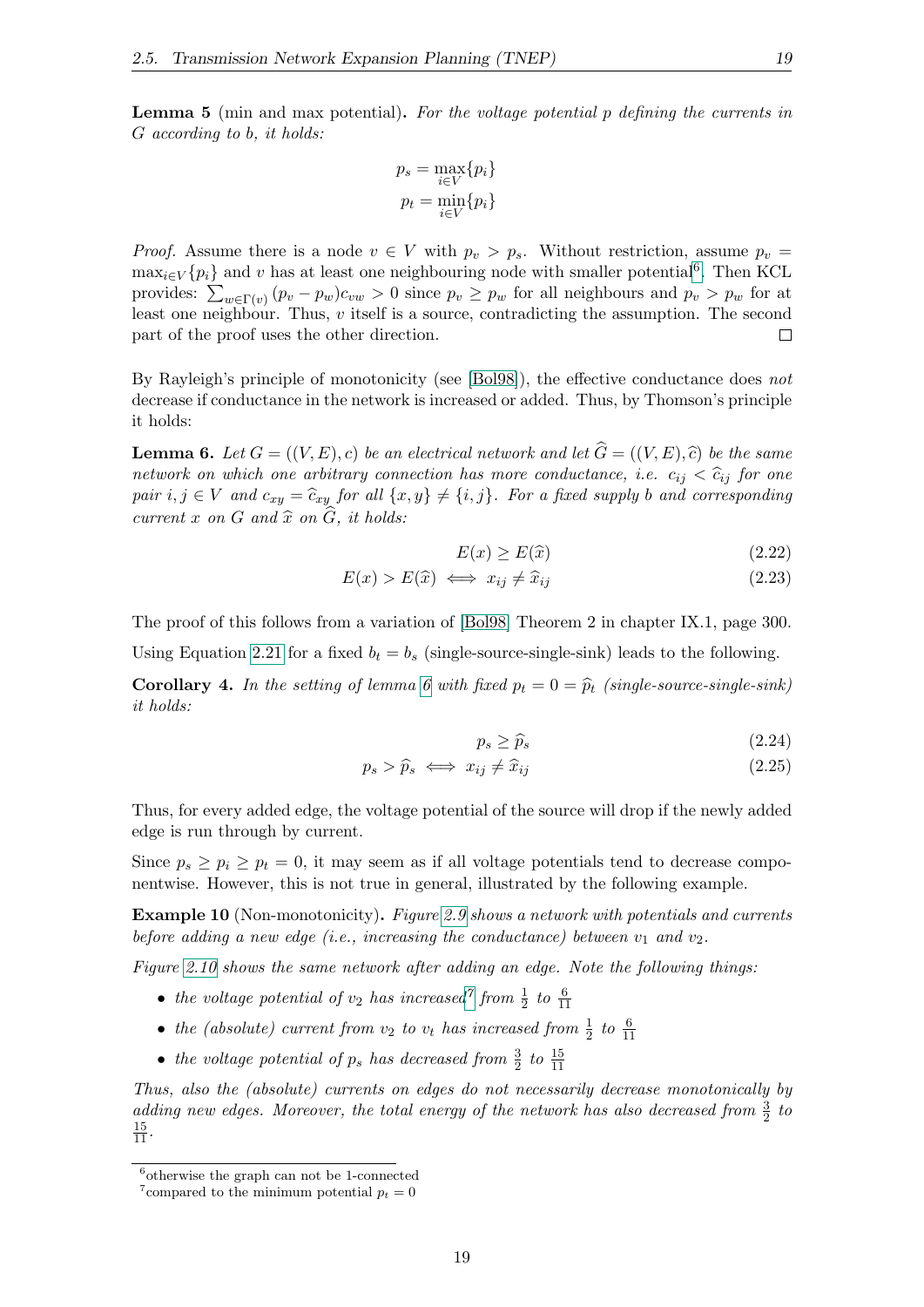**Lemma 5** (min and max potential)**.** *For the voltage potential $p$ defining the currents in $G$ according to $b$, it holds:*

$$p_s = \max_{i \in V}\{p_i\}$$
$$p_t = \min_{i \in V}\{p_i\}$$

*Proof.* Assume there is a node $v \in V$ with $p_v > p_s$. Without restriction, assume $p_v = \max_{i \in V}\{p_i\}$ and $v$ has at least one neighbouring node with smaller potential[6]. Then KCL provides: $\sum_{w \in \Gamma(v)} (p_v - p_w)c_{vw} > 0$ since $p_v \geq p_w$ for all neighbours and $p_v > p_w$ for at least one neighbour. Thus, $v$ itself is a source, contradicting the assumption. The second part of the proof uses the other direction. □

By Rayleigh's principle of monotonicity (see [Bol98]), the effective conductance does *not* decrease if conductance in the network is increased or added. Thus, by Thomson's principle it holds:

**Lemma 6.** *Let $G = ((V, E), c)$ be an electrical network and let $\widehat{G} = ((V, E), \widehat{c})$ be the same network on which one arbitrary connection has more conductance, i.e. $c_{ij} < \widehat{c}_{ij}$ for one pair $i, j \in V$ and $c_{xy} = \widehat{c}_{xy}$ for all $\{x, y\} \neq \{i, j\}$. For a fixed supply $b$ and corresponding current $x$ on $G$ and $\widehat{x}$ on $\widehat{G}$, it holds:*

$$E(x) \geq E(\widehat{x}) \tag{2.22}$$
$$E(x) > E(\widehat{x}) \iff x_{ij} \neq \widehat{x}_{ij} \tag{2.23}$$

The proof of this follows from a variation of [Bol98] Theorem 2 in chapter IX.1, page 300.

Using Equation 2.21 for a fixed $b_t = b_s$ (single-source-single-sink) leads to the following.

**Corollary 4.** *In the setting of lemma 6 with fixed $p_t = 0 = \widehat{p}_t$ (single-source-single-sink) it holds:*

$$p_s \geq \widehat{p}_s \tag{2.24}$$
$$p_s > \widehat{p}_s \iff x_{ij} \neq \widehat{x}_{ij} \tag{2.25}$$

Thus, for every added edge, the voltage potential of the source will drop if the newly added edge is run through by current.

Since $p_s \geq p_i \geq p_t = 0$, it may seem as if all voltage potentials tend to decrease componentwise. However, this is not true in general, illustrated by the following example.

**Example 10** (Non-monotonicity)**.** *Figure 2.9 shows a network with potentials and currents before adding a new edge (i.e., increasing the conductance) between $v_1$ and $v_2$.*

*Figure 2.10 shows the same network after adding an edge. Note the following things:*

- *the voltage potential of $v_2$ has increased[7] from $\frac{1}{2}$ to $\frac{6}{11}$*
- *the (absolute) current from $v_2$ to $v_t$ has increased from $\frac{1}{2}$ to $\frac{6}{11}$*
- *the voltage potential of $p_s$ has decreased from $\frac{3}{2}$ to $\frac{15}{11}$*

*Thus, also the (absolute) currents on edges do not necessarily decrease monotonically by adding new edges. Moreover, the total energy of the network has also decreased from $\frac{3}{2}$ to $\frac{15}{11}$.*

[6] otherwise the graph can not be 1-connected

[7] compared to the minimum potential $p_t = 0$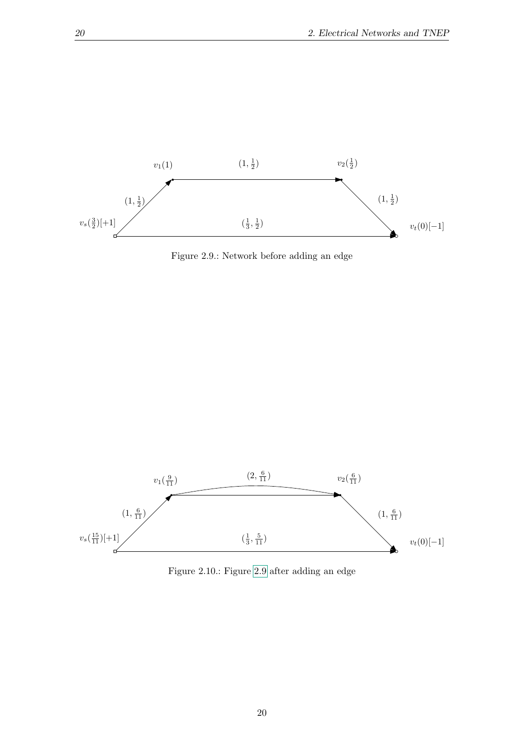$v_1(1)$ $(1, \frac{1}{2})$ $v_2(\frac{1}{2})$

$(1, \frac{1}{2})$ $(1, \frac{1}{2})$

$v_s(\frac{3}{2})[+1]$ $(\frac{1}{3}, \frac{1}{2})$ $v_t(0)[-1]$

Figure 2.9.: Network before adding an edge

$v_1(\frac{9}{11})$ $(2, \frac{6}{11})$ $v_2(\frac{6}{11})$

$(1, \frac{6}{11})$ $(1, \frac{6}{11})$

$v_s(\frac{15}{11})[+1]$ $(\frac{1}{3}, \frac{5}{11})$ $v_t(0)[-1]$

Figure 2.10.: Figure 2.9 after adding an edge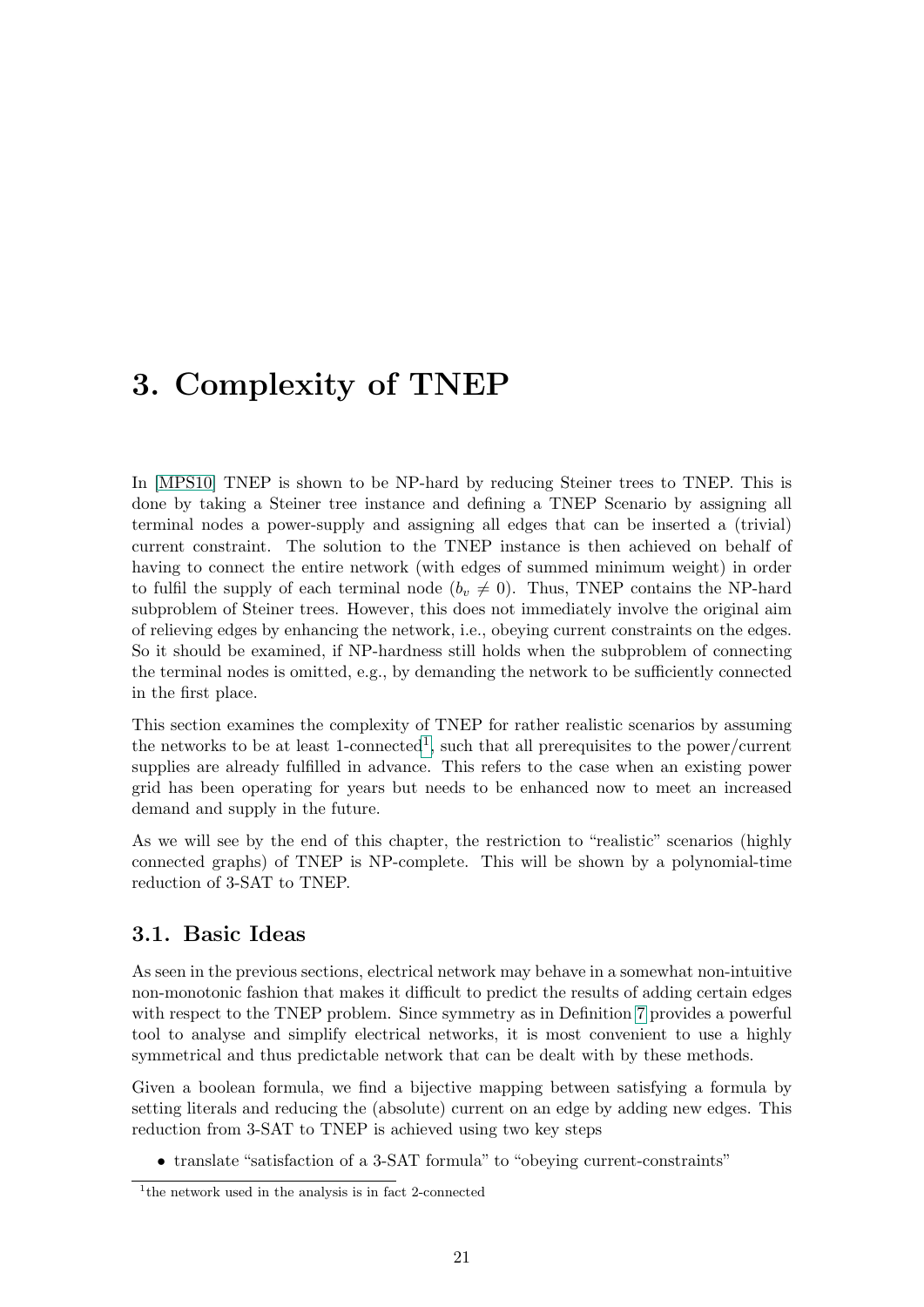# 3. Complexity of TNEP

In [MPS10] TNEP is shown to be NP-hard by reducing Steiner trees to TNEP. This is done by taking a Steiner tree instance and defining a TNEP Scenario by assigning all terminal nodes a power-supply and assigning all edges that can be inserted a (trivial) current constraint. The solution to the TNEP instance is then achieved on behalf of having to connect the entire network (with edges of summed minimum weight) in order to fulfil the supply of each terminal node ($b_v \neq 0$). Thus, TNEP contains the NP-hard subproblem of Steiner trees. However, this does not immediately involve the original aim of relieving edges by enhancing the network, i.e., obeying current constraints on the edges. So it should be examined, if NP-hardness still holds when the subproblem of connecting the terminal nodes is omitted, e.g., by demanding the network to be sufficiently connected in the first place.

This section examines the complexity of TNEP for rather realistic scenarios by assuming the networks to be at least 1-connected[1], such that all prerequisites to the power/current supplies are already fulfilled in advance. This refers to the case when an existing power grid has been operating for years but needs to be enhanced now to meet an increased demand and supply in the future.

As we will see by the end of this chapter, the restriction to "realistic" scenarios (highly connected graphs) of TNEP is NP-complete. This will be shown by a polynomial-time reduction of 3-SAT to TNEP.

## 3.1. Basic Ideas

As seen in the previous sections, electrical network may behave in a somewhat non-intuitive non-monotonic fashion that makes it difficult to predict the results of adding certain edges with respect to the TNEP problem. Since symmetry as in Definition 7 provides a powerful tool to analyse and simplify electrical networks, it is most convenient to use a highly symmetrical and thus predictable network that can be dealt with by these methods.

Given a boolean formula, we find a bijective mapping between satisfying a formula by setting literals and reducing the (absolute) current on an edge by adding new edges. This reduction from 3-SAT to TNEP is achieved using two key steps

- translate "satisfaction of a 3-SAT formula" to "obeying current-constraints"

[1] the network used in the analysis is in fact 2-connected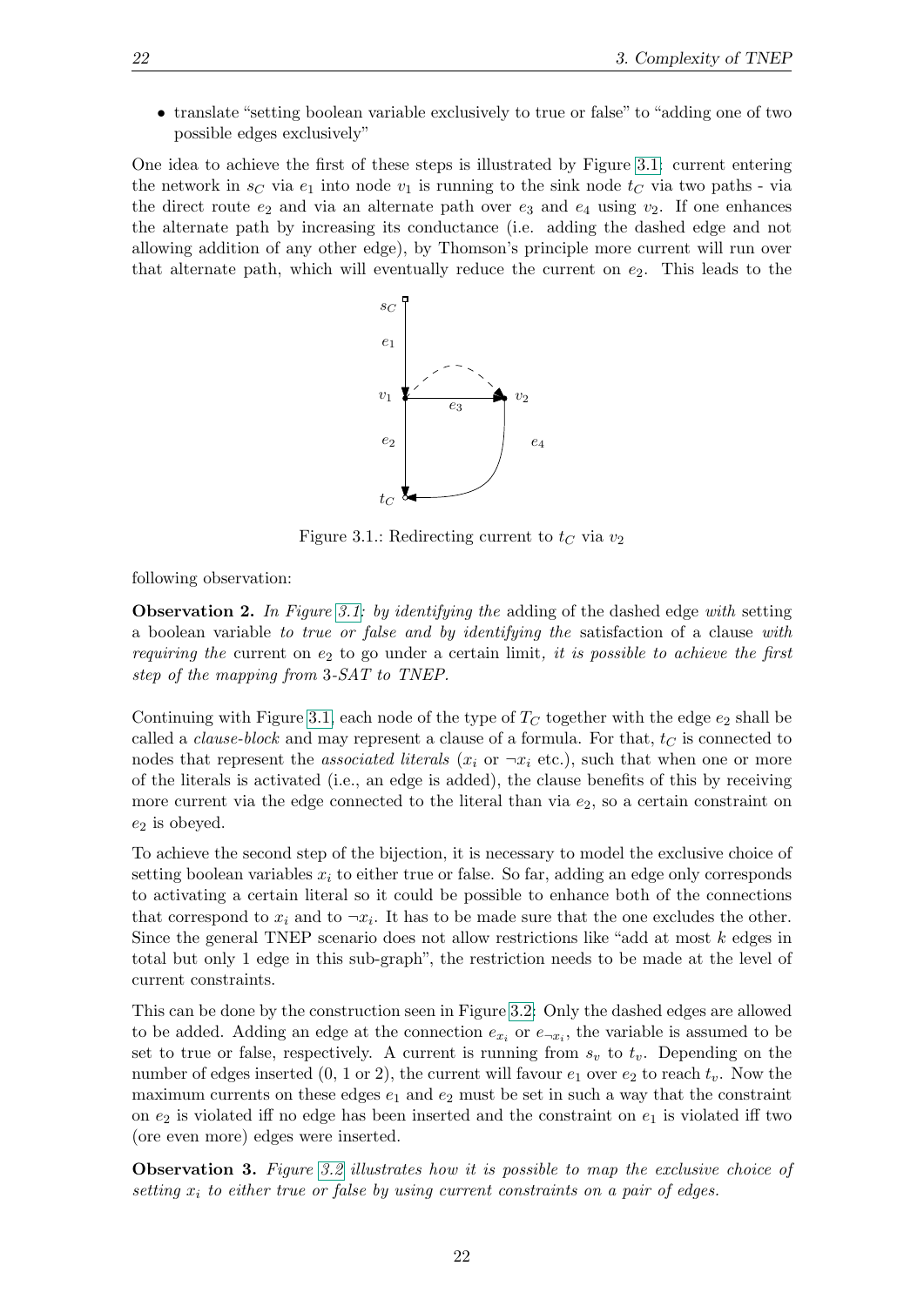- translate "setting boolean variable exclusively to true or false" to "adding one of two possible edges exclusively"

One idea to achieve the first of these steps is illustrated by Figure 3.1: current entering the network in $s_C$ via $e_1$ into node $v_1$ is running to the sink node $t_C$ via two paths - via the direct route $e_2$ and via an alternate path over $e_3$ and $e_4$ using $v_2$. If one enhances the alternate path by increasing its conductance (i.e. adding the dashed edge and not allowing addition of any other edge), by Thomson's principle more current will run over that alternate path, which will eventually reduce the current on $e_2$. This leads to the following observation:

Figure 3.1.: Redirecting current to $t_C$ via $v_2$

**Observation 2.** *In Figure 3.1: by identifying the* adding of the dashed edge *with* setting a boolean variable *to true or false and by identifying the* satisfaction of a clause *with requiring the* current on $e_2$ to go under a certain limit*, it is possible to achieve the first step of the mapping from 3-SAT to TNEP.*

Continuing with Figure 3.1, each node of the type of $T_C$ together with the edge $e_2$ shall be called a *clause-block* and may represent a clause of a formula. For that, $t_C$ is connected to nodes that represent the *associated literals* ($x_i$ or $\neg x_i$ etc.), such that when one or more of the literals is activated (i.e., an edge is added), the clause benefits of this by receiving more current via the edge connected to the literal than via $e_2$, so a certain constraint on $e_2$ is obeyed.

To achieve the second step of the bijection, it is necessary to model the exclusive choice of setting boolean variables $x_i$ to either true or false. So far, adding an edge only corresponds to activating a certain literal so it could be possible to enhance both of the connections that correspond to $x_i$ and to $\neg x_i$. It has to be made sure that the one excludes the other. Since the general TNEP scenario does not allow restrictions like "add at most $k$ edges in total but only 1 edge in this sub-graph", the restriction needs to be made at the level of current constraints.

This can be done by the construction seen in Figure 3.2: Only the dashed edges are allowed to be added. Adding an edge at the connection $e_{x_i}$ or $e_{\neg x_i}$, the variable is assumed to be set to true or false, respectively. A current is running from $s_v$ to $t_v$. Depending on the number of edges inserted (0, 1 or 2), the current will favour $e_1$ over $e_2$ to reach $t_v$. Now the maximum currents on these edges $e_1$ and $e_2$ must be set in such a way that the constraint on $e_2$ is violated iff no edge has been inserted and the constraint on $e_1$ is violated iff two (ore even more) edges were inserted.

**Observation 3.** *Figure 3.2 illustrates how it is possible to map the exclusive choice of setting $x_i$ to either true or false by using current constraints on a pair of edges.*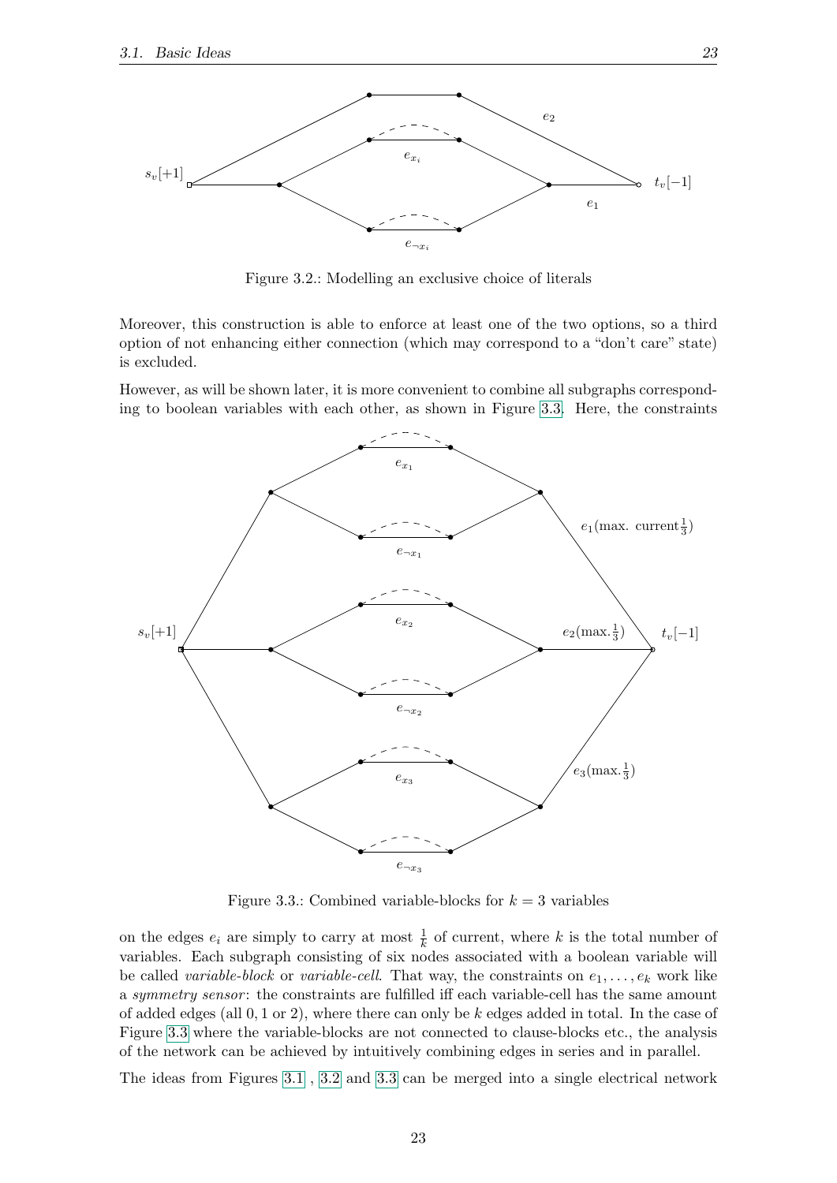Figure 3.2.: Modelling an exclusive choice of literals

Moreover, this construction is able to enforce at least one of the two options, so a third option of not enhancing either connection (which may correspond to a "don't care" state) is excluded.

However, as will be shown later, it is more convenient to combine all subgraphs corresponding to boolean variables with each other, as shown in Figure 3.3. Here, the constraints

Figure 3.3.: Combined variable-blocks for $k = 3$ variables

on the edges $e_i$ are simply to carry at most $\frac{1}{k}$ of current, where $k$ is the total number of variables. Each subgraph consisting of six nodes associated with a boolean variable will be called *variable-block* or *variable-cell*. That way, the constraints on $e_1, \ldots, e_k$ work like a *symmetry sensor*: the constraints are fulfilled iff each variable-cell has the same amount of added edges (all 0, 1 or 2), where there can only be $k$ edges added in total. In the case of Figure 3.3 where the variable-blocks are not connected to clause-blocks etc., the analysis of the network can be achieved by intuitively combining edges in series and in parallel.

The ideas from Figures 3.1 , 3.2 and 3.3 can be merged into a single electrical network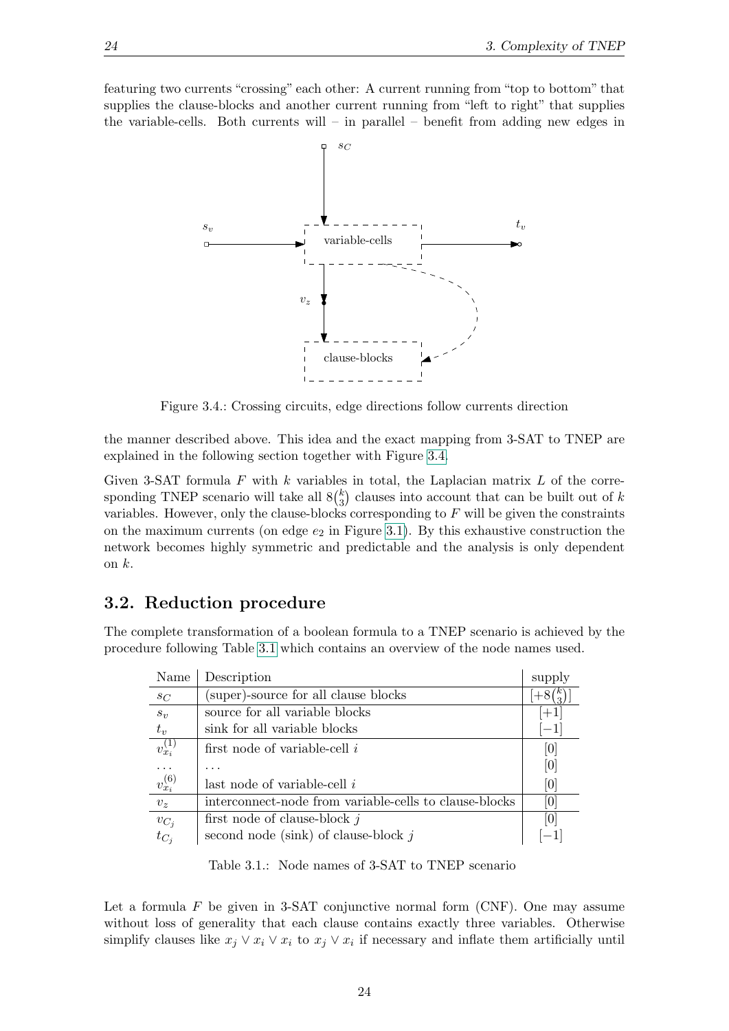featuring two currents "crossing" each other: A current running from "top to bottom" that supplies the clause-blocks and another current running from "left to right" that supplies the variable-cells. Both currents will – in parallel – benefit from adding new edges in

Figure 3.4.: Crossing circuits, edge directions follow currents direction

the manner described above. This idea and the exact mapping from 3-SAT to TNEP are explained in the following section together with Figure 3.4.

Given 3-SAT formula $F$ with $k$ variables in total, the Laplacian matrix $L$ of the corresponding TNEP scenario will take all $8\binom{k}{3}$ clauses into account that can be built out of $k$ variables. However, only the clause-blocks corresponding to $F$ will be given the constraints on the maximum currents (on edge $e_2$ in Figure 3.1). By this exhaustive construction the network becomes highly symmetric and predictable and the analysis is only dependent on $k$.

## 3.2. Reduction procedure

The complete transformation of a boolean formula to a TNEP scenario is achieved by the procedure following Table 3.1 which contains an overview of the node names used.

| Name | Description | supply |
|---|---|---|
| $s_C$ | (super)-source for all clause blocks | $[+8\binom{k}{3}]$ |
| $s_v$ | source for all variable blocks | $[+1]$ |
| $t_v$ | sink for all variable blocks | $[-1]$ |
| $v_{x_i}^{(1)}$ | first node of variable-cell $i$ | $[0]$ |
| ... | ... | $[0]$ |
| $v_{x_i}^{(6)}$ | last node of variable-cell $i$ | $[0]$ |
| $v_z$ | interconnect-node from variable-cells to clause-blocks | $[0]$ |
| $v_{C_j}$ | first node of clause-block $j$ | $[0]$ |
| $t_{C_j}$ | second node (sink) of clause-block $j$ | $[-1]$ |

Table 3.1.: Node names of 3-SAT to TNEP scenario

Let a formula $F$ be given in 3-SAT conjunctive normal form (CNF). One may assume without loss of generality that each clause contains exactly three variables. Otherwise simplify clauses like $x_j \vee x_i \vee x_i$ to $x_j \vee x_i$ if necessary and inflate them artificially until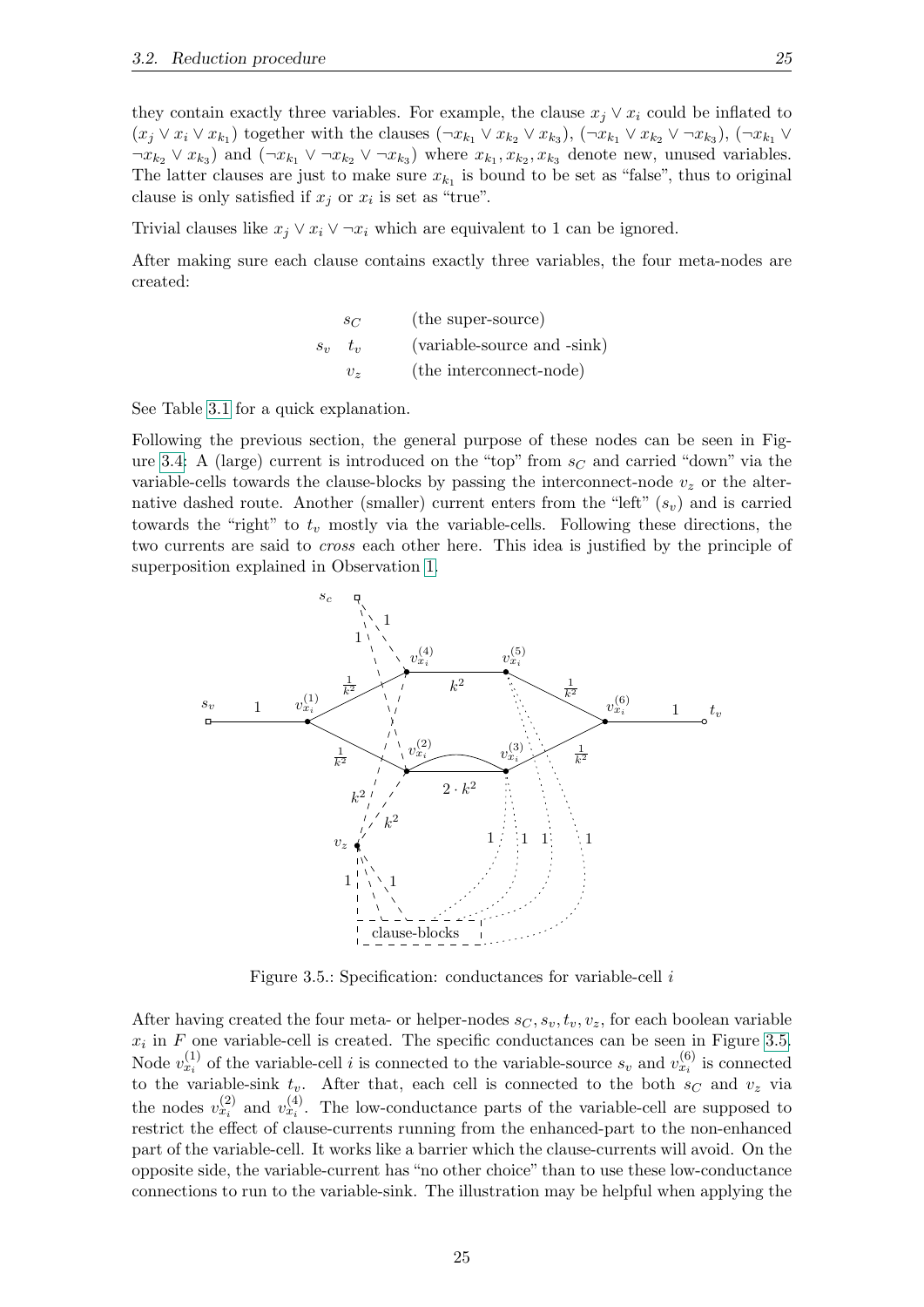they contain exactly three variables. For example, the clause $x_j \vee x_i$ could be inflated to $(x_j \vee x_i \vee x_{k_1})$ together with the clauses $(\neg x_{k_1} \vee x_{k_2} \vee x_{k_3})$, $(\neg x_{k_1} \vee x_{k_2} \vee \neg x_{k_3})$, $(\neg x_{k_1} \vee \neg x_{k_2} \vee x_{k_3})$ and $(\neg x_{k_1} \vee \neg x_{k_2} \vee \neg x_{k_3})$ where $x_{k_1}, x_{k_2}, x_{k_3}$ denote new, unused variables. The latter clauses are just to make sure $x_{k_1}$ is bound to be set as "false", thus to original clause is only satisfied if $x_j$ or $x_i$ is set as "true".

Trivial clauses like $x_j \vee x_i \vee \neg x_i$ which are equivalent to 1 can be ignored.

After making sure each clause contains exactly three variables, the four meta-nodes are created:

$s_C$ (the super-source)

$s_v \quad t_v$ (variable-source and -sink)

$v_z$ (the interconnect-node)

See Table 3.1 for a quick explanation.

Following the previous section, the general purpose of these nodes can be seen in Figure 3.4: A (large) current is introduced on the "top" from $s_C$ and carried "down" via the variable-cells towards the clause-blocks by passing the interconnect-node $v_z$ or the alternative dashed route. Another (smaller) current enters from the "left" ($s_v$) and is carried towards the "right" to $t_v$ mostly via the variable-cells. Following these directions, the two currents are said to *cross* each other here. This idea is justified by the principle of superposition explained in Observation 1.

Figure 3.5.: Specification: conductances for variable-cell $i$

After having created the four meta- or helper-nodes $s_C, s_v, t_v, v_z$, for each boolean variable $x_i$ in $F$ one variable-cell is created. The specific conductances can be seen in Figure 3.5. Node $v_{x_i}^{(1)}$ of the variable-cell $i$ is connected to the variable-source $s_v$ and $v_{x_i}^{(6)}$ is connected to the variable-sink $t_v$. After that, each cell is connected to the both $s_C$ and $v_z$ via the nodes $v_{x_i}^{(2)}$ and $v_{x_i}^{(4)}$. The low-conductance parts of the variable-cell are supposed to restrict the effect of clause-currents running from the enhanced-part to the non-enhanced part of the variable-cell. It works like a barrier which the clause-currents will avoid. On the opposite side, the variable-current has "no other choice" than to use these low-conductance connections to run to the variable-sink. The illustration may be helpful when applying the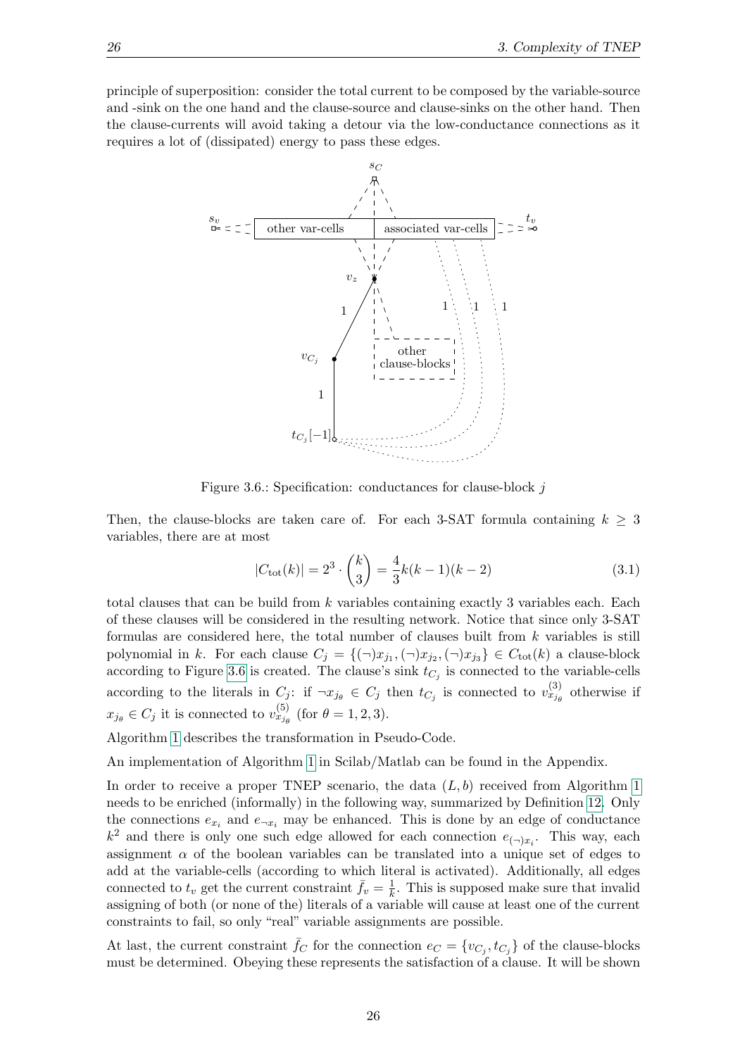principle of superposition: consider the total current to be composed by the variable-source and -sink on the one hand and the clause-source and clause-sinks on the other hand. Then the clause-currents will avoid taking a detour via the low-conductance connections as it requires a lot of (dissipated) energy to pass these edges.

Figure 3.6.: Specification: conductances for clause-block $j$

Then, the clause-blocks are taken care of. For each 3-SAT formula containing $k \geq 3$ variables, there are at most

$$|C_{\text{tot}}(k)| = 2^3 \cdot \binom{k}{3} = \frac{4}{3}k(k-1)(k-2) \tag{3.1}$$

total clauses that can be build from $k$ variables containing exactly 3 variables each. Each of these clauses will be considered in the resulting network. Notice that since only 3-SAT formulas are considered here, the total number of clauses built from $k$ variables is still polynomial in $k$. For each clause $C_j = \{(\neg)x_{j_1}, (\neg)x_{j_2}, (\neg)x_{j_3}\} \in C_{\text{tot}}(k)$ a clause-block according to Figure 3.6 is created. The clause's sink $t_{C_j}$ is connected to the variable-cells according to the literals in $C_j$: if $\neg x_{j_\theta} \in C_j$ then $t_{C_j}$ is connected to $v^{(3)}_{x_{j_\theta}}$ otherwise if $x_{j_\theta} \in C_j$ it is connected to $v^{(5)}_{x_{j_\theta}}$ (for $\theta = 1, 2, 3$).

Algorithm 1 describes the transformation in Pseudo-Code.

An implementation of Algorithm 1 in Scilab/Matlab can be found in the Appendix.

In order to receive a proper TNEP scenario, the data $(L, b)$ received from Algorithm 1 needs to be enriched (informally) in the following way, summarized by Definition 12. Only the connections $e_{x_i}$ and $e_{\neg x_i}$ may be enhanced. This is done by an edge of conductance $k^2$ and there is only one such edge allowed for each connection $e_{(\neg)x_i}$. This way, each assignment $\alpha$ of the boolean variables can be translated into a unique set of edges to add at the variable-cells (according to which literal is activated). Additionally, all edges connected to $t_v$ get the current constraint $\bar{f}_v = \frac{1}{k}$. This is supposed make sure that invalid assigning of both (or none of the) literals of a variable will cause at least one of the current constraints to fail, so only "real" variable assignments are possible.

At last, the current constraint $\bar{f}_C$ for the connection $e_C = \{v_{C_j}, t_{C_j}\}$ of the clause-blocks must be determined. Obeying these represents the satisfaction of a clause. It will be shown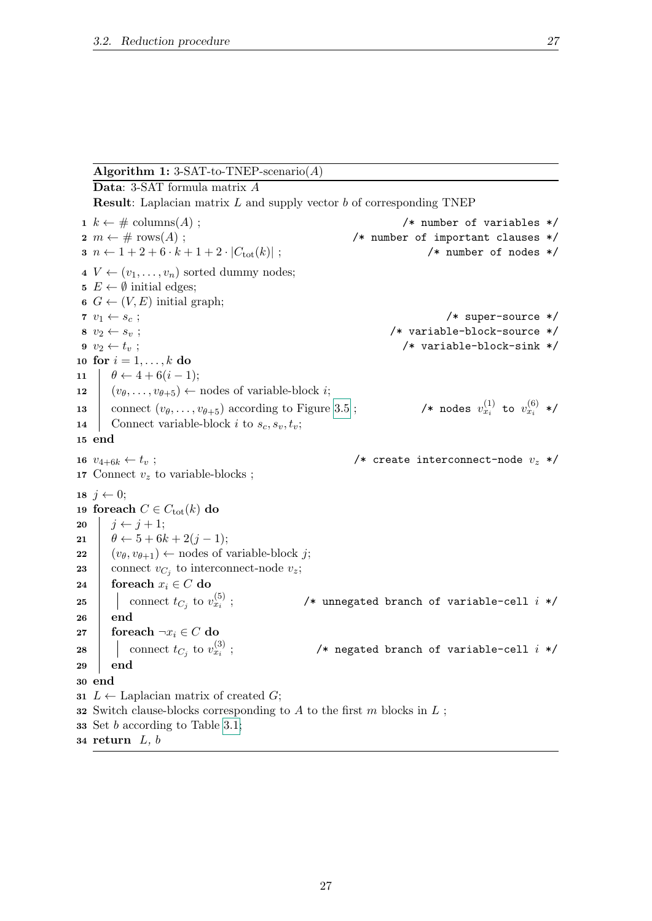**Algorithm 1:** 3-SAT-to-TNEP-scenario($A$)

**Data**: 3-SAT formula matrix $A$

**Result**: Laplacian matrix $L$ and supply vector $b$ of corresponding TNEP

```
1  k ← # columns(A) ;                                  /* number of variables */
2  m ← # rows(A) ;                                     /* number of important clauses */
3  n ← 1 + 2 + 6·k + 1 + 2·|C_tot(k)| ;                /* number of nodes */
4  V ← (v_1, ..., v_n) sorted dummy nodes;
5  E ← ∅ initial edges;
6  G ← (V, E) initial graph;
7  v_1 ← s_c ;                                         /* super-source */
8  v_2 ← s_v ;                                         /* variable-block-source */
9  v_2 ← t_v ;                                         /* variable-block-sink */
10 for i = 1, ..., k do
11     θ ← 4 + 6(i − 1);
12     (v_θ, ..., v_{θ+5}) ← nodes of variable-block i;
13     connect (v_θ, ..., v_{θ+5}) according to Figure 3.5 ;   /* nodes v_{x_i}^(1) to v_{x_i}^(6) */
14     Connect variable-block i to s_c, s_v, t_v;
15 end
16 v_{4+6k} ← t_v ;                                    /* create interconnect-node v_z */
17 Connect v_z to variable-blocks ;
18 j ← 0;
19 foreach C ∈ C_tot(k) do
20     j ← j + 1;
21     θ ← 5 + 6k + 2(j − 1);
22     (v_θ, v_{θ+1}) ← nodes of variable-block j;
23     connect v_{C_j} to interconnect-node v_z;
24     foreach x_i ∈ C do
25         connect t_{C_j} to v_{x_i}^(5) ;            /* unnegated branch of variable-cell i */
26     end
27     foreach ¬x_i ∈ C do
28         connect t_{C_j} to v_{x_i}^(3) ;            /* negated branch of variable-cell i */
29     end
30 end
31 L ← Laplacian matrix of created G;
32 Switch clause-blocks corresponding to A to the first m blocks in L ;
33 Set b according to Table 3.1;
34 return L, b
```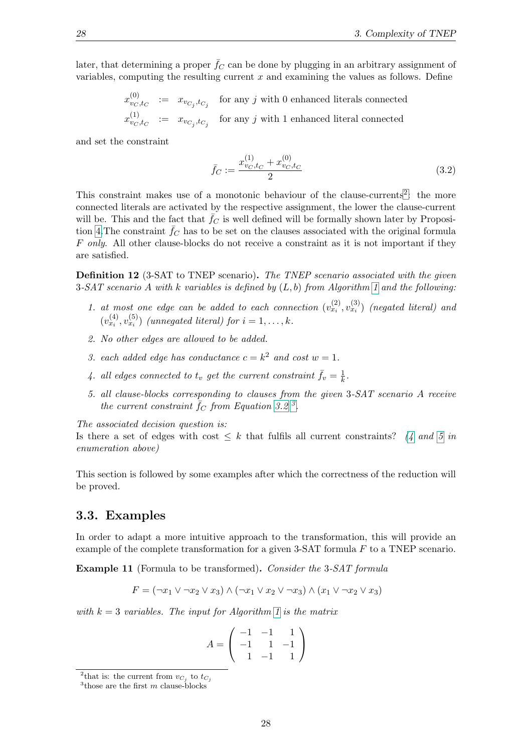later, that determining a proper $\bar{f}_C$ can be done by plugging in an arbitrary assignment of variables, computing the resulting current $x$ and examining the values as follows. Define

$$
\begin{aligned}
x^{(0)}_{v_C,t_C} &:= x_{v_{C_j},t_{C_j}} \quad \text{for any } j \text{ with 0 enhanced literals connected} \\
x^{(1)}_{v_C,t_C} &:= x_{v_{C_j},t_{C_j}} \quad \text{for any } j \text{ with 1 enhanced literal connected}
\end{aligned}
$$

and set the constraint

$$
\bar{f}_C := \frac{x^{(1)}_{v_C,t_C} + x^{(0)}_{v_C,t_C}}{2} \tag{3.2}
$$

This constraint makes use of a monotonic behaviour of the clause-currents[2]: the more connected literals are activated by the respective assignment, the lower the clause-current will be. This and the fact that $\bar{f}_C$ is well defined will be formally shown later by Proposition 4.The constraint $\bar{f}_C$ has to be set on the clauses associated with the original formula $F$ *only*. All other clause-blocks do not receive a constraint as it is not important if they are satisfied.

**Definition 12** (3-SAT to TNEP scenario)**.** *The TNEP scenario associated with the given 3-SAT scenario $A$ with $k$ variables is defined by $(L, b)$ from Algorithm 1 and the following:*

1. *at most one edge can be added to each connection $(v^{(2)}_{x_i}, v^{(3)}_{x_i})$ (negated literal) and $(v^{(4)}_{x_i}, v^{(5)}_{x_i})$ (unnegated literal) for $i = 1, \dots, k$.*
2. *No other edges are allowed to be added.*
3. *each added edge has conductance $c = k^2$ and cost $w = 1$.*
4. *all edges connected to $t_v$ get the current constraint $\bar{f}_v = \frac{1}{k}$.*
5. *all clause-blocks corresponding to clauses from the given 3-SAT scenario $A$ receive the current constraint $\bar{f}_C$ from Equation 3.2[3].*

*The associated decision question is:*
Is there a set of edges with cost $\leq k$ that fulfils all current constraints? *(4 and 5 in enumeration above)*

This section is followed by some examples after which the correctness of the reduction will be proved.

## 3.3. Examples

In order to adapt a more intuitive approach to the transformation, this will provide an example of the complete transformation for a given 3-SAT formula $F$ to a TNEP scenario.

**Example 11** (Formula to be transformed)**.** *Consider the 3-SAT formula*

$$
F = (\neg x_1 \vee \neg x_2 \vee x_3) \wedge (\neg x_1 \vee x_2 \vee \neg x_3) \wedge (x_1 \vee \neg x_2 \vee x_3)
$$

*with $k = 3$ variables. The input for Algorithm 1 is the matrix*

$$
A = \begin{pmatrix} -1 & -1 & 1 \\ -1 & 1 & -1 \\ 1 & -1 & 1 \end{pmatrix}
$$

[2] that is: the current from $v_{C_j}$ to $t_{C_j}$

[3] those are the first $m$ clause-blocks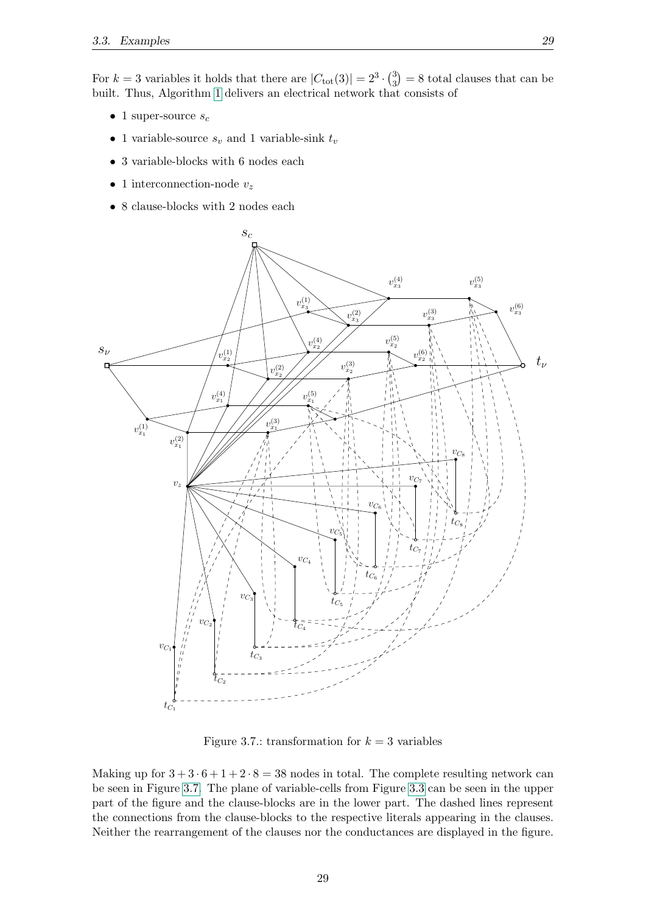For $k = 3$ variables it holds that there are $|C_{\text{tot}}(3)| = 2^3 \cdot \binom{3}{3} = 8$ total clauses that can be built. Thus, Algorithm 1 delivers an electrical network that consists of

- 1 super-source $s_c$
- 1 variable-source $s_v$ and 1 variable-sink $t_v$
- 3 variable-blocks with 6 nodes each
- 1 interconnection-node $v_z$
- 8 clause-blocks with 2 nodes each

Figure 3.7.: transformation for $k = 3$ variables

Making up for $3 + 3 \cdot 6 + 1 + 2 \cdot 8 = 38$ nodes in total. The complete resulting network can be seen in Figure 3.7. The plane of variable-cells from Figure 3.3 can be seen in the upper part of the figure and the clause-blocks are in the lower part. The dashed lines represent the connections from the clause-blocks to the respective literals appearing in the clauses. Neither the rearrangement of the clauses nor the conductances are displayed in the figure.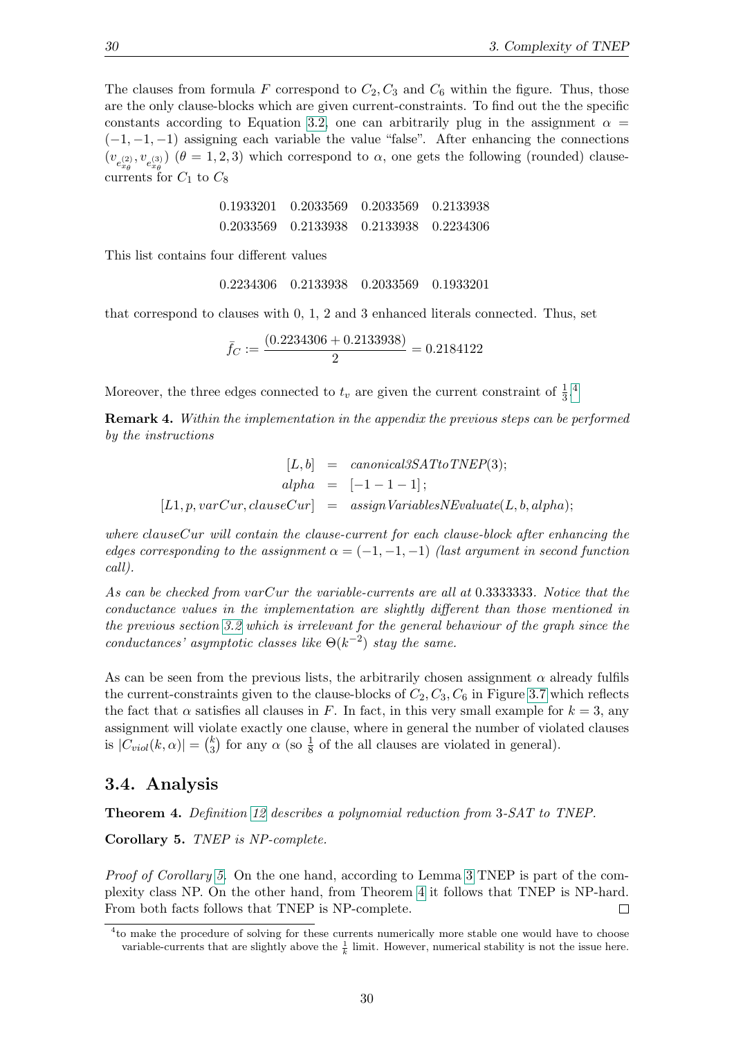The clauses from formula $F$ correspond to $C_2, C_3$ and $C_6$ within the figure. Thus, those are the only clause-blocks which are given current-constraints. To find out the the specific constants according to Equation 3.2, one can arbitrarily plug in the assignment $\alpha = (-1, -1, -1)$ assigning each variable the value "false". After enhancing the connections $(v_{e^{(2)}_{x_\theta}}, v_{e^{(3)}_{x_\theta}})$ $(\theta = 1, 2, 3)$ which correspond to $\alpha$, one gets the following (rounded) clause-currents for $C_1$ to $C_8$

|  |  |  |  |
|---|---|---|---|
| 0.1933201 | 0.2033569 | 0.2033569 | 0.2133938 |
| 0.2033569 | 0.2133938 | 0.2133938 | 0.2234306 |

This list contains four different values

$$0.2234306 \quad 0.2133938 \quad 0.2033569 \quad 0.1933201$$

that correspond to clauses with 0, 1, 2 and 3 enhanced literals connected. Thus, set

$$\bar{f}_C := \frac{(0.2234306 + 0.2133938)}{2} = 0.2184122$$

Moreover, the three edges connected to $t_v$ are given the current constraint of $\frac{1}{3}$.[4]

**Remark 4.** *Within the implementation in the appendix the previous steps can be performed by the instructions*

$$\begin{aligned} [L, b] &= canonical3SATtoTNEP(3); \\ alpha &= [-1 -1 -1]; \\ [L1, p, varCur, clauseCur] &= assignVariablesNEvaluate(L, b, alpha); \end{aligned}$$

*where clauseCur will contain the clause-current for each clause-block after enhancing the edges corresponding to the assignment $\alpha = (-1, -1, -1)$ (last argument in second function call).*

*As can be checked from varCur the variable-currents are all at 0.3333333. Notice that the conductance values in the implementation are slightly different than those mentioned in the previous section 3.2 which is irrelevant for the general behaviour of the graph since the conductances' asymptotic classes like $\Theta(k^{-2})$ stay the same.*

As can be seen from the previous lists, the arbitrarily chosen assignment $\alpha$ already fulfils the current-constraints given to the clause-blocks of $C_2, C_3, C_6$ in Figure 3.7 which reflects the fact that $\alpha$ satisfies all clauses in $F$. In fact, in this very small example for $k = 3$, any assignment will violate exactly one clause, where in general the number of violated clauses is $|C_{viol}(k, \alpha)| = \binom{k}{3}$ for any $\alpha$ (so $\frac{1}{8}$ of the all clauses are violated in general).

## 3.4. Analysis

**Theorem 4.** *Definition 12 describes a polynomial reduction from 3-SAT to TNEP.*

**Corollary 5.** *TNEP is NP-complete.*

*Proof of Corollary 5.* On the one hand, according to Lemma 3 TNEP is part of the complexity class NP. On the other hand, from Theorem 4 it follows that TNEP is NP-hard. From both facts follows that TNEP is NP-complete. □

[4] to make the procedure of solving for these currents numerically more stable one would have to choose variable-currents that are slightly above the $\frac{1}{k}$ limit. However, numerical stability is not the issue here.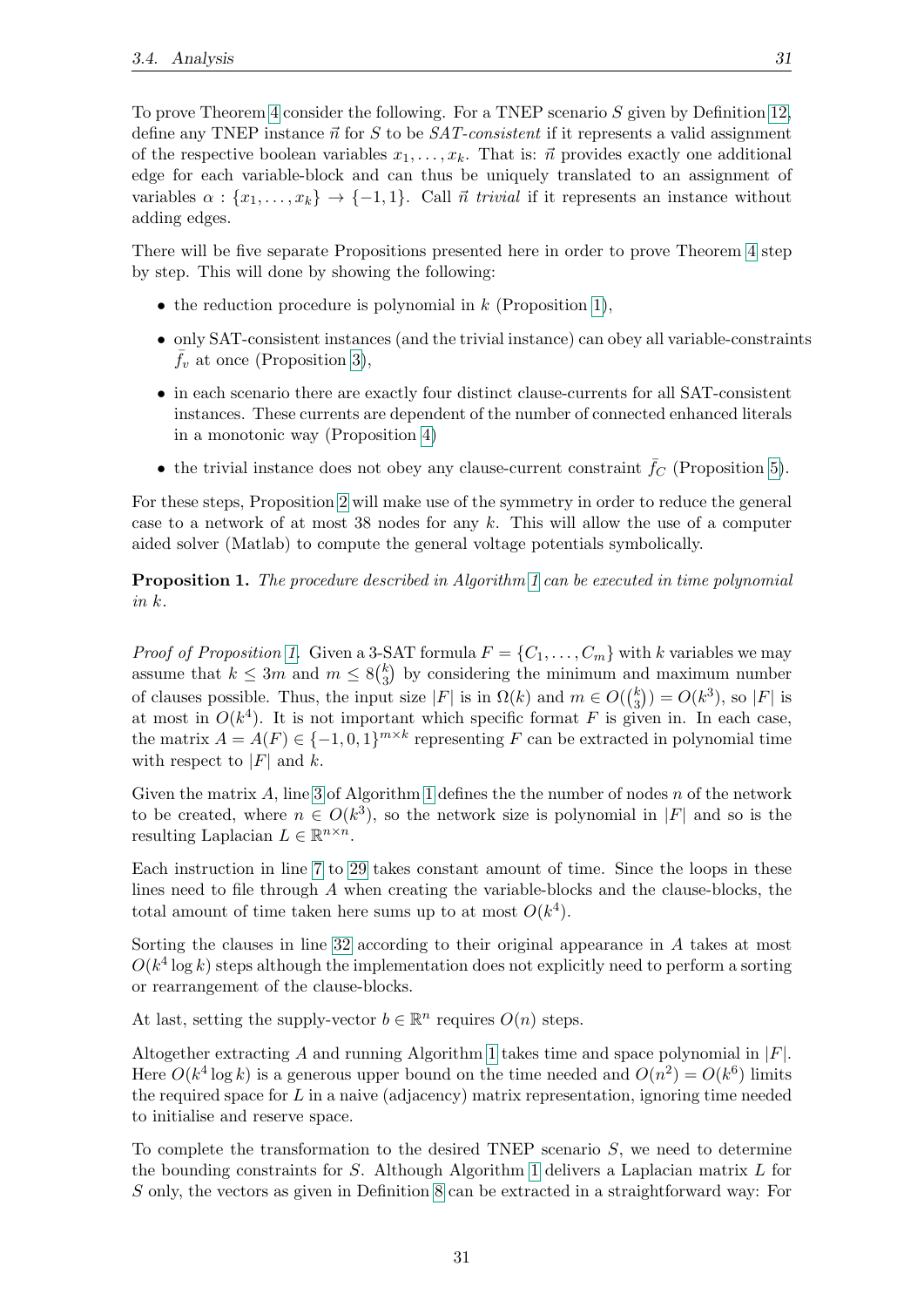To prove Theorem 4 consider the following. For a TNEP scenario $S$ given by Definition 12, define any TNEP instance $\vec{n}$ for $S$ to be *SAT-consistent* if it represents a valid assignment of the respective boolean variables $x_1, \ldots, x_k$. That is: $\vec{n}$ provides exactly one additional edge for each variable-block and can thus be uniquely translated to an assignment of variables $\alpha : \{x_1, \ldots, x_k\} \to \{-1, 1\}$. Call $\vec{n}$ *trivial* if it represents an instance without adding edges.

There will be five separate Propositions presented here in order to prove Theorem 4 step by step. This will done by showing the following:

- the reduction procedure is polynomial in $k$ (Proposition 1),
- only SAT-consistent instances (and the trivial instance) can obey all variable-constraints $\bar{f}_v$ at once (Proposition 3),
- in each scenario there are exactly four distinct clause-currents for all SAT-consistent instances. These currents are dependent of the number of connected enhanced literals in a monotonic way (Proposition 4)
- the trivial instance does not obey any clause-current constraint $\bar{f}_C$ (Proposition 5).

For these steps, Proposition 2 will make use of the symmetry in order to reduce the general case to a network of at most 38 nodes for any $k$. This will allow the use of a computer aided solver (Matlab) to compute the general voltage potentials symbolically.

**Proposition 1.** *The procedure described in Algorithm 1 can be executed in time polynomial in $k$.*

*Proof of Proposition 1.* Given a 3-SAT formula $F = \{C_1, \ldots, C_m\}$ with $k$ variables we may assume that $k \leq 3m$ and $m \leq 8\binom{k}{3}$ by considering the minimum and maximum number of clauses possible. Thus, the input size $|F|$ is in $\Omega(k)$ and $m \in O(\binom{k}{3}) = O(k^3)$, so $|F|$ is at most in $O(k^4)$. It is not important which specific format $F$ is given in. In each case, the matrix $A = A(F) \in \{-1, 0, 1\}^{m \times k}$ representing $F$ can be extracted in polynomial time with respect to $|F|$ and $k$.

Given the matrix $A$, line 3 of Algorithm 1 defines the the number of nodes $n$ of the network to be created, where $n \in O(k^3)$, so the network size is polynomial in $|F|$ and so is the resulting Laplacian $L \in \mathbb{R}^{n \times n}$.

Each instruction in line 7 to 29 takes constant amount of time. Since the loops in these lines need to file through $A$ when creating the variable-blocks and the clause-blocks, the total amount of time taken here sums up to at most $O(k^4)$.

Sorting the clauses in line 32 according to their original appearance in $A$ takes at most $O(k^4 \log k)$ steps although the implementation does not explicitly need to perform a sorting or rearrangement of the clause-blocks.

At last, setting the supply-vector $b \in \mathbb{R}^n$ requires $O(n)$ steps.

Altogether extracting $A$ and running Algorithm 1 takes time and space polynomial in $|F|$. Here $O(k^4 \log k)$ is a generous upper bound on the time needed and $O(n^2) = O(k^6)$ limits the required space for $L$ in a naive (adjacency) matrix representation, ignoring time needed to initialise and reserve space.

To complete the transformation to the desired TNEP scenario $S$, we need to determine the bounding constraints for $S$. Although Algorithm 1 delivers a Laplacian matrix $L$ for $S$ only, the vectors as given in Definition 8 can be extracted in a straightforward way: For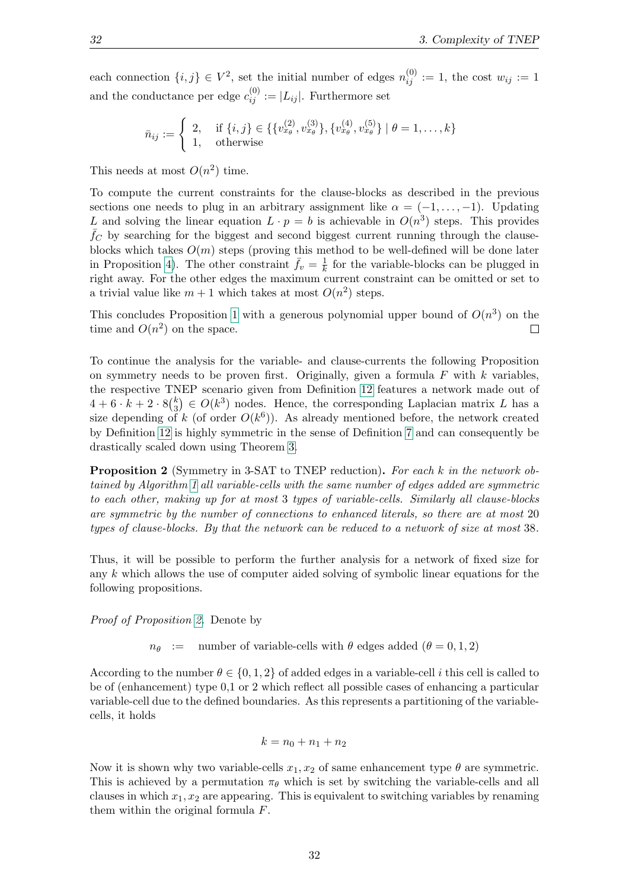each connection $\{i,j\} \in V^2$, set the initial number of edges $n_{ij}^{(0)} := 1$, the cost $w_{ij} := 1$ and the conductance per edge $c_{ij}^{(0)} := |L_{ij}|$. Furthermore set

$$\bar{n}_{ij} := \begin{cases} 2, & \text{if } \{i,j\} \in \{\{v_{x_\theta}^{(2)}, v_{x_\theta}^{(3)}\}, \{v_{x_\theta}^{(4)}, v_{x_\theta}^{(5)}\} \mid \theta = 1,\ldots,k\} \\ 1, & \text{otherwise} \end{cases}$$

This needs at most $O(n^2)$ time.

To compute the current constraints for the clause-blocks as described in the previous sections one needs to plug in an arbitrary assignment like $\alpha = (-1,\ldots,-1)$. Updating $L$ and solving the linear equation $L \cdot p = b$ is achievable in $O(n^3)$ steps. This provides $\bar{f}_C$ by searching for the biggest and second biggest current running through the clause-blocks which takes $O(m)$ steps (proving this method to be well-defined will be done later in Proposition 4). The other constraint $\bar{f}_v = \frac{1}{k}$ for the variable-blocks can be plugged in right away. For the other edges the maximum current constraint can be omitted or set to a trivial value like $m+1$ which takes at most $O(n^2)$ steps.

This concludes Proposition 1 with a generous polynomial upper bound of $O(n^3)$ on the time and $O(n^2)$ on the space. $\square$

To continue the analysis for the variable- and clause-currents the following Proposition on symmetry needs to be proven first. Originally, given a formula $F$ with $k$ variables, the respective TNEP scenario given from Definition 12 features a network made out of $4 + 6 \cdot k + 2 \cdot 8\binom{k}{3} \in O(k^3)$ nodes. Hence, the corresponding Laplacian matrix $L$ has a size depending of $k$ (of order $O(k^6)$). As already mentioned before, the network created by Definition 12 is highly symmetric in the sense of Definition 7 and can consequently be drastically scaled down using Theorem 3.

**Proposition 2** (Symmetry in 3-SAT to TNEP reduction)**.** *For each $k$ in the network obtained by Algorithm 1 all variable-cells with the same number of edges added are symmetric to each other, making up for at most 3 types of variable-cells. Similarly all clause-blocks are symmetric by the number of connections to enhanced literals, so there are at most 20 types of clause-blocks. By that the network can be reduced to a network of size at most 38.*

Thus, it will be possible to perform the further analysis for a network of fixed size for any $k$ which allows the use of computer aided solving of symbolic linear equations for the following propositions.

*Proof of Proposition 2.* Denote by

$$n_\theta \quad := \quad \text{number of variable-cells with } \theta \text{ edges added } (\theta = 0,1,2)$$

According to the number $\theta \in \{0,1,2\}$ of added edges in a variable-cell $i$ this cell is called to be of (enhancement) type 0,1 or 2 which reflect all possible cases of enhancing a particular variable-cell due to the defined boundaries. As this represents a partitioning of the variable-cells, it holds

$$k = n_0 + n_1 + n_2$$

Now it is shown why two variable-cells $x_1, x_2$ of same enhancement type $\theta$ are symmetric. This is achieved by a permutation $\pi_\theta$ which is set by switching the variable-cells and all clauses in which $x_1, x_2$ are appearing. This is equivalent to switching variables by renaming them within the original formula $F$.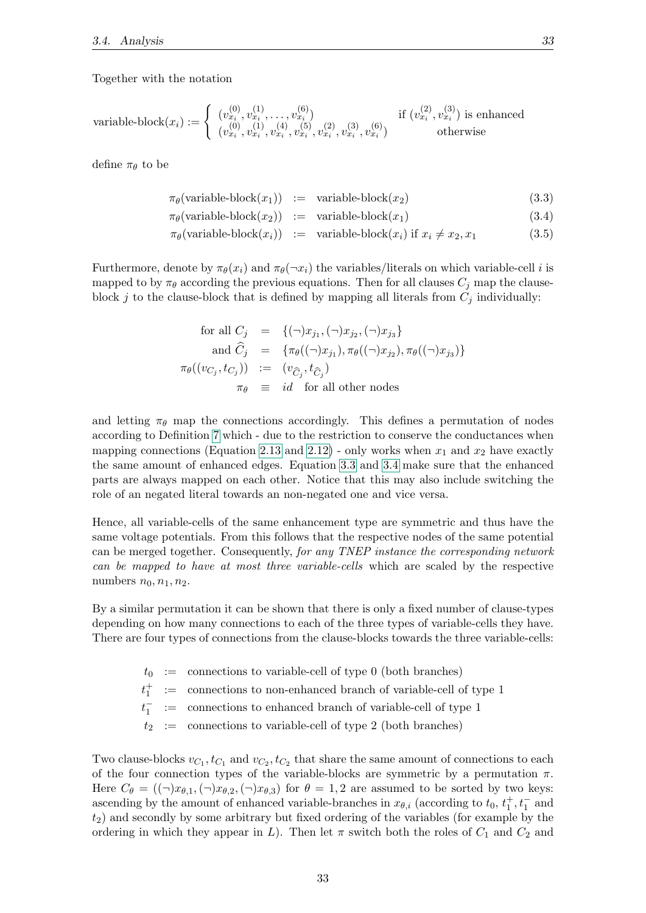Together with the notation

$$\text{variable-block}(x_i) := \begin{cases} (v_{x_i}^{(0)}, v_{x_i}^{(1)}, \ldots, v_{x_i}^{(6)}) & \text{if } (v_{x_i}^{(2)}, v_{x_i}^{(3)}) \text{ is enhanced} \\ (v_{x_i}^{(0)}, v_{x_i}^{(1)}, v_{x_i}^{(4)}, v_{x_i}^{(5)}, v_{x_i}^{(2)}, v_{x_i}^{(3)}, v_{x_i}^{(6)}) & \text{otherwise} \end{cases}$$

define $\pi_\theta$ to be

$$\pi_\theta(\text{variable-block}(x_1)) := \text{variable-block}(x_2) \tag{3.3}$$

$$\pi_\theta(\text{variable-block}(x_2)) := \text{variable-block}(x_1) \tag{3.4}$$

$$\pi_\theta(\text{variable-block}(x_i)) := \text{variable-block}(x_i) \text{ if } x_i \neq x_2, x_1 \tag{3.5}$$

Furthermore, denote by $\pi_\theta(x_i)$ and $\pi_\theta(\neg x_i)$ the variables/literals on which variable-cell $i$ is mapped to by $\pi_\theta$ according the previous equations. Then for all clauses $C_j$ map the clause-block $j$ to the clause-block that is defined by mapping all literals from $C_j$ individually:

$$\begin{aligned} \text{for all } C_j &= \{(\neg)x_{j_1}, (\neg)x_{j_2}, (\neg)x_{j_3}\} \\ \text{and } \widehat{C}_j &= \{\pi_\theta((\neg)x_{j_1}), \pi_\theta((\neg)x_{j_2}), \pi_\theta((\neg)x_{j_3})\} \\ \pi_\theta((v_{C_j}, t_{C_j})) &:= (v_{\widehat{C}_j}, t_{\widehat{C}_j}) \\ \pi_\theta &\equiv id \quad \text{for all other nodes} \end{aligned}$$

and letting $\pi_\theta$ map the connections accordingly. This defines a permutation of nodes according to Definition 7 which - due to the restriction to conserve the conductances when mapping connections (Equation 2.13 and 2.12) - only works when $x_1$ and $x_2$ have exactly the same amount of enhanced edges. Equation 3.3 and 3.4 make sure that the enhanced parts are always mapped on each other. Notice that this may also include switching the role of an negated literal towards an non-negated one and vice versa.

Hence, all variable-cells of the same enhancement type are symmetric and thus have the same voltage potentials. From this follows that the respective nodes of the same potential can be merged together. Consequently, *for any TNEP instance the corresponding network can be mapped to have at most three variable-cells* which are scaled by the respective numbers $n_0, n_1, n_2$.

By a similar permutation it can be shown that there is only a fixed number of clause-types depending on how many connections to each of the three types of variable-cells they have. There are four types of connections from the clause-blocks towards the three variable-cells:

$$\begin{aligned} t_0 &:= \text{connections to variable-cell of type 0 (both branches)} \\ t_1^+ &:= \text{connections to non-enhanced branch of variable-cell of type 1} \\ t_1^- &:= \text{connections to enhanced branch of variable-cell of type 1} \\ t_2 &:= \text{connections to variable-cell of type 2 (both branches)} \end{aligned}$$

Two clause-blocks $v_{C_1}, t_{C_1}$ and $v_{C_2}, t_{C_2}$ that share the same amount of connections to each of the four connection types of the variable-blocks are symmetric by a permutation $\pi$. Here $C_\theta = ((\neg)x_{\theta,1}, (\neg)x_{\theta,2}, (\neg)x_{\theta,3})$ for $\theta = 1, 2$ are assumed to be sorted by two keys: ascending by the amount of enhanced variable-branches in $x_{\theta,i}$ (according to $t_0$, $t_1^+, t_1^-$ and $t_2$) and secondly by some arbitrary but fixed ordering of the variables (for example by the ordering in which they appear in $L$). Then let $\pi$ switch both the roles of $C_1$ and $C_2$ and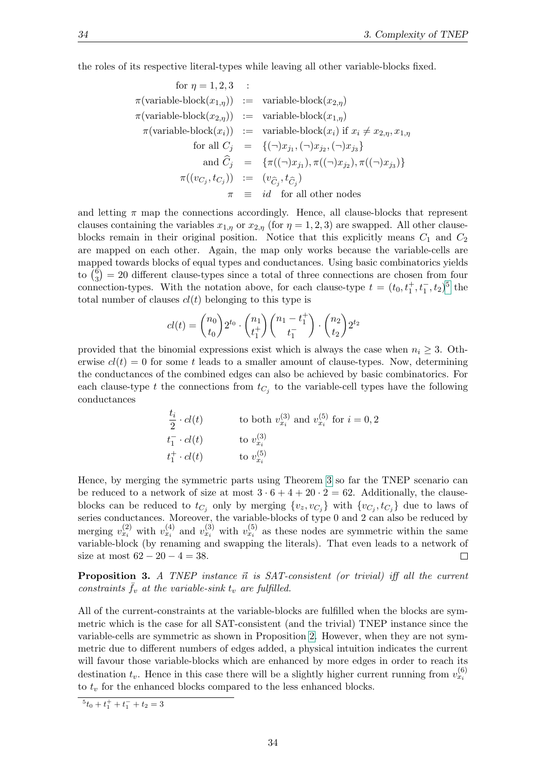the roles of its respective literal-types while leaving all other variable-blocks fixed.

$$
\begin{aligned}
\text{for } \eta = 1,2,3 \quad &: \\
\pi(\text{variable-block}(x_{1,\eta})) &:= \text{variable-block}(x_{2,\eta}) \\
\pi(\text{variable-block}(x_{2,\eta})) &:= \text{variable-block}(x_{1,\eta}) \\
\pi(\text{variable-block}(x_i)) &:= \text{variable-block}(x_i) \text{ if } x_i \neq x_{2,\eta}, x_{1,\eta} \\
\text{for all } C_j &= \{(\neg)x_{j_1}, (\neg)x_{j_2}, (\neg)x_{j_3}\} \\
\text{and } \widehat{C}_j &= \{\pi((\neg)x_{j_1}), \pi((\neg)x_{j_2}), \pi((\neg)x_{j_3})\} \\
\pi((v_{C_j}, t_{C_j})) &:= (v_{\widehat{C}_j}, t_{\widehat{C}_j}) \\
\pi &\equiv id \quad \text{for all other nodes}
\end{aligned}
$$

and letting $\pi$ map the connections accordingly. Hence, all clause-blocks that represent clauses containing the variables $x_{1,\eta}$ or $x_{2,\eta}$ (for $\eta = 1,2,3$) are swapped. All other clause-blocks remain in their original position. Notice that this explicitly means $C_1$ and $C_2$ are mapped on each other. Again, the map only works because the variable-cells are mapped towards blocks of equal types and conductances. Using basic combinatorics yields to $\binom{6}{3} = 20$ different clause-types since a total of three connections are chosen from four connection-types. With the notation above, for each clause-type $t = (t_0, t_1^+, t_1^-, t_2)$[5] the total number of clauses $cl(t)$ belonging to this type is

$$
cl(t) = \binom{n_0}{t_0} 2^{t_0} \cdot \binom{n_1}{t_1^+}\binom{n_1 - t_1^+}{t_1^-} \cdot \binom{n_2}{t_2} 2^{t_2}
$$

provided that the binomial expressions exist which is always the case when $n_i \geq 3$. Otherwise $cl(t) = 0$ for some $t$ leads to a smaller amount of clause-types. Now, determining the conductances of the combined edges can also be achieved by basic combinatorics. For each clause-type $t$ the connections from $t_{C_j}$ to the variable-cell types have the following conductances

$$
\begin{aligned}
&\frac{t_i}{2} \cdot cl(t) && \text{to both } v_{x_i}^{(3)} \text{ and } v_{x_i}^{(5)} \text{ for } i = 0,2 \\
&t_1^- \cdot cl(t) && \text{to } v_{x_i}^{(3)} \\
&t_1^+ \cdot cl(t) && \text{to } v_{x_i}^{(5)}
\end{aligned}
$$

Hence, by merging the symmetric parts using Theorem 3 so far the TNEP scenario can be reduced to a network of size at most $3 \cdot 6 + 4 + 20 \cdot 2 = 62$. Additionally, the clause-blocks can be reduced to $t_{C_j}$ only by merging $\{v_z, v_{C_j}\}$ with $\{v_{C_j}, t_{C_j}\}$ due to laws of series conductances. Moreover, the variable-blocks of type 0 and 2 can also be reduced by merging $v_{x_i}^{(2)}$ with $v_{x_i}^{(4)}$ and $v_{x_i}^{(3)}$ with $v_{x_i}^{(5)}$ as these nodes are symmetric within the same variable-block (by renaming and swapping the literals). That even leads to a network of size at most $62 - 20 - 4 = 38$. □

**Proposition 3.** *A TNEP instance $\vec{n}$ is SAT-consistent (or trivial) iff all the current constraints $\bar{f}_v$ at the variable-sink $t_v$ are fulfilled.*

All of the current-constraints at the variable-blocks are fulfilled when the blocks are symmetric which is the case for all SAT-consistent (and the trivial) TNEP instance since the variable-cells are symmetric as shown in Proposition 2. However, when they are not symmetric due to different numbers of edges added, a physical intuition indicates the current will favour those variable-blocks which are enhanced by more edges in order to reach its destination $t_v$. Hence in this case there will be a slightly higher current running from $v_{x_i}^{(6)}$ to $t_v$ for the enhanced blocks compared to the less enhanced blocks.

[5] $t_0 + t_1^+ + t_1^- + t_2 = 3$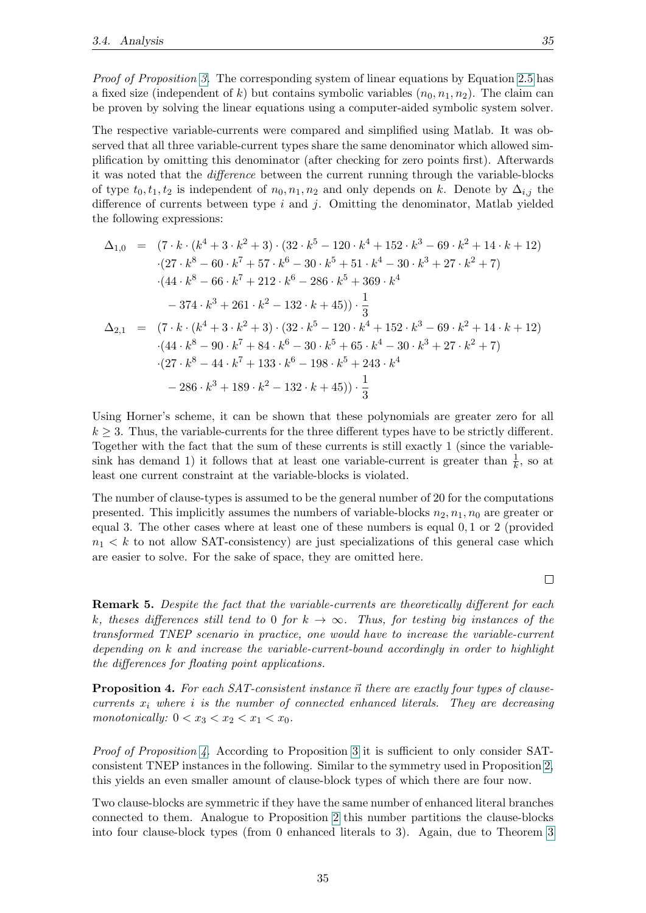*Proof of Proposition 3.* The corresponding system of linear equations by Equation 2.5 has a fixed size (independent of $k$) but contains symbolic variables $(n_0, n_1, n_2)$. The claim can be proven by solving the linear equations using a computer-aided symbolic system solver.

The respective variable-currents were compared and simplified using Matlab. It was observed that all three variable-current types share the same denominator which allowed simplification by omitting this denominator (after checking for zero points first). Afterwards it was noted that the *difference* between the current running through the variable-blocks of type $t_0, t_1, t_2$ is independent of $n_0, n_1, n_2$ and only depends on $k$. Denote by $\Delta_{i,j}$ the difference of currents between type $i$ and $j$. Omitting the denominator, Matlab yielded the following expressions:

$$
\begin{aligned}
\Delta_{1,0} &= (7 \cdot k \cdot (k^4 + 3 \cdot k^2 + 3) \cdot (32 \cdot k^5 - 120 \cdot k^4 + 152 \cdot k^3 - 69 \cdot k^2 + 14 \cdot k + 12) \\
&\quad \cdot (27 \cdot k^8 - 60 \cdot k^7 + 57 \cdot k^6 - 30 \cdot k^5 + 51 \cdot k^4 - 30 \cdot k^3 + 27 \cdot k^2 + 7) \\
&\quad \cdot (44 \cdot k^8 - 66 \cdot k^7 + 212 \cdot k^6 - 286 \cdot k^5 + 369 \cdot k^4 \\
&\qquad - 374 \cdot k^3 + 261 \cdot k^2 - 132 \cdot k + 45)) \cdot \frac{1}{3} \\
\Delta_{2,1} &= (7 \cdot k \cdot (k^4 + 3 \cdot k^2 + 3) \cdot (32 \cdot k^5 - 120 \cdot k^4 + 152 \cdot k^3 - 69 \cdot k^2 + 14 \cdot k + 12) \\
&\quad \cdot (44 \cdot k^8 - 90 \cdot k^7 + 84 \cdot k^6 - 30 \cdot k^5 + 65 \cdot k^4 - 30 \cdot k^3 + 27 \cdot k^2 + 7) \\
&\quad \cdot (27 \cdot k^8 - 44 \cdot k^7 + 133 \cdot k^6 - 198 \cdot k^5 + 243 \cdot k^4 \\
&\qquad - 286 \cdot k^3 + 189 \cdot k^2 - 132 \cdot k + 45)) \cdot \frac{1}{3}
\end{aligned}
$$

Using Horner's scheme, it can be shown that these polynomials are greater zero for all $k \geq 3$. Thus, the variable-currents for the three different types have to be strictly different. Together with the fact that the sum of these currents is still exactly 1 (since the variable-sink has demand 1) it follows that at least one variable-current is greater than $\frac{1}{k}$, so at least one current constraint at the variable-blocks is violated.

The number of clause-types is assumed to be the general number of 20 for the computations presented. This implicitly assumes the numbers of variable-blocks $n_2, n_1, n_0$ are greater or equal 3. The other cases where at least one of these numbers is equal 0, 1 or 2 (provided $n_1 < k$ to not allow SAT-consistency) are just specializations of this general case which are easier to solve. For the sake of space, they are omitted here.

□

**Remark 5.** *Despite the fact that the variable-currents are theoretically different for each $k$, theses differences still tend to 0 for $k \to \infty$. Thus, for testing big instances of the transformed TNEP scenario in practice, one would have to increase the variable-current depending on $k$ and increase the variable-current-bound accordingly in order to highlight the differences for floating point applications.*

**Proposition 4.** *For each SAT-consistent instance $\vec{n}$ there are exactly four types of clause-currents $x_i$ where $i$ is the number of connected enhanced literals. They are decreasing monotonically: $0 < x_3 < x_2 < x_1 < x_0$.*

*Proof of Proposition 4.* According to Proposition 3 it is sufficient to only consider SAT-consistent TNEP instances in the following. Similar to the symmetry used in Proposition 2, this yields an even smaller amount of clause-block types of which there are four now.

Two clause-blocks are symmetric if they have the same number of enhanced literal branches connected to them. Analogue to Proposition 2 this number partitions the clause-blocks into four clause-block types (from 0 enhanced literals to 3). Again, due to Theorem 3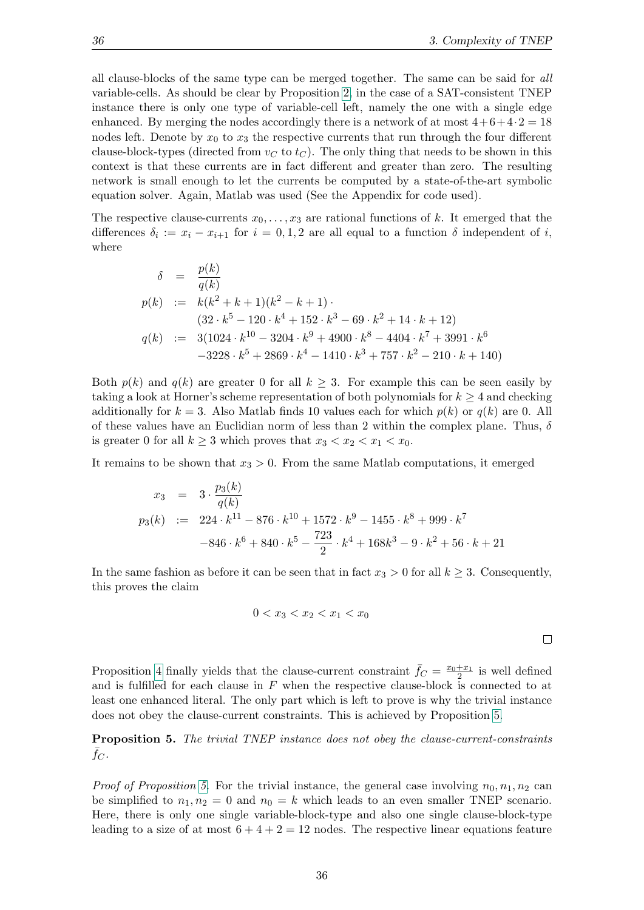all clause-blocks of the same type can be merged together. The same can be said for *all* variable-cells. As should be clear by Proposition 2, in the case of a SAT-consistent TNEP instance there is only one type of variable-cell left, namely the one with a single edge enhanced. By merging the nodes accordingly there is a network of at most $4+6+4\cdot 2 = 18$ nodes left. Denote by $x_0$ to $x_3$ the respective currents that run through the four different clause-block-types (directed from $v_C$ to $t_C$). The only thing that needs to be shown in this context is that these currents are in fact different and greater than zero. The resulting network is small enough to let the currents be computed by a state-of-the-art symbolic equation solver. Again, Matlab was used (See the Appendix for code used).

The respective clause-currents $x_0, \ldots, x_3$ are rational functions of $k$. It emerged that the differences $\delta_i := x_i - x_{i+1}$ for $i = 0, 1, 2$ are all equal to a function $\delta$ independent of $i$, where

$$
\begin{aligned}
\delta &= \frac{p(k)}{q(k)} \\
p(k) &:= k(k^2+k+1)(k^2-k+1)\cdot \\
&\quad (32\cdot k^5 - 120\cdot k^4 + 152\cdot k^3 - 69\cdot k^2 + 14\cdot k + 12) \\
q(k) &:= 3(1024\cdot k^{10} - 3204\cdot k^9 + 4900\cdot k^8 - 4404\cdot k^7 + 3991\cdot k^6 \\
&\quad -3228\cdot k^5 + 2869\cdot k^4 - 1410\cdot k^3 + 757\cdot k^2 - 210\cdot k + 140)
\end{aligned}
$$

Both $p(k)$ and $q(k)$ are greater 0 for all $k \geq 3$. For example this can be seen easily by taking a look at Horner's scheme representation of both polynomials for $k \geq 4$ and checking additionally for $k = 3$. Also Matlab finds 10 values each for which $p(k)$ or $q(k)$ are 0. All of these values have an Euclidian norm of less than 2 within the complex plane. Thus, $\delta$ is greater 0 for all $k \geq 3$ which proves that $x_3 < x_2 < x_1 < x_0$.

It remains to be shown that $x_3 > 0$. From the same Matlab computations, it emerged

$$
\begin{aligned}
x_3 &= 3\cdot\frac{p_3(k)}{q(k)} \\
p_3(k) &:= 224\cdot k^{11} - 876\cdot k^{10} + 1572\cdot k^9 - 1455\cdot k^8 + 999\cdot k^7 \\
&\quad -846\cdot k^6 + 840\cdot k^5 - \frac{723}{2}\cdot k^4 + 168k^3 - 9\cdot k^2 + 56\cdot k + 21
\end{aligned}
$$

In the same fashion as before it can be seen that in fact $x_3 > 0$ for all $k \geq 3$. Consequently, this proves the claim

$$
0 < x_3 < x_2 < x_1 < x_0
$$

□

Proposition 4 finally yields that the clause-current constraint $\bar{f}_C = \frac{x_0+x_1}{2}$ is well defined and is fulfilled for each clause in $F$ when the respective clause-block is connected to at least one enhanced literal. The only part which is left to prove is why the trivial instance does not obey the clause-current constraints. This is achieved by Proposition 5.

**Proposition 5.** *The trivial TNEP instance does not obey the clause-current-constraints* $\bar{f}_C$*.*

*Proof of Proposition 5.* For the trivial instance, the general case involving $n_0, n_1, n_2$ can be simplified to $n_1, n_2 = 0$ and $n_0 = k$ which leads to an even smaller TNEP scenario. Here, there is only one single variable-block-type and also one single clause-block-type leading to a size of at most $6+4+2 = 12$ nodes. The respective linear equations feature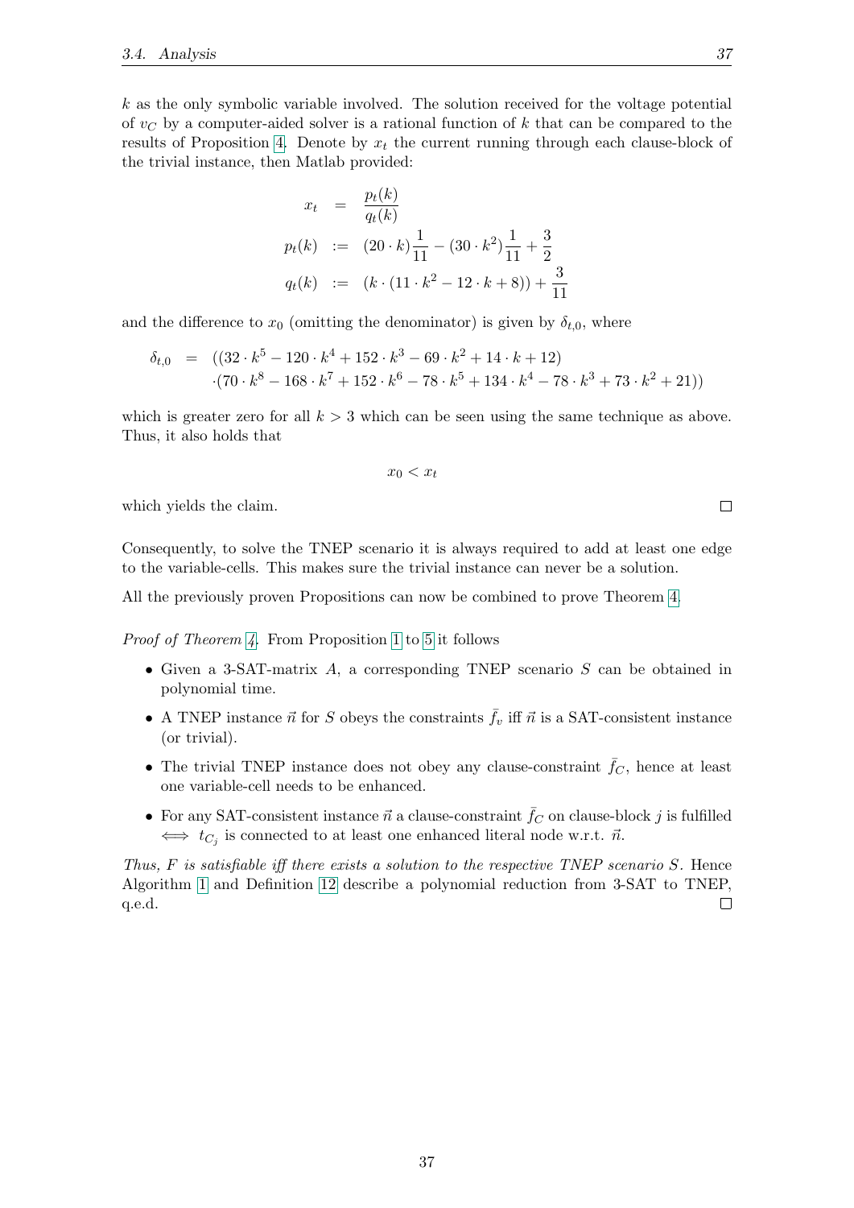$k$ as the only symbolic variable involved. The solution received for the voltage potential of $v_C$ by a computer-aided solver is a rational function of $k$ that can be compared to the results of Proposition 4. Denote by $x_t$ the current running through each clause-block of the trivial instance, then Matlab provided:

$$
\begin{aligned}
x_t &= \frac{p_t(k)}{q_t(k)} \\
p_t(k) &:= (20 \cdot k)\frac{1}{11} - (30 \cdot k^2)\frac{1}{11} + \frac{3}{2} \\
q_t(k) &:= (k \cdot (11 \cdot k^2 - 12 \cdot k + 8)) + \frac{3}{11}
\end{aligned}
$$

and the difference to $x_0$ (omitting the denominator) is given by $\delta_{t,0}$, where

$$
\begin{aligned}
\delta_{t,0} = \; & ((32 \cdot k^5 - 120 \cdot k^4 + 152 \cdot k^3 - 69 \cdot k^2 + 14 \cdot k + 12) \\
& \cdot (70 \cdot k^8 - 168 \cdot k^7 + 152 \cdot k^6 - 78 \cdot k^5 + 134 \cdot k^4 - 78 \cdot k^3 + 73 \cdot k^2 + 21))
\end{aligned}
$$

which is greater zero for all $k > 3$ which can be seen using the same technique as above. Thus, it also holds that

$$x_0 < x_t$$

which yields the claim. □

Consequently, to solve the TNEP scenario it is always required to add at least one edge to the variable-cells. This makes sure the trivial instance can never be a solution.

All the previously proven Propositions can now be combined to prove Theorem 4.

*Proof of Theorem 4.* From Proposition 1 to 5 it follows

- Given a 3-SAT-matrix $A$, a corresponding TNEP scenario $S$ can be obtained in polynomial time.
- A TNEP instance $\vec{n}$ for $S$ obeys the constraints $\bar{f}_v$ iff $\vec{n}$ is a SAT-consistent instance (or trivial).
- The trivial TNEP instance does not obey any clause-constraint $\bar{f}_C$, hence at least one variable-cell needs to be enhanced.
- For any SAT-consistent instance $\vec{n}$ a clause-constraint $\bar{f}_C$ on clause-block $j$ is fulfilled $\iff$ $t_{C_j}$ is connected to at least one enhanced literal node w.r.t. $\vec{n}$.

*Thus, $F$ is satisfiable iff there exists a solution to the respective TNEP scenario $S$.* Hence Algorithm 1 and Definition 12 describe a polynomial reduction from 3-SAT to TNEP, q.e.d. □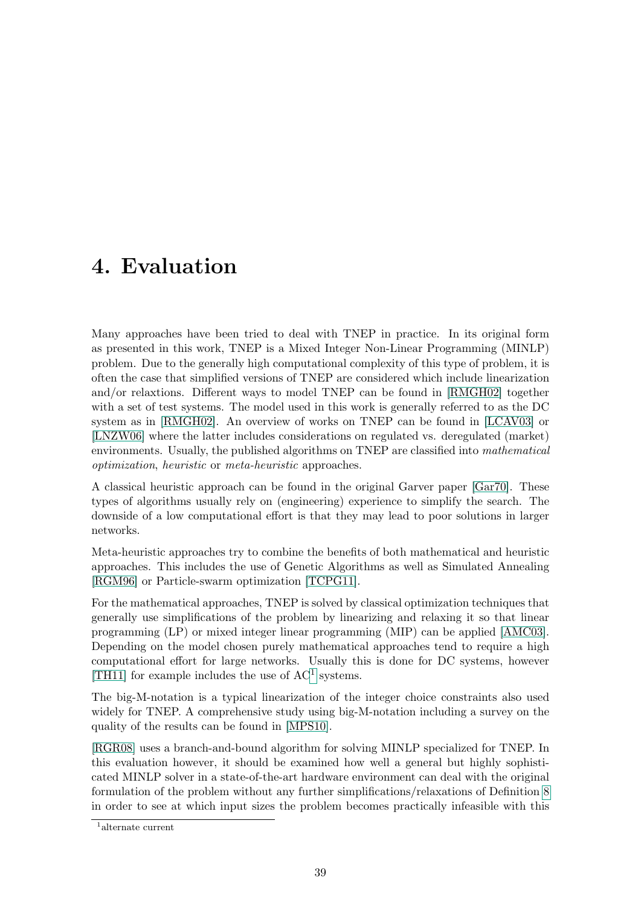# 4. Evaluation

Many approaches have been tried to deal with TNEP in practice. In its original form as presented in this work, TNEP is a Mixed Integer Non-Linear Programming (MINLP) problem. Due to the generally high computational complexity of this type of problem, it is often the case that simplified versions of TNEP are considered which include linearization and/or relaxtions. Different ways to model TNEP can be found in [RMGH02] together with a set of test systems. The model used in this work is generally referred to as the DC system as in [RMGH02]. An overview of works on TNEP can be found in [LCAV03] or [LNZW06] where the latter includes considerations on regulated vs. deregulated (market) environments. Usually, the published algorithms on TNEP are classified into *mathematical optimization*, *heuristic* or *meta-heuristic* approaches.

A classical heuristic approach can be found in the original Garver paper [Gar70]. These types of algorithms usually rely on (engineering) experience to simplify the search. The downside of a low computational effort is that they may lead to poor solutions in larger networks.

Meta-heuristic approaches try to combine the benefits of both mathematical and heuristic approaches. This includes the use of Genetic Algorithms as well as Simulated Annealing [RGM96] or Particle-swarm optimization [TCPG11].

For the mathematical approaches, TNEP is solved by classical optimization techniques that generally use simplifications of the problem by linearizing and relaxing it so that linear programming (LP) or mixed integer linear programming (MIP) can be applied [AMC03]. Depending on the model chosen purely mathematical approaches tend to require a high computational effort for large networks. Usually this is done for DC systems, however [TH11] for example includes the use of AC[1] systems.

The big-M-notation is a typical linearization of the integer choice constraints also used widely for TNEP. A comprehensive study using big-M-notation including a survey on the quality of the results can be found in [MPS10].

[RGR08] uses a branch-and-bound algorithm for solving MINLP specialized for TNEP. In this evaluation however, it should be examined how well a general but highly sophisticated MINLP solver in a state-of-the-art hardware environment can deal with the original formulation of the problem without any further simplifications/relaxations of Definition 8 in order to see at which input sizes the problem becomes practically infeasible with this

[1] alternate current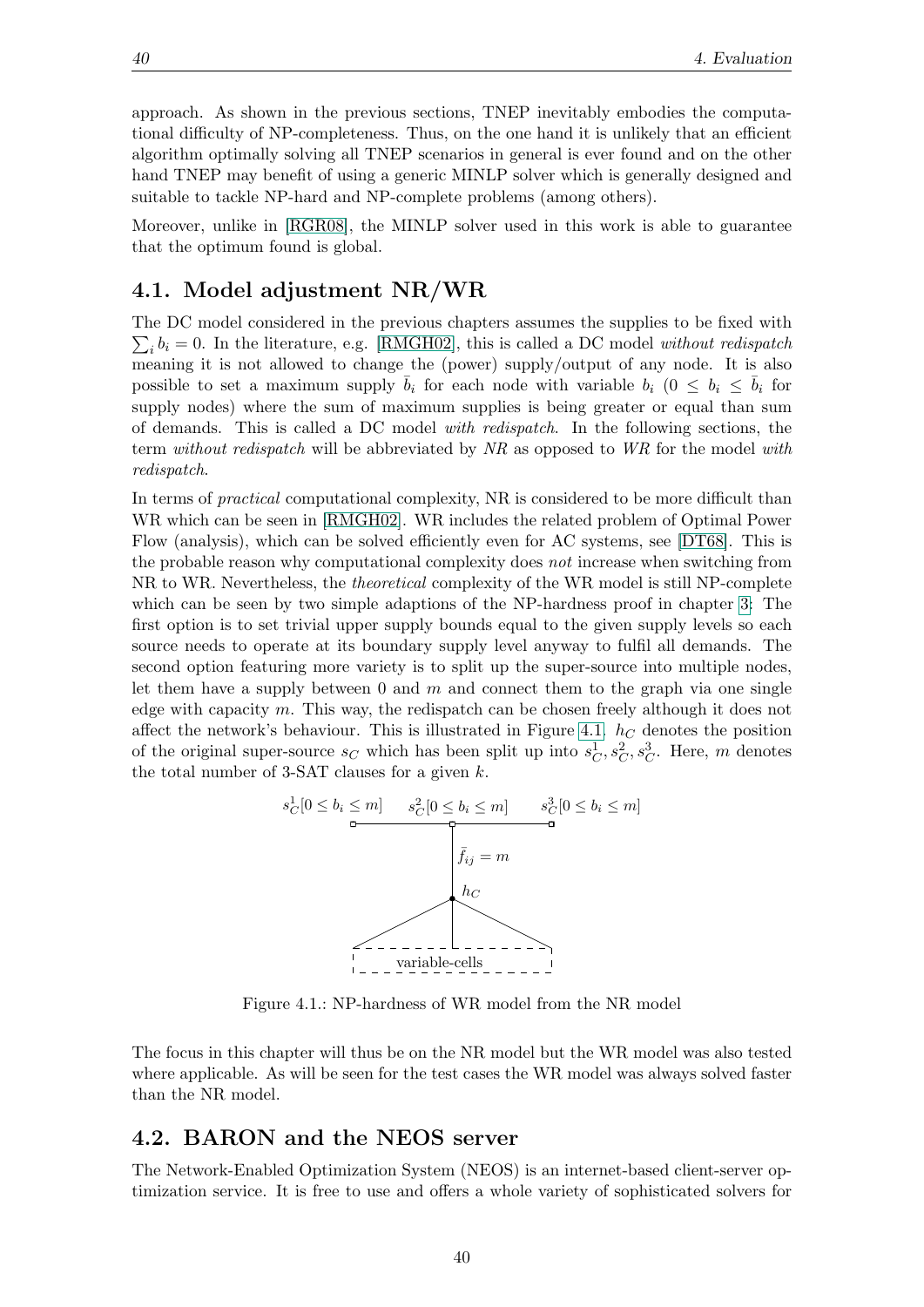approach. As shown in the previous sections, TNEP inevitably embodies the computational difficulty of NP-completeness. Thus, on the one hand it is unlikely that an efficient algorithm optimally solving all TNEP scenarios in general is ever found and on the other hand TNEP may benefit of using a generic MINLP solver which is generally designed and suitable to tackle NP-hard and NP-complete problems (among others).

Moreover, unlike in [RGR08], the MINLP solver used in this work is able to guarantee that the optimum found is global.

## 4.1. Model adjustment NR/WR

The DC model considered in the previous chapters assumes the supplies to be fixed with $\sum_i b_i = 0$. In the literature, e.g. [RMGH02], this is called a DC model *without redispatch* meaning it is not allowed to change the (power) supply/output of any node. It is also possible to set a maximum supply $\bar{b}_i$ for each node with variable $b_i$ ($0 \leq b_i \leq \bar{b}_i$ for supply nodes) where the sum of maximum supplies is being greater or equal than sum of demands. This is called a DC model *with redispatch*. In the following sections, the term *without redispatch* will be abbreviated by *NR* as opposed to *WR* for the model *with redispatch*.

In terms of *practical* computational complexity, NR is considered to be more difficult than WR which can be seen in [RMGH02]. WR includes the related problem of Optimal Power Flow (analysis), which can be solved efficiently even for AC systems, see [DT68]. This is the probable reason why computational complexity does *not* increase when switching from NR to WR. Nevertheless, the *theoretical* complexity of the WR model is still NP-complete which can be seen by two simple adaptions of the NP-hardness proof in chapter 3: The first option is to set trivial upper supply bounds equal to the given supply levels so each source needs to operate at its boundary supply level anyway to fulfil all demands. The second option featuring more variety is to split up the super-source into multiple nodes, let them have a supply between 0 and $m$ and connect them to the graph via one single edge with capacity $m$. This way, the redispatch can be chosen freely although it does not affect the network's behaviour. This is illustrated in Figure 4.1. $h_C$ denotes the position of the original super-source $s_C$ which has been split up into $s_C^1, s_C^2, s_C^3$. Here, $m$ denotes the total number of 3-SAT clauses for a given $k$.

$s_C^1[0 \leq b_i \leq m]$ $s_C^2[0 \leq b_i \leq m]$ $s_C^3[0 \leq b_i \leq m]$

$\bar{f}_{ij} = m$

$h_C$

variable-cells

Figure 4.1.: NP-hardness of WR model from the NR model

The focus in this chapter will thus be on the NR model but the WR model was also tested where applicable. As will be seen for the test cases the WR model was always solved faster than the NR model.

## 4.2. BARON and the NEOS server

The Network-Enabled Optimization System (NEOS) is an internet-based client-server optimization service. It is free to use and offers a whole variety of sophisticated solvers for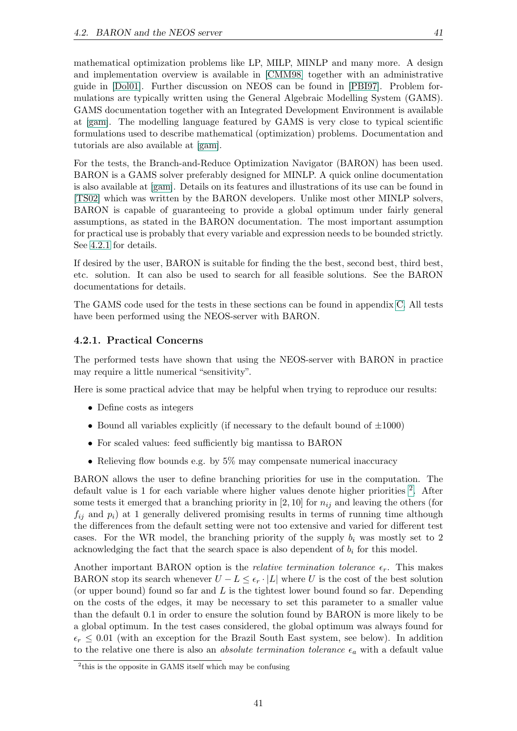mathematical optimization problems like LP, MILP, MINLP and many more. A design and implementation overview is available in [CMM98] together with an administrative guide in [Dol01]. Further discussion on NEOS can be found in [PBI97]. Problem formulations are typically written using the General Algebraic Modelling System (GAMS). GAMS documentation together with an Integrated Development Environment is available at [gam]. The modelling language featured by GAMS is very close to typical scientific formulations used to describe mathematical (optimization) problems. Documentation and tutorials are also available at [gam].

For the tests, the Branch-and-Reduce Optimization Navigator (BARON) has been used. BARON is a GAMS solver preferably designed for MINLP. A quick online documentation is also available at [gam]. Details on its features and illustrations of its use can be found in [TS02] which was written by the BARON developers. Unlike most other MINLP solvers, BARON is capable of guaranteeing to provide a global optimum under fairly general assumptions, as stated in the BARON documentation. The most important assumption for practical use is probably that every variable and expression needs to be bounded strictly. See 4.2.1 for details.

If desired by the user, BARON is suitable for finding the the best, second best, third best, etc. solution. It can also be used to search for all feasible solutions. See the BARON documentations for details.

The GAMS code used for the tests in these sections can be found in appendix C. All tests have been performed using the NEOS-server with BARON.

### 4.2.1. Practical Concerns

The performed tests have shown that using the NEOS-server with BARON in practice may require a little numerical "sensitivity".

Here is some practical advice that may be helpful when trying to reproduce our results:

- Define costs as integers
- Bound all variables explicitly (if necessary to the default bound of $\pm 1000$)
- For scaled values: feed sufficiently big mantissa to BARON
- Relieving flow bounds e.g. by 5% may compensate numerical inaccuracy

BARON allows the user to define branching priorities for use in the computation. The default value is 1 for each variable where higher values denote higher priorities [2]. After some tests it emerged that a branching priority in $[2, 10]$ for $n_{ij}$ and leaving the others (for $f_{ij}$ and $p_i$) at 1 generally delivered promising results in terms of running time although the differences from the default setting were not too extensive and varied for different test cases. For the WR model, the branching priority of the supply $b_i$ was mostly set to 2 acknowledging the fact that the search space is also dependent of $b_i$ for this model.

Another important BARON option is the *relative termination tolerance* $\epsilon_r$. This makes BARON stop its search whenever $U - L \leq \epsilon_r \cdot |L|$ where $U$ is the cost of the best solution (or upper bound) found so far and $L$ is the tightest lower bound found so far. Depending on the costs of the edges, it may be necessary to set this parameter to a smaller value than the default 0.1 in order to ensure the solution found by BARON is more likely to be a global optimum. In the test cases considered, the global optimum was always found for $\epsilon_r \leq 0.01$ (with an exception for the Brazil South East system, see below). In addition to the relative one there is also an *absolute termination tolerance* $\epsilon_a$ with a default value

[2] this is the opposite in GAMS itself which may be confusing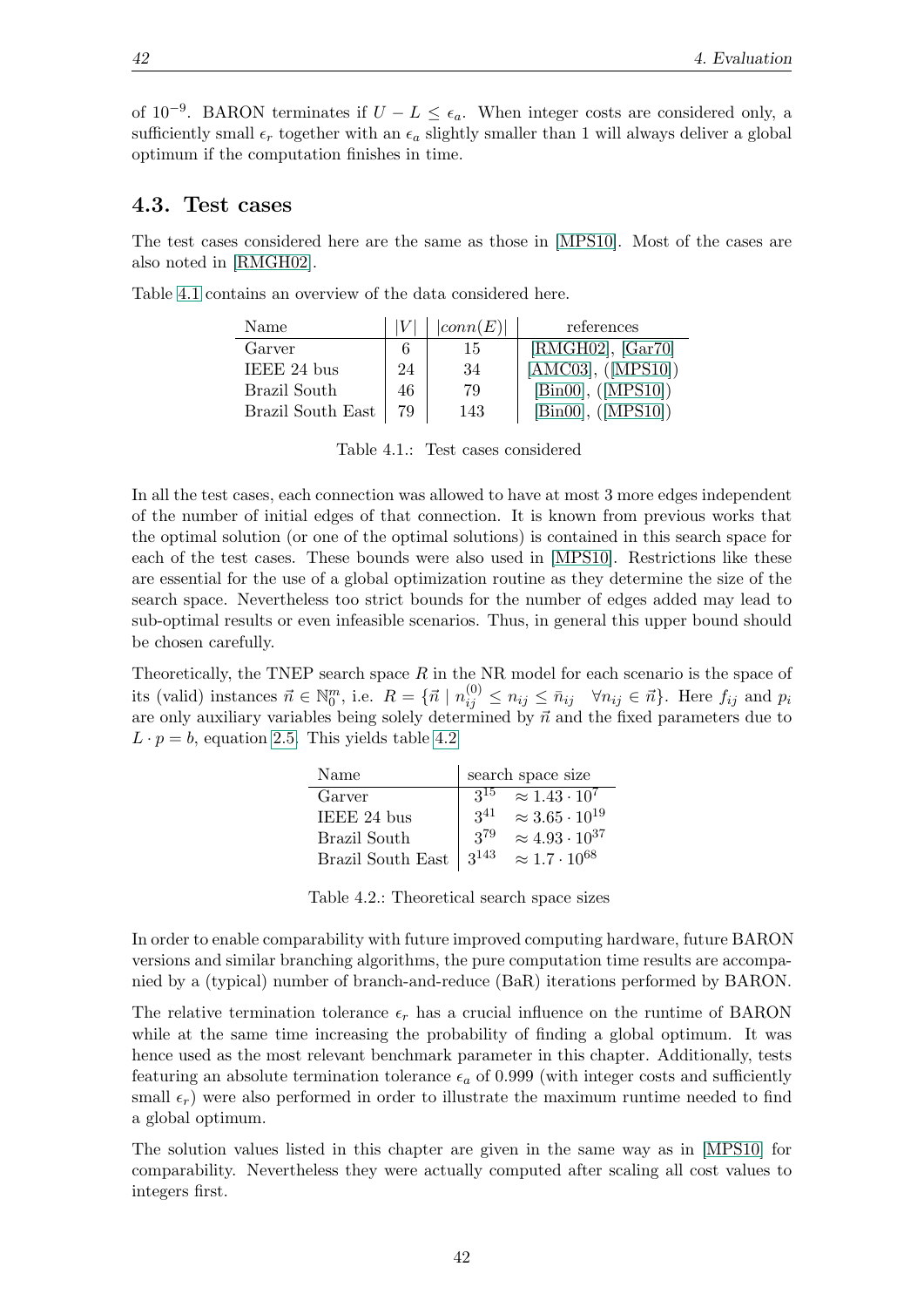of $10^{-9}$. BARON terminates if $U - L \leq \epsilon_a$. When integer costs are considered only, a sufficiently small $\epsilon_r$ together with an $\epsilon_a$ slightly smaller than 1 will always deliver a global optimum if the computation finishes in time.

## 4.3. Test cases

The test cases considered here are the same as those in [MPS10]. Most of the cases are also noted in [RMGH02].

Table 4.1 contains an overview of the data considered here.

| Name | $\|V\|$ | $\|conn(E)\|$ | references |
|---|---|---|---|
| Garver | 6 | 15 | [RMGH02], [Gar70] |
| IEEE 24 bus | 24 | 34 | [AMC03], ([MPS10]) |
| Brazil South | 46 | 79 | [Bin00], ([MPS10]) |
| Brazil South East | 79 | 143 | [Bin00], ([MPS10]) |

Table 4.1.: Test cases considered

In all the test cases, each connection was allowed to have at most 3 more edges independent of the number of initial edges of that connection. It is known from previous works that the optimal solution (or one of the optimal solutions) is contained in this search space for each of the test cases. These bounds were also used in [MPS10]. Restrictions like these are essential for the use of a global optimization routine as they determine the size of the search space. Nevertheless too strict bounds for the number of edges added may lead to sub-optimal results or even infeasible scenarios. Thus, in general this upper bound should be chosen carefully.

Theoretically, the TNEP search space $R$ in the NR model for each scenario is the space of its (valid) instances $\vec{n} \in \mathbb{N}_0^m$, i.e. $R = \{\vec{n} \mid n_{ij}^{(0)} \leq n_{ij} \leq \bar{n}_{ij} \quad \forall n_{ij} \in \vec{n}\}$. Here $f_{ij}$ and $p_i$ are only auxiliary variables being solely determined by $\vec{n}$ and the fixed parameters due to $L \cdot p = b$, equation 2.5. This yields table 4.2

| Name | search space size | |
|---|---|---|
| Garver | $3^{15}$ | $\approx 1.43 \cdot 10^{7}$ |
| IEEE 24 bus | $3^{41}$ | $\approx 3.65 \cdot 10^{19}$ |
| Brazil South | $3^{79}$ | $\approx 4.93 \cdot 10^{37}$ |
| Brazil South East | $3^{143}$ | $\approx 1.7 \cdot 10^{68}$ |

Table 4.2.: Theoretical search space sizes

In order to enable comparability with future improved computing hardware, future BARON versions and similar branching algorithms, the pure computation time results are accompanied by a (typical) number of branch-and-reduce (BaR) iterations performed by BARON.

The relative termination tolerance $\epsilon_r$ has a crucial influence on the runtime of BARON while at the same time increasing the probability of finding a global optimum. It was hence used as the most relevant benchmark parameter in this chapter. Additionally, tests featuring an absolute termination tolerance $\epsilon_a$ of 0.999 (with integer costs and sufficiently small $\epsilon_r$) were also performed in order to illustrate the maximum runtime needed to find a global optimum.

The solution values listed in this chapter are given in the same way as in [MPS10] for comparability. Nevertheless they were actually computed after scaling all cost values to integers first.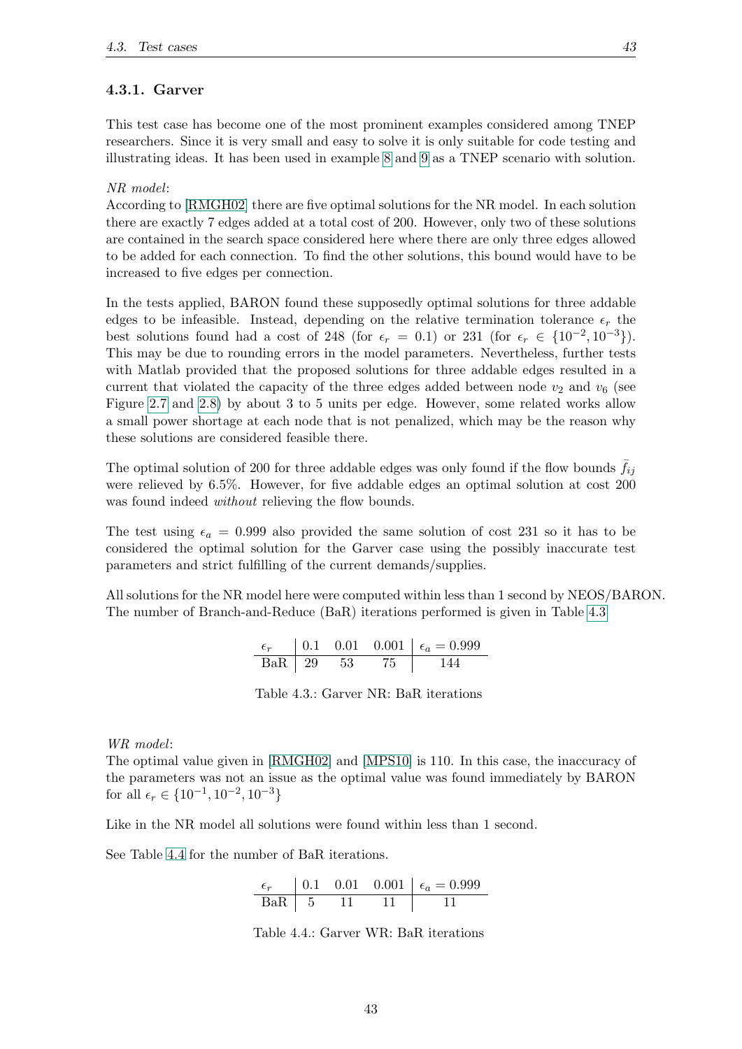### 4.3.1. Garver

This test case has become one of the most prominent examples considered among TNEP researchers. Since it is very small and easy to solve it is only suitable for code testing and illustrating ideas. It has been used in example 8 and 9 as a TNEP scenario with solution.

*NR model*:
According to [RMGH02] there are five optimal solutions for the NR model. In each solution there are exactly 7 edges added at a total cost of 200. However, only two of these solutions are contained in the search space considered here where there are only three edges allowed to be added for each connection. To find the other solutions, this bound would have to be increased to five edges per connection.

In the tests applied, BARON found these supposedly optimal solutions for three addable edges to be infeasible. Instead, depending on the relative termination tolerance $\epsilon_r$ the best solutions found had a cost of 248 (for $\epsilon_r = 0.1$) or 231 (for $\epsilon_r \in \{10^{-2}, 10^{-3}\}$). This may be due to rounding errors in the model parameters. Nevertheless, further tests with Matlab provided that the proposed solutions for three addable edges resulted in a current that violated the capacity of the three edges added between node $v_2$ and $v_6$ (see Figure 2.7 and 2.8) by about 3 to 5 units per edge. However, some related works allow a small power shortage at each node that is not penalized, which may be the reason why these solutions are considered feasible there.

The optimal solution of 200 for three addable edges was only found if the flow bounds $\bar{f}_{ij}$ were relieved by 6.5%. However, for five addable edges an optimal solution at cost 200 was found indeed *without* relieving the flow bounds.

The test using $\epsilon_a = 0.999$ also provided the same solution of cost 231 so it has to be considered the optimal solution for the Garver case using the possibly inaccurate test parameters and strict fulfilling of the current demands/supplies.

All solutions for the NR model here were computed within less than 1 second by NEOS/BARON. The number of Branch-and-Reduce (BaR) iterations performed is given in Table 4.3

| $\epsilon_r$ | 0.1 | 0.01 | 0.001 | $\epsilon_a = 0.999$ |
|---|---|---|---|---|
| BaR | 29 | 53 | 75 | 144 |

Table 4.3.: Garver NR: BaR iterations

*WR model*:
The optimal value given in [RMGH02] and [MPS10] is 110. In this case, the inaccuracy of the parameters was not an issue as the optimal value was found immediately by BARON for all $\epsilon_r \in \{10^{-1}, 10^{-2}, 10^{-3}\}$

Like in the NR model all solutions were found within less than 1 second.

See Table 4.4 for the number of BaR iterations.

| $\epsilon_r$ | 0.1 | 0.01 | 0.001 | $\epsilon_a = 0.999$ |
|---|---|---|---|---|
| BaR | 5 | 11 | 11 | 11 |

Table 4.4.: Garver WR: BaR iterations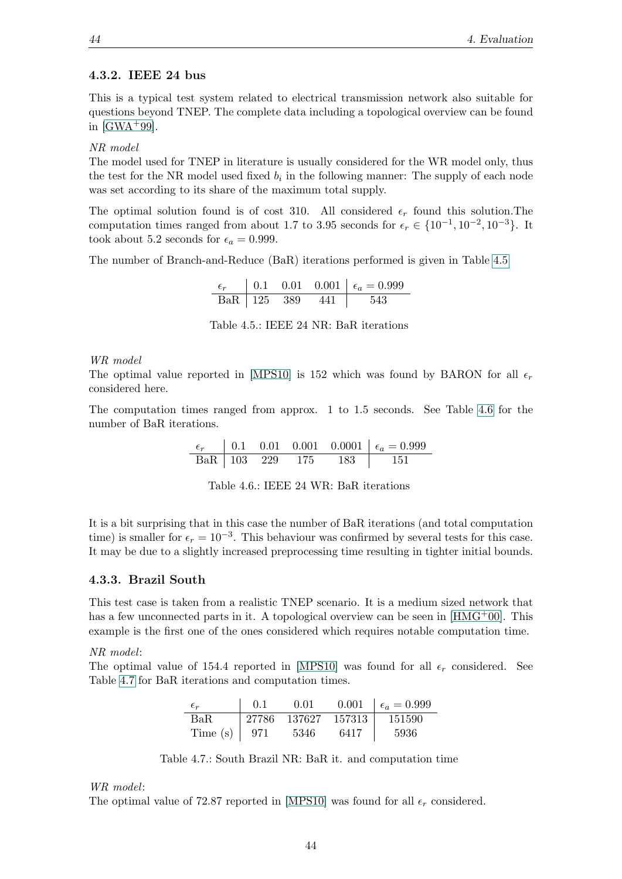### 4.3.2. IEEE 24 bus

This is a typical test system related to electrical transmission network also suitable for questions beyond TNEP. The complete data including a topological overview can be found in [GWA+99].

*NR model*
The model used for TNEP in literature is usually considered for the WR model only, thus the test for the NR model used fixed $b_i$ in the following manner: The supply of each node was set according to its share of the maximum total supply.

The optimal solution found is of cost 310. All considered $\epsilon_r$ found this solution.The computation times ranged from about 1.7 to 3.95 seconds for $\epsilon_r \in \{10^{-1}, 10^{-2}, 10^{-3}\}$. It took about 5.2 seconds for $\epsilon_a = 0.999$.

The number of Branch-and-Reduce (BaR) iterations performed is given in Table 4.5

| $\epsilon_r$ | 0.1 | 0.01 | 0.001 | $\epsilon_a = 0.999$ |
|---|---|---|---|---|
| BaR | 125 | 389 | 441 | 543 |

Table 4.5.: IEEE 24 NR: BaR iterations

*WR model*
The optimal value reported in [MPS10] is 152 which was found by BARON for all $\epsilon_r$ considered here.

The computation times ranged from approx. 1 to 1.5 seconds. See Table 4.6 for the number of BaR iterations.

| $\epsilon_r$ | 0.1 | 0.01 | 0.001 | 0.0001 | $\epsilon_a = 0.999$ |
|---|---|---|---|---|---|
| BaR | 103 | 229 | 175 | 183 | 151 |

Table 4.6.: IEEE 24 WR: BaR iterations

It is a bit surprising that in this case the number of BaR iterations (and total computation time) is smaller for $\epsilon_r = 10^{-3}$. This behaviour was confirmed by several tests for this case. It may be due to a slightly increased preprocessing time resulting in tighter initial bounds.

### 4.3.3. Brazil South

This test case is taken from a realistic TNEP scenario. It is a medium sized network that has a few unconnected parts in it. A topological overview can be seen in [HMG+00]. This example is the first one of the ones considered which requires notable computation time.

*NR model*:
The optimal value of 154.4 reported in [MPS10] was found for all $\epsilon_r$ considered. See Table 4.7 for BaR iterations and computation times.

| $\epsilon_r$ | 0.1 | 0.01 | 0.001 | $\epsilon_a = 0.999$ |
|---|---|---|---|---|
| BaR | 27786 | 137627 | 157313 | 151590 |
| Time (s) | 971 | 5346 | 6417 | 5936 |

Table 4.7.: South Brazil NR: BaR it. and computation time

*WR model*:
The optimal value of 72.87 reported in [MPS10] was found for all $\epsilon_r$ considered.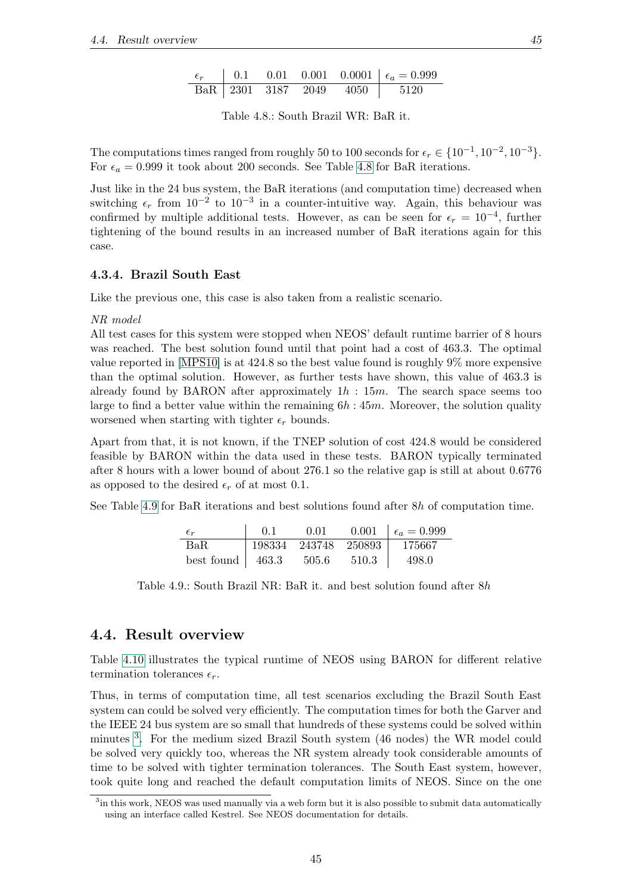| $\epsilon_r$ | 0.1 | 0.01 | 0.001 | 0.0001 | $\epsilon_a = 0.999$ |
|---|---|---|---|---|---|
| BaR | 2301 | 3187 | 2049 | 4050 | 5120 |

Table 4.8.: South Brazil WR: BaR it.

The computations times ranged from roughly 50 to 100 seconds for $\epsilon_r \in \{10^{-1}, 10^{-2}, 10^{-3}\}$. For $\epsilon_a = 0.999$ it took about 200 seconds. See Table 4.8 for BaR iterations.

Just like in the 24 bus system, the BaR iterations (and computation time) decreased when switching $\epsilon_r$ from $10^{-2}$ to $10^{-3}$ in a counter-intuitive way. Again, this behaviour was confirmed by multiple additional tests. However, as can be seen for $\epsilon_r = 10^{-4}$, further tightening of the bound results in an increased number of BaR iterations again for this case.

### 4.3.4. Brazil South East

Like the previous one, this case is also taken from a realistic scenario.

*NR model*
All test cases for this system were stopped when NEOS' default runtime barrier of 8 hours was reached. The best solution found until that point had a cost of 463.3. The optimal value reported in [MPS10] is at 424.8 so the best value found is roughly 9% more expensive than the optimal solution. However, as further tests have shown, this value of 463.3 is already found by BARON after approximately $1h : 15m$. The search space seems too large to find a better value within the remaining $6h : 45m$. Moreover, the solution quality worsened when starting with tighter $\epsilon_r$ bounds.

Apart from that, it is not known, if the TNEP solution of cost 424.8 would be considered feasible by BARON within the data used in these tests. BARON typically terminated after 8 hours with a lower bound of about 276.1 so the relative gap is still at about 0.6776 as opposed to the desired $\epsilon_r$ of at most 0.1.

See Table 4.9 for BaR iterations and best solutions found after $8h$ of computation time.

| $\epsilon_r$ | 0.1 | 0.01 | 0.001 | $\epsilon_a = 0.999$ |
|---|---|---|---|---|
| BaR | 198334 | 243748 | 250893 | 175667 |
| best found | 463.3 | 505.6 | 510.3 | 498.0 |

Table 4.9.: South Brazil NR: BaR it. and best solution found after $8h$

## 4.4. Result overview

Table 4.10 illustrates the typical runtime of NEOS using BARON for different relative termination tolerances $\epsilon_r$.

Thus, in terms of computation time, all test scenarios excluding the Brazil South East system can could be solved very efficiently. The computation times for both the Garver and the IEEE 24 bus system are so small that hundreds of these systems could be solved within minutes [3]. For the medium sized Brazil South system (46 nodes) the WR model could be solved very quickly too, whereas the NR system already took considerable amounts of time to be solved with tighter termination tolerances. The South East system, however, took quite long and reached the default computation limits of NEOS. Since on the one

[3] in this work, NEOS was used manually via a web form but it is also possible to submit data automatically using an interface called Kestrel. See NEOS documentation for details.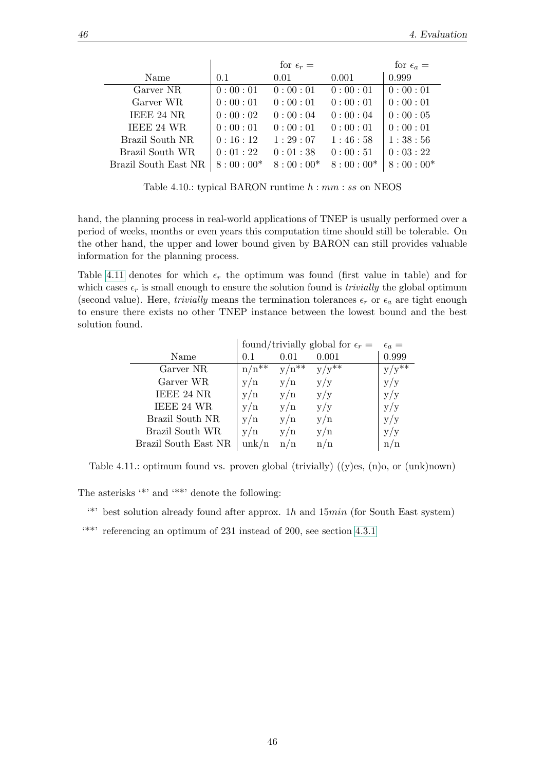| Name | for $\epsilon_r =$ | | | for $\epsilon_a =$ |
|---|---|---|---|---|
| | 0.1 | 0.01 | 0.001 | 0.999 |
| Garver NR | $0:00:01$ | $0:00:01$ | $0:00:01$ | $0:00:01$ |
| Garver WR | $0:00:01$ | $0:00:01$ | $0:00:01$ | $0:00:01$ |
| IEEE 24 NR | $0:00:02$ | $0:00:04$ | $0:00:04$ | $0:00:05$ |
| IEEE 24 WR | $0:00:01$ | $0:00:01$ | $0:00:01$ | $0:00:01$ |
| Brazil South NR | $0:16:12$ | $1:29:07$ | $1:46:58$ | $1:38:56$ |
| Brazil South WR | $0:01:22$ | $0:01:38$ | $0:00:51$ | $0:03:22$ |
| Brazil South East NR | $8:00:00$* | $8:00:00$* | $8:00:00$* | $8:00:00$* |

Table 4.10.: typical BARON runtime $h:mm:ss$ on NEOS

hand, the planning process in real-world applications of TNEP is usually performed over a period of weeks, months or even years this computation time should still be tolerable. On the other hand, the upper and lower bound given by BARON can still provides valuable information for the planning process.

Table 4.11 denotes for which $\epsilon_r$ the optimum was found (first value in table) and for which cases $\epsilon_r$ is small enough to ensure the solution found is *trivially* the global optimum (second value). Here, *trivially* means the termination tolerances $\epsilon_r$ or $\epsilon_a$ are tight enough to ensure there exists no other TNEP instance between the lowest bound and the best solution found.

| Name | found/trivially global for $\epsilon_r =$ | | | $\epsilon_a =$ |
|---|---|---|---|---|
| | 0.1 | 0.01 | 0.001 | 0.999 |
| Garver NR | n/n** | y/n** | y/y** | y/y** |
| Garver WR | y/n | y/n | y/y | y/y |
| IEEE 24 NR | y/n | y/n | y/y | y/y |
| IEEE 24 WR | y/n | y/n | y/y | y/y |
| Brazil South NR | y/n | y/n | y/n | y/y |
| Brazil South WR | y/n | y/n | y/n | y/y |
| Brazil South East NR | unk/n | n/n | n/n | n/n |

Table 4.11.: optimum found vs. proven global (trivially) ((y)es, (n)o, or (unk)nown)

The asterisks '*' and '**' denote the following:

'*' best solution already found after approx. $1h$ and $15min$ (for South East system)

'**' referencing an optimum of 231 instead of 200, see section 4.3.1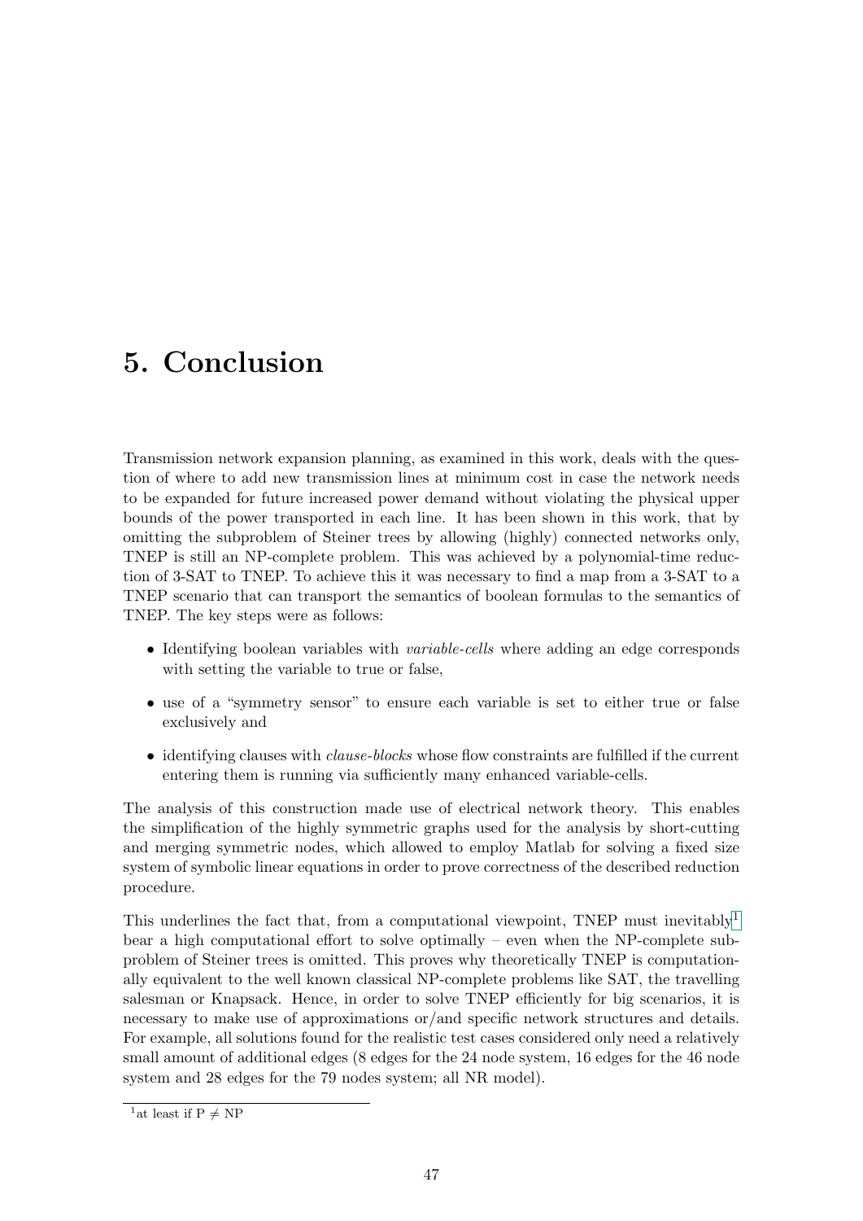# 5. Conclusion

Transmission network expansion planning, as examined in this work, deals with the question of where to add new transmission lines at minimum cost in case the network needs to be expanded for future increased power demand without violating the physical upper bounds of the power transported in each line. It has been shown in this work, that by omitting the subproblem of Steiner trees by allowing (highly) connected networks only, TNEP is still an NP-complete problem. This was achieved by a polynomial-time reduction of 3-SAT to TNEP. To achieve this it was necessary to find a map from a 3-SAT to a TNEP scenario that can transport the semantics of boolean formulas to the semantics of TNEP. The key steps were as follows:

- Identifying boolean variables with *variable-cells* where adding an edge corresponds with setting the variable to true or false,
- use of a "symmetry sensor" to ensure each variable is set to either true or false exclusively and
- identifying clauses with *clause-blocks* whose flow constraints are fulfilled if the current entering them is running via sufficiently many enhanced variable-cells.

The analysis of this construction made use of electrical network theory. This enables the simplification of the highly symmetric graphs used for the analysis by short-cutting and merging symmetric nodes, which allowed to employ Matlab for solving a fixed size system of symbolic linear equations in order to prove correctness of the described reduction procedure.

This underlines the fact that, from a computational viewpoint, TNEP must inevitably[1] bear a high computational effort to solve optimally – even when the NP-complete subproblem of Steiner trees is omitted. This proves why theoretically TNEP is computationally equivalent to the well known classical NP-complete problems like SAT, the travelling salesman or Knapsack. Hence, in order to solve TNEP efficiently for big scenarios, it is necessary to make use of approximations or/and specific network structures and details. For example, all solutions found for the realistic test cases considered only need a relatively small amount of additional edges (8 edges for the 24 node system, 16 edges for the 46 node system and 28 edges for the 79 nodes system; all NR model).

[1] at least if $P \neq NP$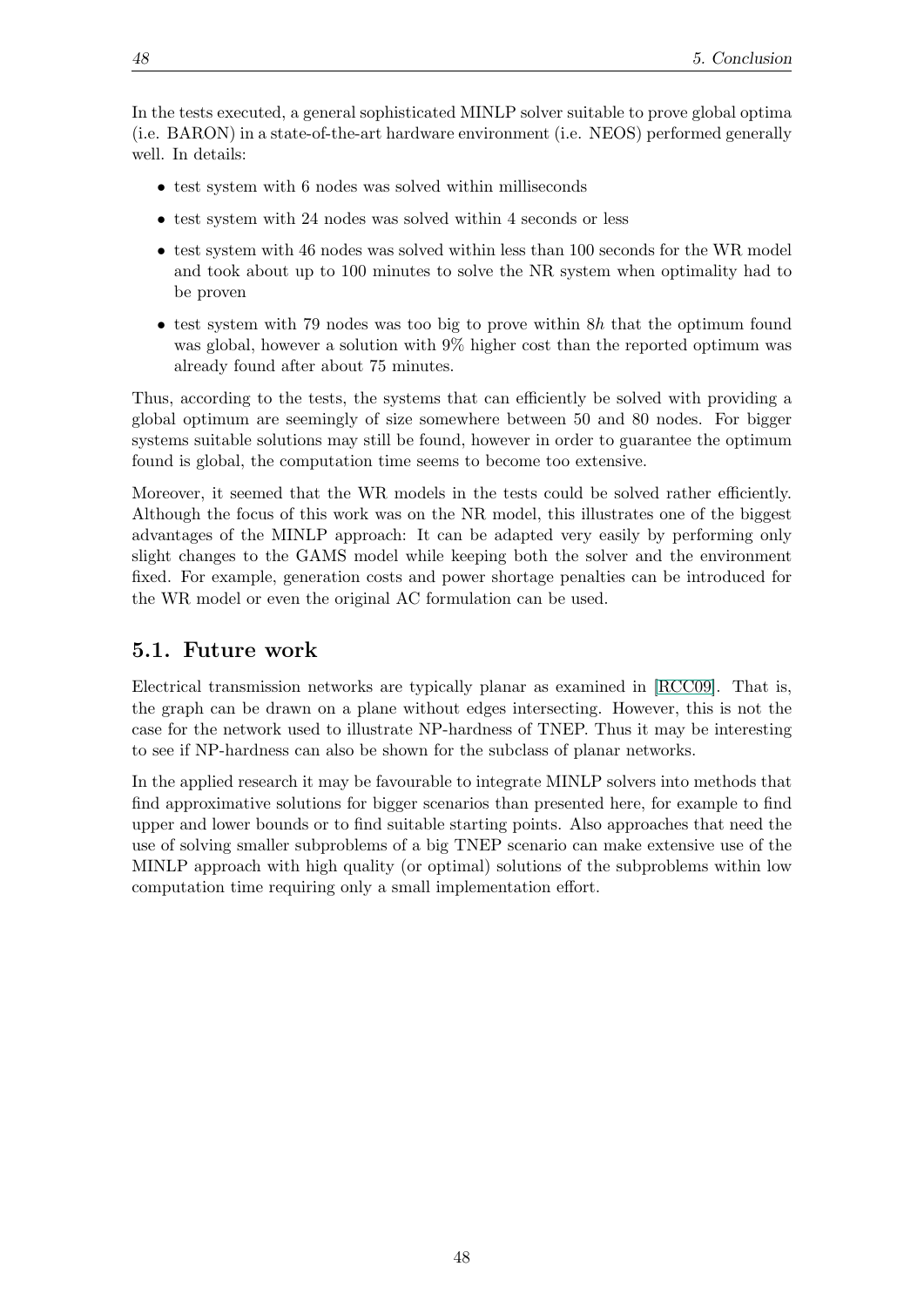In the tests executed, a general sophisticated MINLP solver suitable to prove global optima (i.e. BARON) in a state-of-the-art hardware environment (i.e. NEOS) performed generally well. In details:

- test system with 6 nodes was solved within milliseconds
- test system with 24 nodes was solved within 4 seconds or less
- test system with 46 nodes was solved within less than 100 seconds for the WR model and took about up to 100 minutes to solve the NR system when optimality had to be proven
- test system with 79 nodes was too big to prove within $8h$ that the optimum found was global, however a solution with 9% higher cost than the reported optimum was already found after about 75 minutes.

Thus, according to the tests, the systems that can efficiently be solved with providing a global optimum are seemingly of size somewhere between 50 and 80 nodes. For bigger systems suitable solutions may still be found, however in order to guarantee the optimum found is global, the computation time seems to become too extensive.

Moreover, it seemed that the WR models in the tests could be solved rather efficiently. Although the focus of this work was on the NR model, this illustrates one of the biggest advantages of the MINLP approach: It can be adapted very easily by performing only slight changes to the GAMS model while keeping both the solver and the environment fixed. For example, generation costs and power shortage penalties can be introduced for the WR model or even the original AC formulation can be used.

## 5.1. Future work

Electrical transmission networks are typically planar as examined in [RCC09]. That is, the graph can be drawn on a plane without edges intersecting. However, this is not the case for the network used to illustrate NP-hardness of TNEP. Thus it may be interesting to see if NP-hardness can also be shown for the subclass of planar networks.

In the applied research it may be favourable to integrate MINLP solvers into methods that find approximative solutions for bigger scenarios than presented here, for example to find upper and lower bounds or to find suitable starting points. Also approaches that need the use of solving smaller subproblems of a big TNEP scenario can make extensive use of the MINLP approach with high quality (or optimal) solutions of the subproblems within low computation time requiring only a small implementation effort.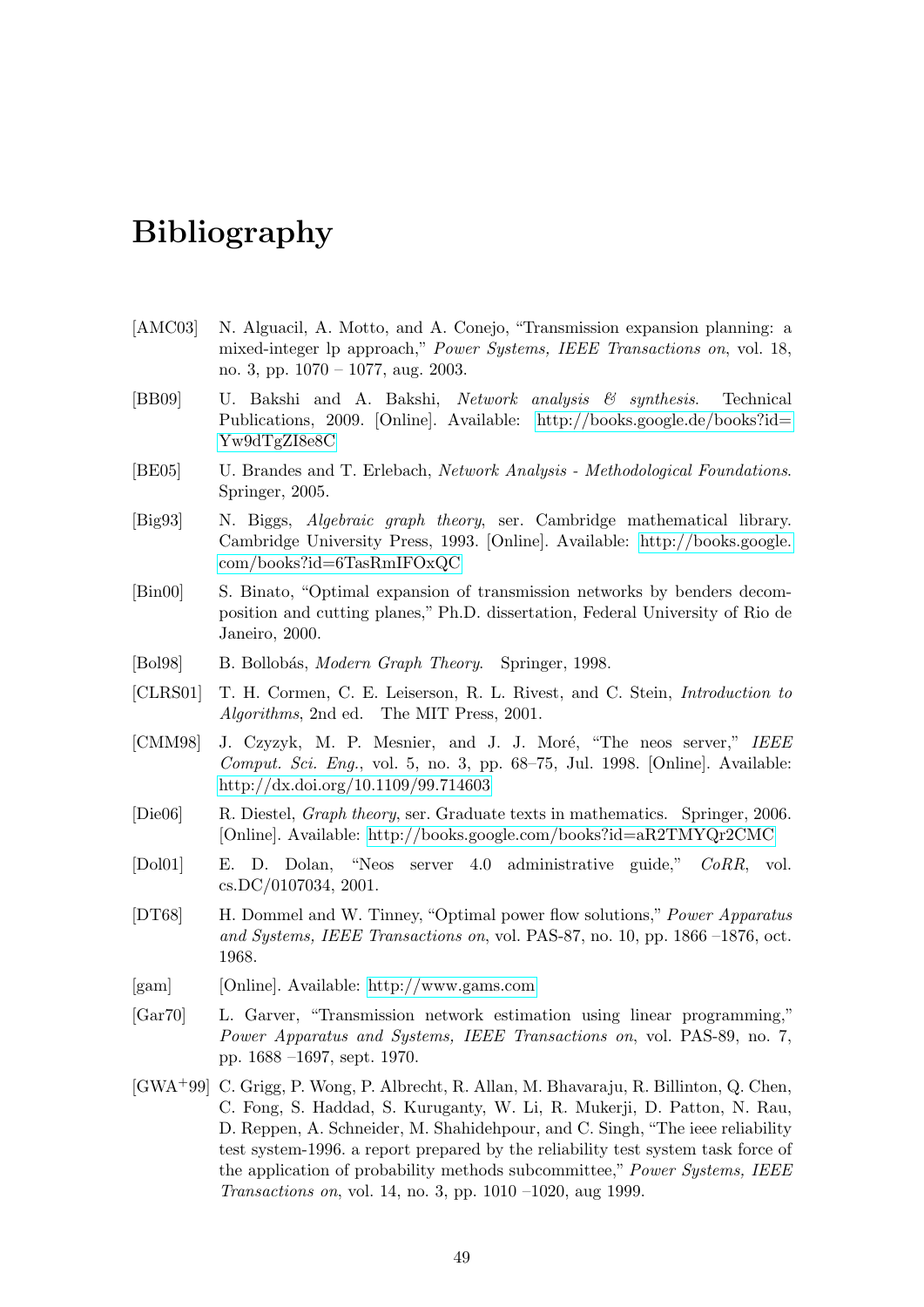# Bibliography

[AMC03] N. Alguacil, A. Motto, and A. Conejo, "Transmission expansion planning: a mixed-integer lp approach," *Power Systems, IEEE Transactions on*, vol. 18, no. 3, pp. 1070 – 1077, aug. 2003.

[BB09] U. Bakshi and A. Bakshi, *Network analysis & synthesis*. Technical Publications, 2009. [Online]. Available: http://books.google.de/books?id=Yw9dTgZI8e8C

[BE05] U. Brandes and T. Erlebach, *Network Analysis - Methodological Foundations*. Springer, 2005.

[Big93] N. Biggs, *Algebraic graph theory*, ser. Cambridge mathematical library. Cambridge University Press, 1993. [Online]. Available: http://books.google.com/books?id=6TasRmIFOxQC

[Bin00] S. Binato, "Optimal expansion of transmission networks by benders decomposition and cutting planes," Ph.D. dissertation, Federal University of Rio de Janeiro, 2000.

[Bol98] B. Bollobás, *Modern Graph Theory*. Springer, 1998.

[CLRS01] T. H. Cormen, C. E. Leiserson, R. L. Rivest, and C. Stein, *Introduction to Algorithms*, 2nd ed. The MIT Press, 2001.

[CMM98] J. Czyzyk, M. P. Mesnier, and J. J. Moré, "The neos server," *IEEE Comput. Sci. Eng.*, vol. 5, no. 3, pp. 68–75, Jul. 1998. [Online]. Available: http://dx.doi.org/10.1109/99.714603

[Die06] R. Diestel, *Graph theory*, ser. Graduate texts in mathematics. Springer, 2006. [Online]. Available: http://books.google.com/books?id=aR2TMYQr2CMC

[Dol01] E. D. Dolan, "Neos server 4.0 administrative guide," *CoRR*, vol. cs.DC/0107034, 2001.

[DT68] H. Dommel and W. Tinney, "Optimal power flow solutions," *Power Apparatus and Systems, IEEE Transactions on*, vol. PAS-87, no. 10, pp. 1866 –1876, oct. 1968.

[gam] [Online]. Available: http://www.gams.com

[Gar70] L. Garver, "Transmission network estimation using linear programming," *Power Apparatus and Systems, IEEE Transactions on*, vol. PAS-89, no. 7, pp. 1688 –1697, sept. 1970.

[GWA+99] C. Grigg, P. Wong, P. Albrecht, R. Allan, M. Bhavaraju, R. Billinton, Q. Chen, C. Fong, S. Haddad, S. Kuruganty, W. Li, R. Mukerji, D. Patton, N. Rau, D. Reppen, A. Schneider, M. Shahidehpour, and C. Singh, "The ieee reliability test system-1996. a report prepared by the reliability test system task force of the application of probability methods subcommittee," *Power Systems, IEEE Transactions on*, vol. 14, no. 3, pp. 1010 –1020, aug 1999.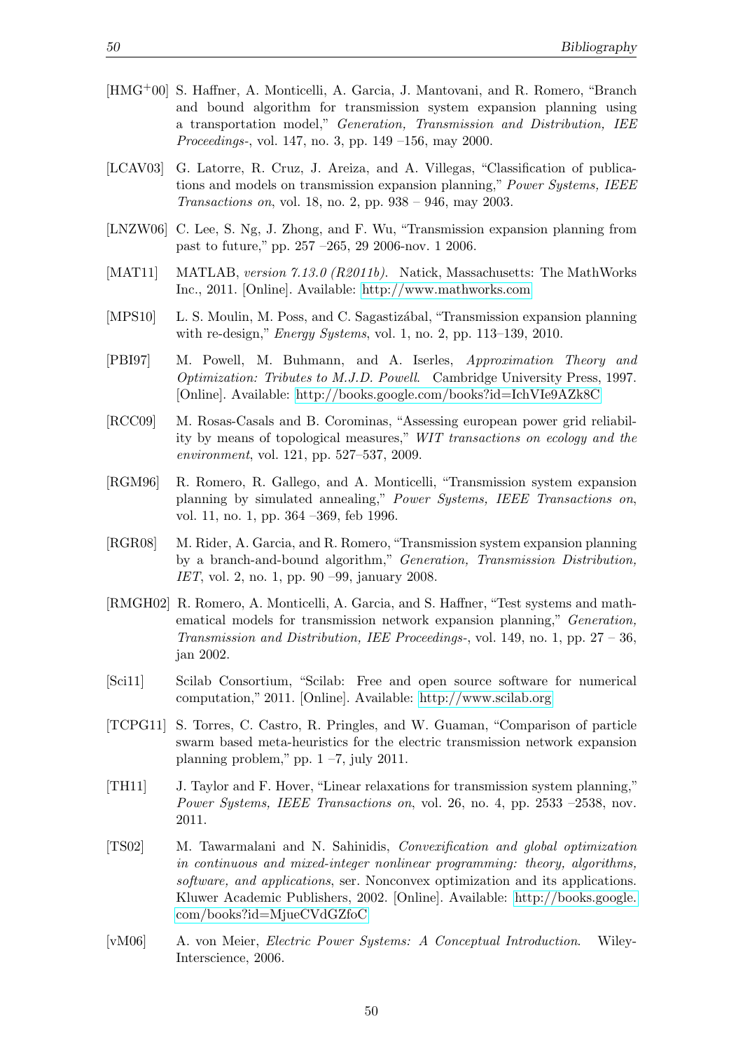[HMG+00] S. Haffner, A. Monticelli, A. Garcia, J. Mantovani, and R. Romero, "Branch and bound algorithm for transmission system expansion planning using a transportation model," *Generation, Transmission and Distribution, IEE Proceedings-*, vol. 147, no. 3, pp. 149 –156, may 2000.

[LCAV03] G. Latorre, R. Cruz, J. Areiza, and A. Villegas, "Classification of publications and models on transmission expansion planning," *Power Systems, IEEE Transactions on*, vol. 18, no. 2, pp. 938 – 946, may 2003.

[LNZW06] C. Lee, S. Ng, J. Zhong, and F. Wu, "Transmission expansion planning from past to future," pp. 257 –265, 29 2006-nov. 1 2006.

[MAT11] MATLAB, *version 7.13.0 (R2011b)*. Natick, Massachusetts: The MathWorks Inc., 2011. [Online]. Available: http://www.mathworks.com

[MPS10] L. S. Moulin, M. Poss, and C. Sagastizábal, "Transmission expansion planning with re-design," *Energy Systems*, vol. 1, no. 2, pp. 113–139, 2010.

[PBI97] M. Powell, M. Buhmann, and A. Iserles, *Approximation Theory and Optimization: Tributes to M.J.D. Powell*. Cambridge University Press, 1997. [Online]. Available: http://books.google.com/books?id=IchVIe9AZk8C

[RCC09] M. Rosas-Casals and B. Corominas, "Assessing european power grid reliability by means of topological measures," *WIT transactions on ecology and the environment*, vol. 121, pp. 527–537, 2009.

[RGM96] R. Romero, R. Gallego, and A. Monticelli, "Transmission system expansion planning by simulated annealing," *Power Systems, IEEE Transactions on*, vol. 11, no. 1, pp. 364 –369, feb 1996.

[RGR08] M. Rider, A. Garcia, and R. Romero, "Transmission system expansion planning by a branch-and-bound algorithm," *Generation, Transmission Distribution, IET*, vol. 2, no. 1, pp. 90 –99, january 2008.

[RMGH02] R. Romero, A. Monticelli, A. Garcia, and S. Haffner, "Test systems and mathematical models for transmission network expansion planning," *Generation, Transmission and Distribution, IEE Proceedings-*, vol. 149, no. 1, pp. 27 – 36, jan 2002.

[Sci11] Scilab Consortium, "Scilab: Free and open source software for numerical computation," 2011. [Online]. Available: http://www.scilab.org

[TCPG11] S. Torres, C. Castro, R. Pringles, and W. Guaman, "Comparison of particle swarm based meta-heuristics for the electric transmission network expansion planning problem," pp. 1 –7, july 2011.

[TH11] J. Taylor and F. Hover, "Linear relaxations for transmission system planning," *Power Systems, IEEE Transactions on*, vol. 26, no. 4, pp. 2533 –2538, nov. 2011.

[TS02] M. Tawarmalani and N. Sahinidis, *Convexification and global optimization in continuous and mixed-integer nonlinear programming: theory, algorithms, software, and applications*, ser. Nonconvex optimization and its applications. Kluwer Academic Publishers, 2002. [Online]. Available: http://books.google.com/books?id=MjueCVdGZfoC

[vM06] A. von Meier, *Electric Power Systems: A Conceptual Introduction*. Wiley-Interscience, 2006.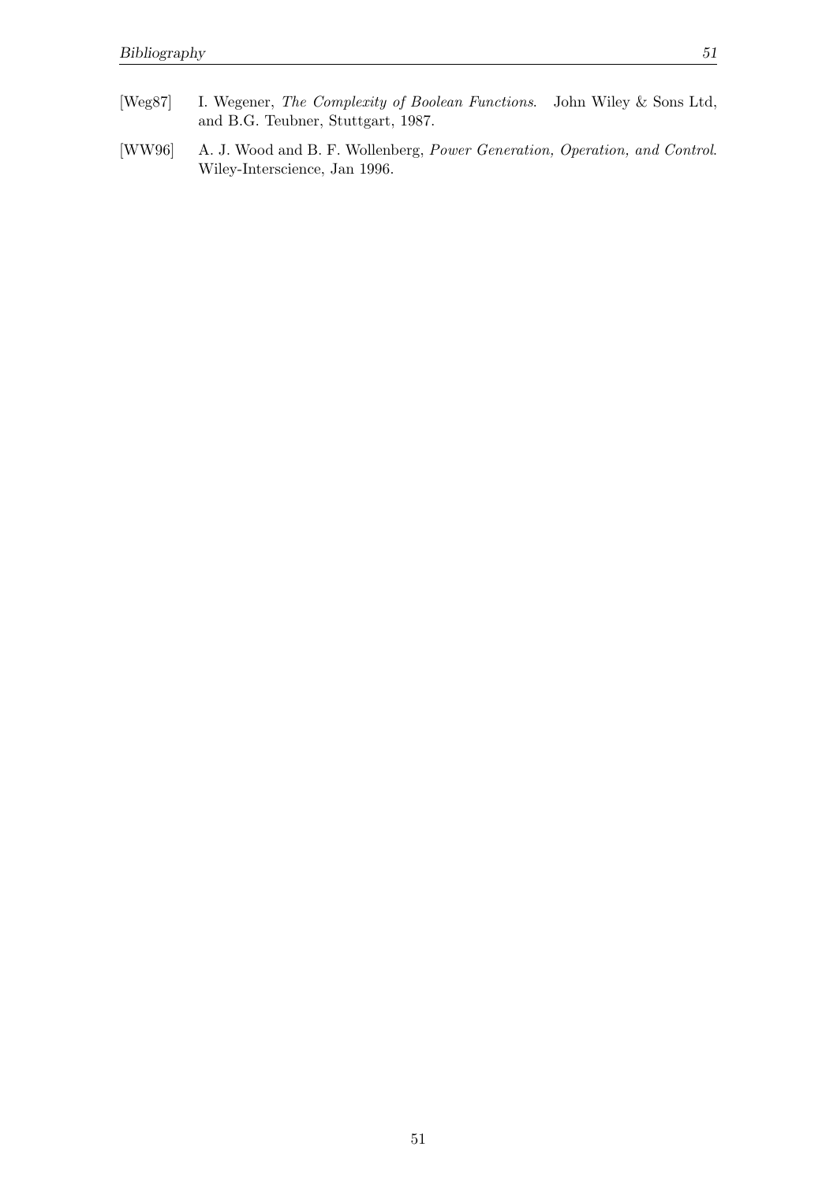[Weg87] I. Wegener, *The Complexity of Boolean Functions*. John Wiley & Sons Ltd, and B.G. Teubner, Stuttgart, 1987.

[WW96] A. J. Wood and B. F. Wollenberg, *Power Generation, Operation, and Control*. Wiley-Interscience, Jan 1996.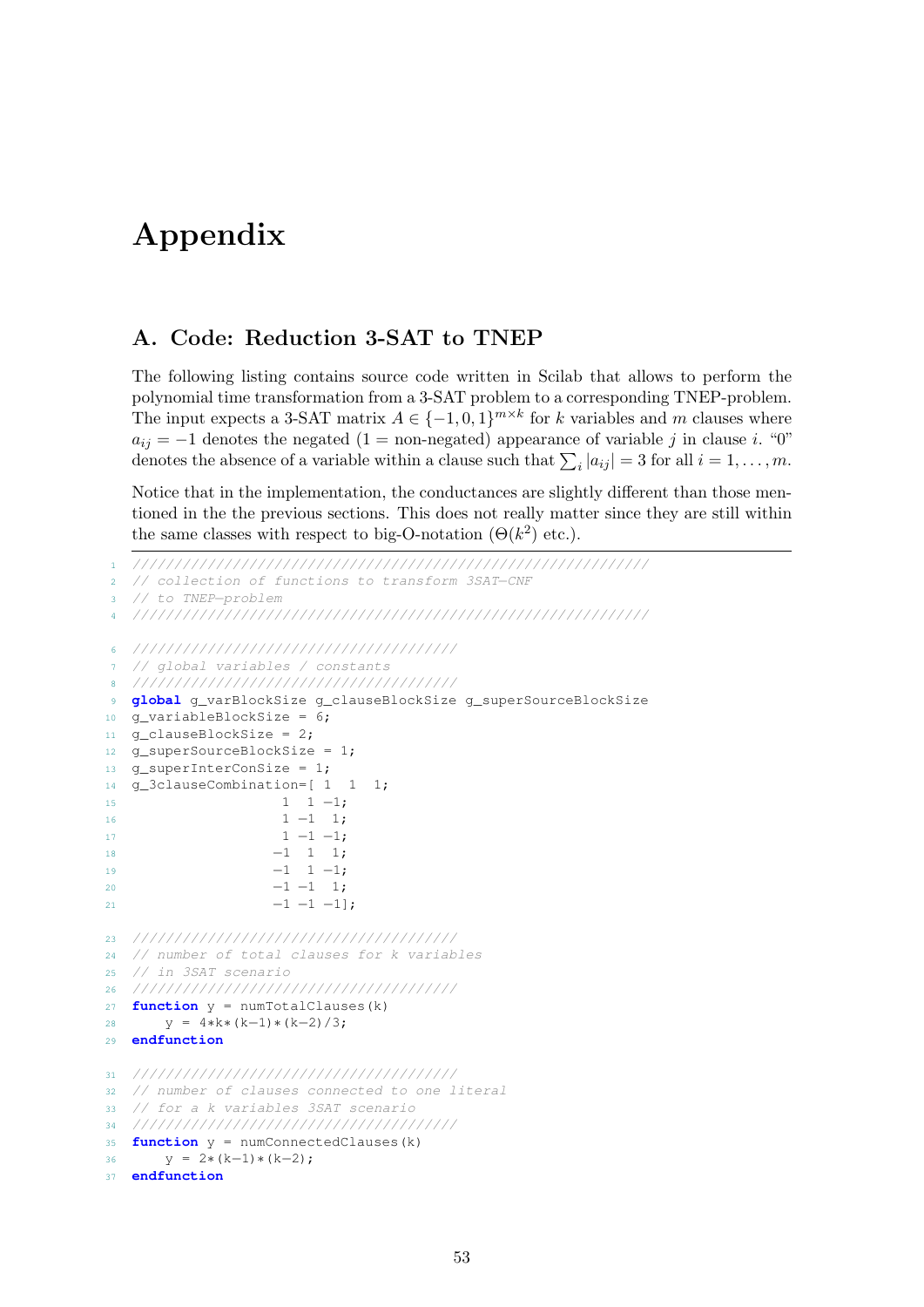# Appendix

## A. Code: Reduction 3-SAT to TNEP

The following listing contains source code written in Scilab that allows to perform the polynomial time transformation from a 3-SAT problem to a corresponding TNEP-problem. The input expects a 3-SAT matrix $A \in \{-1, 0, 1\}^{m \times k}$ for $k$ variables and $m$ clauses where $a_{ij} = -1$ denotes the negated (1 = non-negated) appearance of variable $j$ in clause $i$. "0" denotes the absence of a variable within a clause such that $\sum_i |a_{ij}| = 3$ for all $i = 1, \ldots, m$.

Notice that in the implementation, the conductances are slightly different than those mentioned in the the previous sections. This does not really matter since they are still within the same classes with respect to big-O-notation ($\Theta(k^2)$ etc.).

```
////////////////////////////////////////////////////////////////
// collection of functions to transform 3SAT-CNF
// to TNEP-problem
////////////////////////////////////////////////////////////////

//////////////////////////////////////
// global variables / constants
//////////////////////////////////////
global g_varBlockSize g_clauseBlockSize g_superSourceBlockSize
g_variableBlockSize = 6;
g_clauseBlockSize = 2;
g_superSourceBlockSize = 1;
g_superInterConSize = 1;
g_3clauseCombination=[ 1  1  1;
                      1  1 -1;
                      1 -1  1;
                      1 -1 -1;
                     -1  1  1;
                     -1  1 -1;
                     -1 -1  1;
                     -1 -1 -1];

//////////////////////////////////////
// number of total clauses for k variables
// in 3SAT scenario
//////////////////////////////////////
function y = numTotalClauses(k)
    y = 4*k*(k-1)*(k-2)/3;
endfunction

//////////////////////////////////////
// number of clauses connected to one literal
// for a k variables 3SAT scenario
//////////////////////////////////////
function y = numConnectedClauses(k)
    y = 2*(k-1)*(k-2);
endfunction
```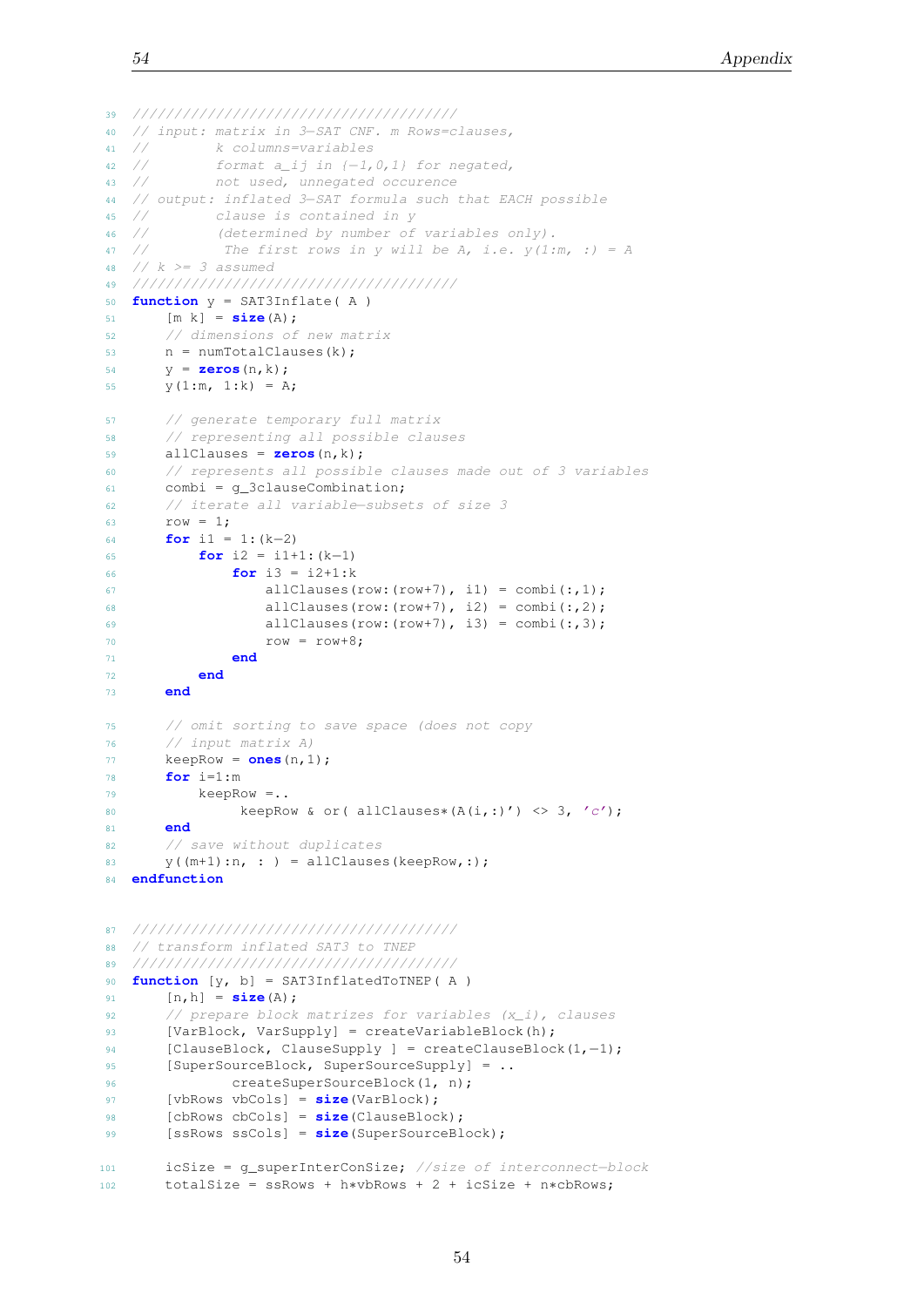```
////////////////////////////////////
// input: matrix in 3-SAT CNF. m Rows=clauses,
//        k columns=variables
//        format a_ij in {-1,0,1} for negated,
//        not used, unnegated occurence
// output: inflated 3-SAT formula such that EACH possible
//        clause is contained in y
//        (determined by number of variables only).
//         The first rows in y will be A, i.e. y(1:m, :) = A
// k >= 3 assumed
////////////////////////////////////
function y = SAT3Inflate( A )
    [m k] = size(A);
    // dimensions of new matrix
    n = numTotalClauses(k);
    y = zeros(n,k);
    y(1:m, 1:k) = A;

    // generate temporary full matrix
    // representing all possible clauses
    allClauses = zeros(n,k);
    // represents all possible clauses made out of 3 variables
    combi = g_3clauseCombination;
    // iterate all variable-subsets of size 3
    row = 1;
    for i1 = 1:(k-2)
        for i2 = i1+1:(k-1)
            for i3 = i2+1:k
                allClauses(row:(row+7), i1) = combi(:,1);
                allClauses(row:(row+7), i2) = combi(:,2);
                allClauses(row:(row+7), i3) = combi(:,3);
                row = row+8;
            end
        end
    end

    // omit sorting to save space (does not copy
    // input matrix A)
    keepRow = ones(n,1);
    for i=1:m
        keepRow =..
             keepRow & or( allClauses*(A(i,:)') <> 3, 'c');
    end
    // save without duplicates
    y((m+1):n, : ) = allClauses(keepRow,:);
endfunction


////////////////////////////////////
// transform inflated SAT3 to TNEP
////////////////////////////////////
function [y, b] = SAT3InflatedToTNEP( A )
    [n,h] = size(A);
    // prepare block matrizes for variables (x_i), clauses
    [VarBlock, VarSupply] = createVariableBlock(h);
    [ClauseBlock, ClauseSupply ] = createClauseBlock(1,-1);
    [SuperSourceBlock, SuperSourceSupply] = ..
            createSuperSourceBlock(1, n);
    [vbRows vbCols] = size(VarBlock);
    [cbRows cbCols] = size(ClauseBlock);
    [ssRows ssCols] = size(SuperSourceBlock);

    icSize = g_superInterConSize; //size of interconnect-block
    totalSize = ssRows + h*vbRows + 2 + icSize + n*cbRows;
```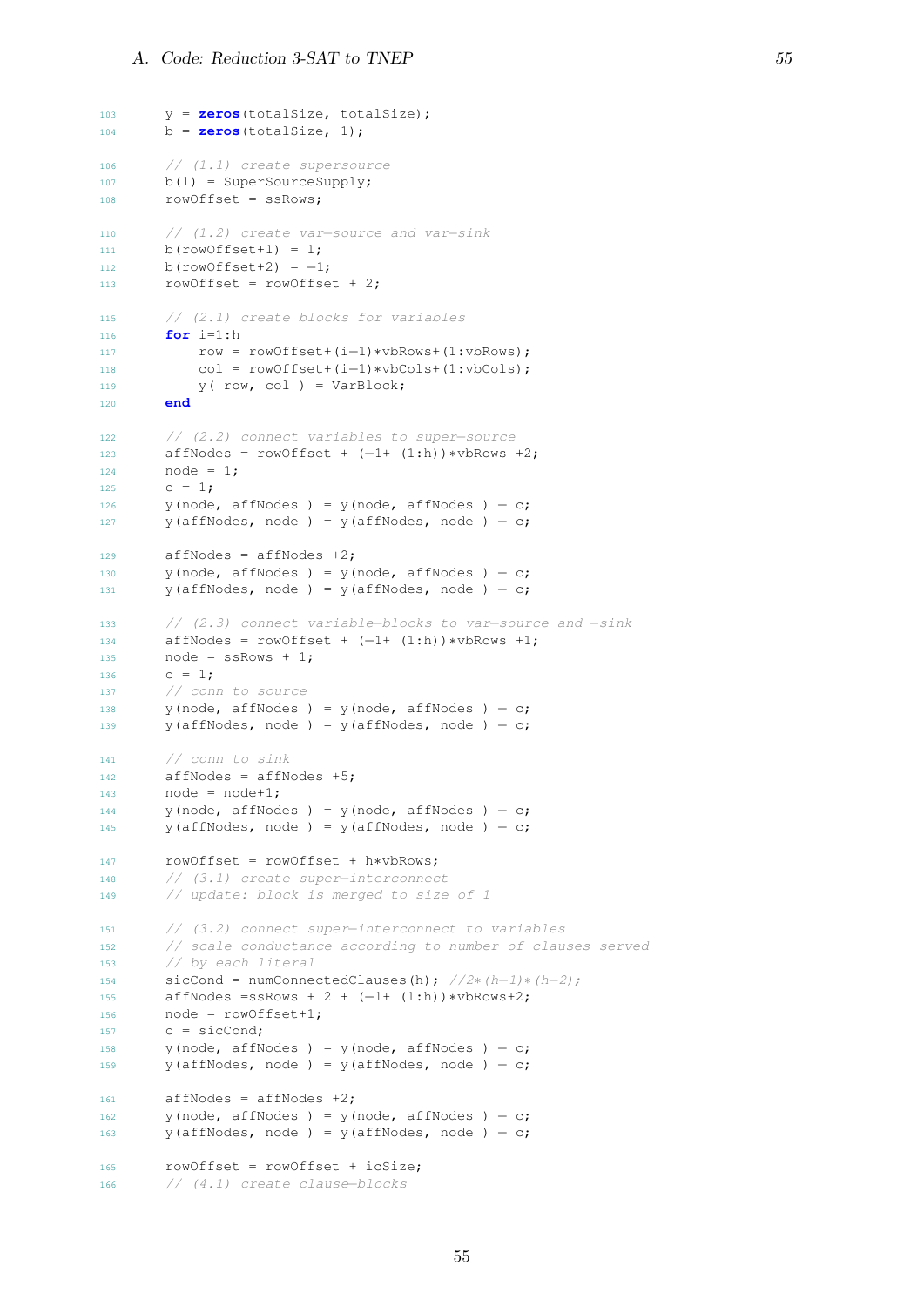```
103     y = zeros(totalSize, totalSize);
104     b = zeros(totalSize, 1);

106     // (1.1) create supersource
107     b(1) = SuperSourceSupply;
108     rowOffset = ssRows;

110     // (1.2) create var-source and var-sink
111     b(rowOffset+1) = 1;
112     b(rowOffset+2) = -1;
113     rowOffset = rowOffset + 2;

115     // (2.1) create blocks for variables
116     for i=1:h
117         row = rowOffset+(i-1)*vbRows+(1:vbRows);
118         col = rowOffset+(i-1)*vbCols+(1:vbCols);
119         y( row, col ) = VarBlock;
120     end

122     // (2.2) connect variables to super-source
123     affNodes = rowOffset + (-1+ (1:h))*vbRows +2;
124     node = 1;
125     c = 1;
126     y(node, affNodes ) = y(node, affNodes ) - c;
127     y(affNodes, node ) = y(affNodes, node ) - c;

129     affNodes = affNodes +2;
130     y(node, affNodes ) = y(node, affNodes ) - c;
131     y(affNodes, node ) = y(affNodes, node ) - c;

133     // (2.3) connect variable-blocks to var-source and -sink
134     affNodes = rowOffset + (-1+ (1:h))*vbRows +1;
135     node = ssRows + 1;
136     c = 1;
137     // conn to source
138     y(node, affNodes ) = y(node, affNodes ) - c;
139     y(affNodes, node ) = y(affNodes, node ) - c;

141     // conn to sink
142     affNodes = affNodes +5;
143     node = node+1;
144     y(node, affNodes ) = y(node, affNodes ) - c;
145     y(affNodes, node ) = y(affNodes, node ) - c;

147     rowOffset = rowOffset + h*vbRows;
148     // (3.1) create super-interconnect
149     // update: block is merged to size of 1

151     // (3.2) connect super-interconnect to variables
152     // scale conductance according to number of clauses served
153     // by each literal
154     sicCond = numConnectedClauses(h); //2*(h-1)*(h-2);
155     affNodes =ssRows + 2 + (-1+ (1:h))*vbRows+2;
156     node = rowOffset+1;
157     c = sicCond;
158     y(node, affNodes ) = y(node, affNodes ) - c;
159     y(affNodes, node ) = y(affNodes, node ) - c;

161     affNodes = affNodes +2;
162     y(node, affNodes ) = y(node, affNodes ) - c;
163     y(affNodes, node ) = y(affNodes, node ) - c;

165     rowOffset = rowOffset + icSize;
166     // (4.1) create clause-blocks
```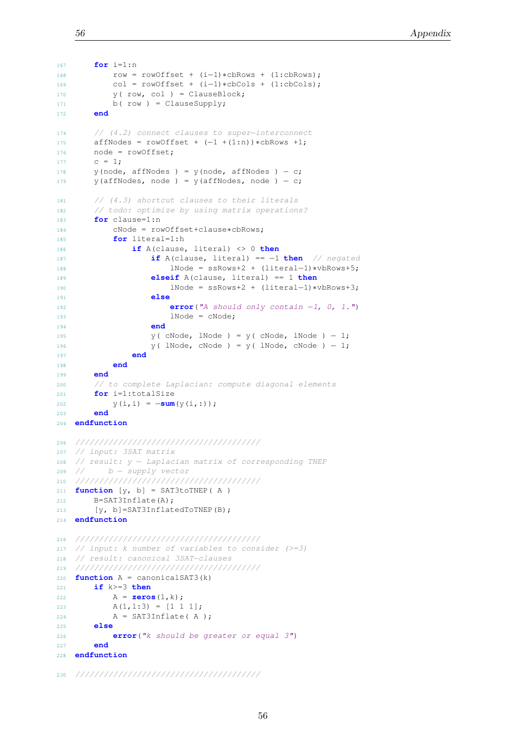```
    for i=1:n
        row = rowOffset + (i-1)*cbRows + (1:cbRows);
        col = rowOffset + (i-1)*cbCols + (1:cbCols);
        y( row, col ) = ClauseBlock;
        b( row ) = ClauseSupply;
    end

    // (4.2) connect clauses to super-interconnect
    affNodes = rowOffset + (-1 +(1:n))*cbRows +1;
    node = rowOffset;
    c = 1;
    y(node, affNodes ) = y(node, affNodes ) - c;
    y(affNodes, node ) = y(affNodes, node ) - c;

    // (4.3) shortcut clauses to their literals
    // todo: optimize by using matrix operations?
    for clause=1:n
        cNode = rowOffset+clause*cbRows;
        for literal=1:h
            if A(clause, literal) <> 0 then
                if A(clause, literal) == -1 then  // negated
                    lNode = ssRows+2 + (literal-1)*vbRows+5;
                elseif A(clause, literal) == 1 then
                    lNode = ssRows+2 + (literal-1)*vbRows+3;
                else
                    error("A should only contain -1, 0, 1.")
                    lNode = cNode;
                end
                y( cNode, lNode ) = y( cNode, lNode ) - 1;
                y( lNode, cNode ) = y( lNode, cNode ) - 1;
            end
        end
    end
    // to complete Laplacian: compute diagonal elements
    for i=1:totalSize
        y(i,i) = -sum(y(i,:));
    end
endfunction

//////////////////////////////////////
// input: 3SAT matrix
// result: y - Laplacian matrix of corresponding TNEP
//     b - supply vector
//////////////////////////////////////
function [y, b] = SAT3toTNEP( A )
    B=SAT3Inflate(A);
    [y, b]=SAT3InflatedToTNEP(B);
endfunction

//////////////////////////////////////
// input: k number of variables to consider (>=3)
// result: canonical 3SAT-clauses
//////////////////////////////////////
function A = canonicalSAT3(k)
    if k>=3 then
        A = zeros(1,k);
        A(1,1:3) = [1 1 1];
        A = SAT3Inflate( A );
    else
        error("k should be greater or equal 3")
    end
endfunction

//////////////////////////////////////
```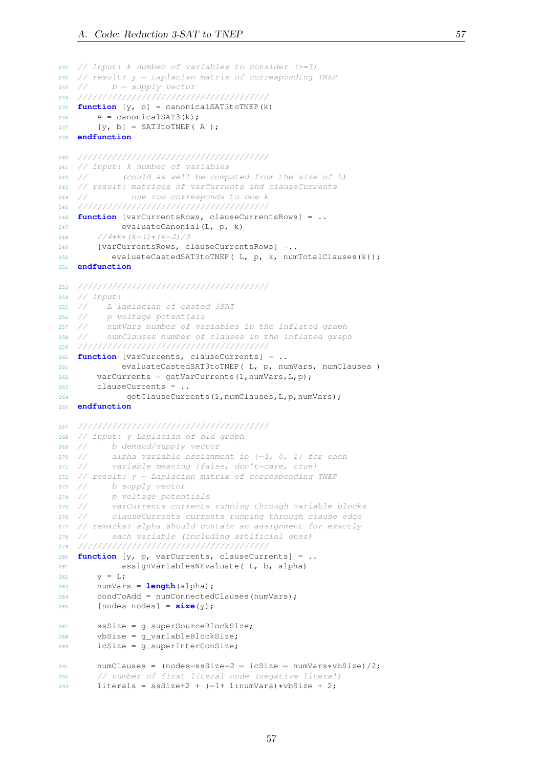```
// input: k number of variables to consider (>=3)
// result: y - Laplacian matrix of corresponding TNEP
//     b - supply vector
/////////////////////////////////////
function [y, b] = canonicalSAT3toTNEP(k)
    A = canonicalSAT3(k);
    [y, b] = SAT3toTNEP( A );
endfunction

/////////////////////////////////////
// input: k number of variables
//       (could as well be computed from the size of L)
// result: matrices of varCurrents and clauseCurrents
//         one row corresponds to one k
/////////////////////////////////////
function [varCurrentsRows, clauseCurrentsRows] = ..
        evaluateCanonial(L, p, k)
    //4*k*(k-1)*(k-2)/3
    [varCurrentsRows, clauseCurrentsRows] =..
       evaluateCastedSAT3toTNEP( L, p, k, numTotalClauses(k));
endfunction

/////////////////////////////////////
// input:
//    L laplacian of casted 3SAT
//    p voltage potentials
//    numVars number of variables in the inflated graph
//    numClauses number of clauses in the inflated graph
/////////////////////////////////////
function [varCurrents, clauseCurrents] = ..
        evaluateCastedSAT3toTNEP( L, p, numVars, numClauses )
    varCurrents = getVarCurrents(1,numVars,L,p);
    clauseCurrents = ..
         getClauseCurrents(1,numClauses,L,p,numVars);
endfunction

/////////////////////////////////////
// input: y Laplacian of old graph
//     b demand/supply vector
//     alpha variable assignment in {-1, 0, 1} for each
//     variable meaning {false, don't-care, true}
// result: y - Laplacian matrix of corresponding TNEP
//     b supply vector
//     p voltage potentials
//     varCurrents currents running through variable blocks
//     clauseCurrents currents running through clause edge
// remarks: alpha should contain an assignment for exactly
//     each variable (including artificial ones)
/////////////////////////////////////
function [y, p, varCurrents, clauseCurrents] = ..
        assignVariablesNEvaluate( L, b, alpha)
    y = L;
    numVars = length(alpha);
    condToAdd = numConnectedClauses(numVars);
    [nodes nodes] = size(y);

    ssSize = g_superSourceBlockSize;
    vbSize = g_variableBlockSize;
    icSize = g_superInterConSize;

    numClauses = (nodes-ssSize-2 - icSize - numVars*vbSize)/2;
    // number of first literal node (negative literal)
    literals = ssSize+2 + (-1+ 1:numVars)*vbSize + 2;
```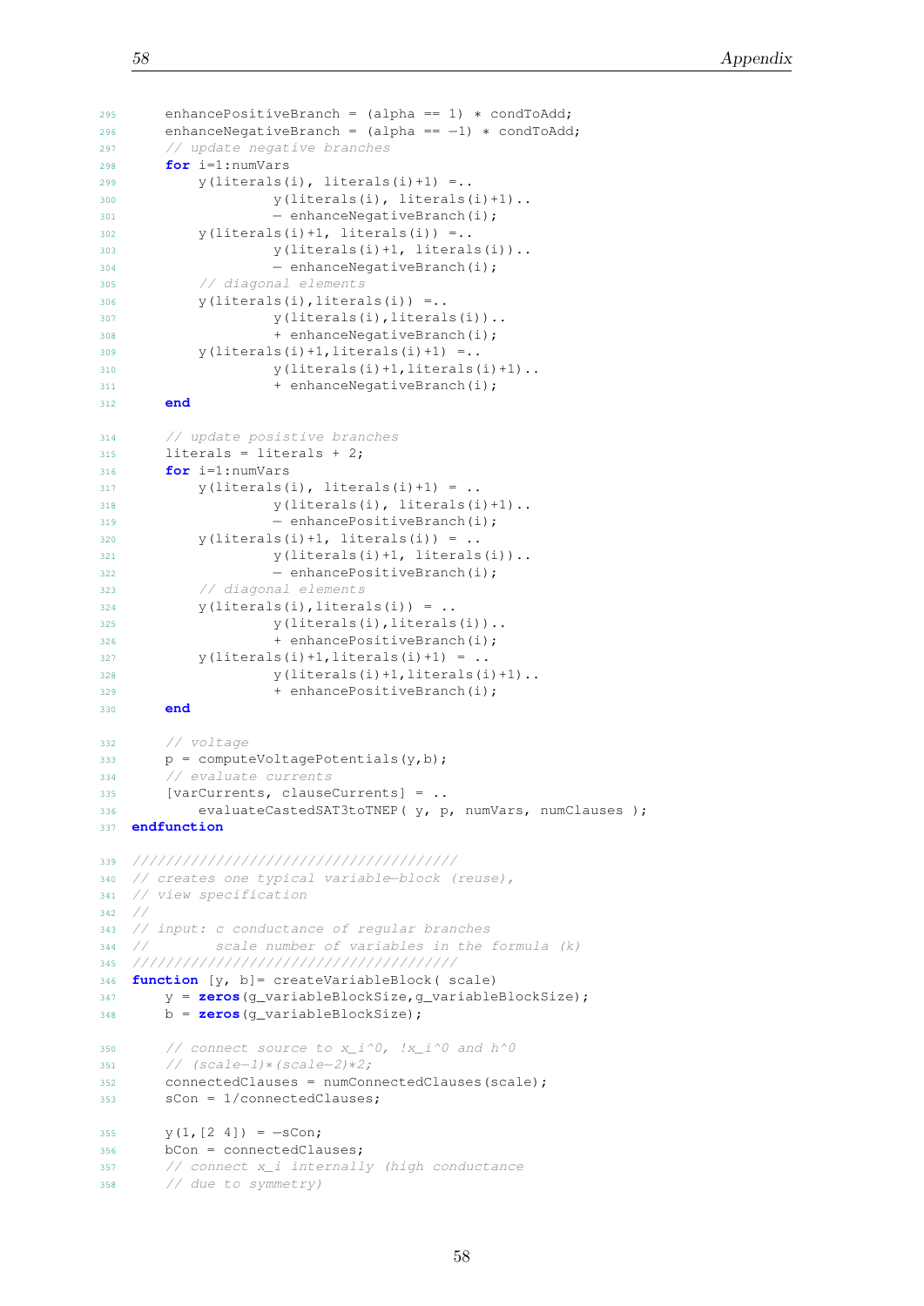```
    enhancePositiveBranch = (alpha == 1) * condToAdd;
    enhanceNegativeBranch = (alpha == -1) * condToAdd;
    // update negative branches
    for i=1:numVars
        y(literals(i), literals(i)+1) =..
                y(literals(i), literals(i)+1)..
                - enhanceNegativeBranch(i);
        y(literals(i)+1, literals(i)) =..
                y(literals(i)+1, literals(i))..
                - enhanceNegativeBranch(i);
        // diagonal elements
        y(literals(i),literals(i)) =..
                y(literals(i),literals(i))..
                + enhanceNegativeBranch(i);
        y(literals(i)+1,literals(i)+1) =..
                y(literals(i)+1,literals(i)+1)..
                + enhanceNegativeBranch(i);
    end

    // update posistive branches
    literals = literals + 2;
    for i=1:numVars
        y(literals(i), literals(i)+1) = ..
                y(literals(i), literals(i)+1)..
                - enhancePositiveBranch(i);
        y(literals(i)+1, literals(i)) = ..
                y(literals(i)+1, literals(i))..
                - enhancePositiveBranch(i);
        // diagonal elements
        y(literals(i),literals(i)) = ..
                y(literals(i),literals(i))..
                + enhancePositiveBranch(i);
        y(literals(i)+1,literals(i)+1) = ..
                y(literals(i)+1,literals(i)+1)..
                + enhancePositiveBranch(i);
    end

    // voltage
    p = computeVoltagePotentials(y,b);
    // evaluate currents
    [varCurrents, clauseCurrents] = ..
        evaluateCastedSAT3toTNEP( y, p, numVars, numClauses );
endfunction

//////////////////////////////////////
// creates one typical variable-block (reuse),
// view specification
//
// input: c conductance of regular branches
//        scale number of variables in the formula (k)
//////////////////////////////////////
function [y, b]= createVariableBlock( scale)
    y = zeros(g_variableBlockSize,g_variableBlockSize);
    b = zeros(g_variableBlockSize);

    // connect source to x_i^0, !x_i^0 and h^0
    // (scale-1)*(scale-2)*2;
    connectedClauses = numConnectedClauses(scale);
    sCon = 1/connectedClauses;

    y(1,[2 4]) = -sCon;
    bCon = connectedClauses;
    // connect x_i internally (high conductance
    // due to symmetry)
```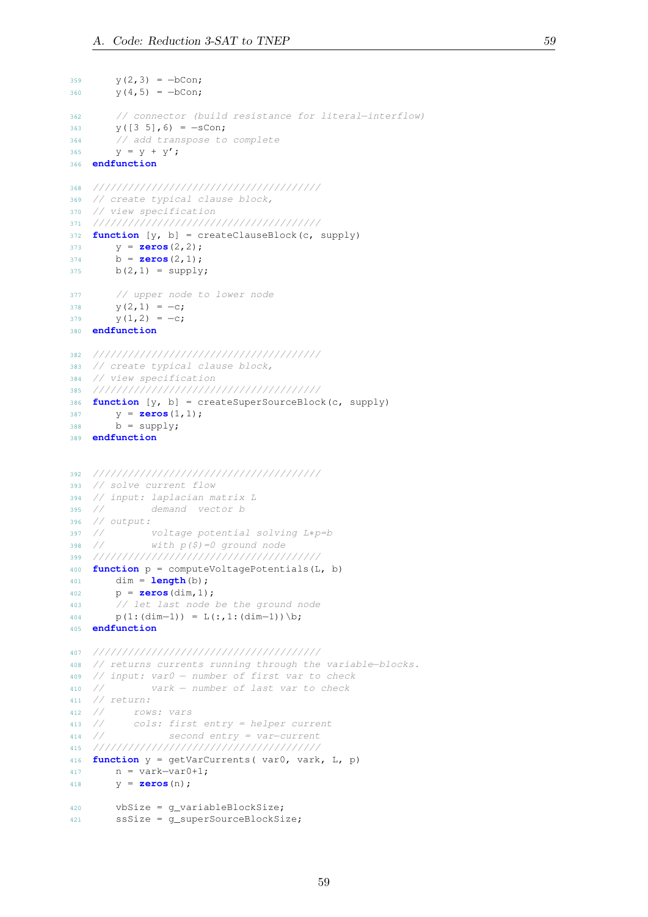```
359     y(2,3) = -bCon;
360     y(4,5) = -bCon;

362     // connector (build resistance for literal-interflow)
363     y([3 5],6) = -sCon;
364     // add transpose to complete
365     y = y + y';
366 endfunction

368 /////////////////////////////////////
369 // create typical clause block,
370 // view specification
371 /////////////////////////////////////
372 function [y, b] = createClauseBlock(c, supply)
373     y = zeros(2,2);
374     b = zeros(2,1);
375     b(2,1) = supply;

377     // upper node to lower node
378     y(2,1) = -c;
379     y(1,2) = -c;
380 endfunction

382 /////////////////////////////////////
383 // create typical clause block,
384 // view specification
385 /////////////////////////////////////
386 function [y, b] = createSuperSourceBlock(c, supply)
387     y = zeros(1,1);
388     b = supply;
389 endfunction


392 /////////////////////////////////////
393 // solve current flow
394 // input: laplacian matrix L
395 //        demand  vector b
396 // output:
397 //        voltage potential solving L*p=b
398 //        with p($)=0 ground node
399 /////////////////////////////////////
400 function p = computeVoltagePotentials(L, b)
401     dim = length(b);
402     p = zeros(dim,1);
403     // let last node be the ground node
404     p(1:(dim-1)) = L(:,1:(dim-1))\b;
405 endfunction

407 /////////////////////////////////////
408 // returns currents running through the variable-blocks.
409 // input: var0 - number of first var to check
410 //        vark - number of last var to check
411 // return:
412 //     rows: vars
413 //     cols: first entry = helper current
414 //           second entry = var-current
415 /////////////////////////////////////
416 function y = getVarCurrents( var0, vark, L, p)
417     n = vark-var0+1;
418     y = zeros(n);

420     vbSize = g_variableBlockSize;
421     ssSize = g_superSourceBlockSize;
```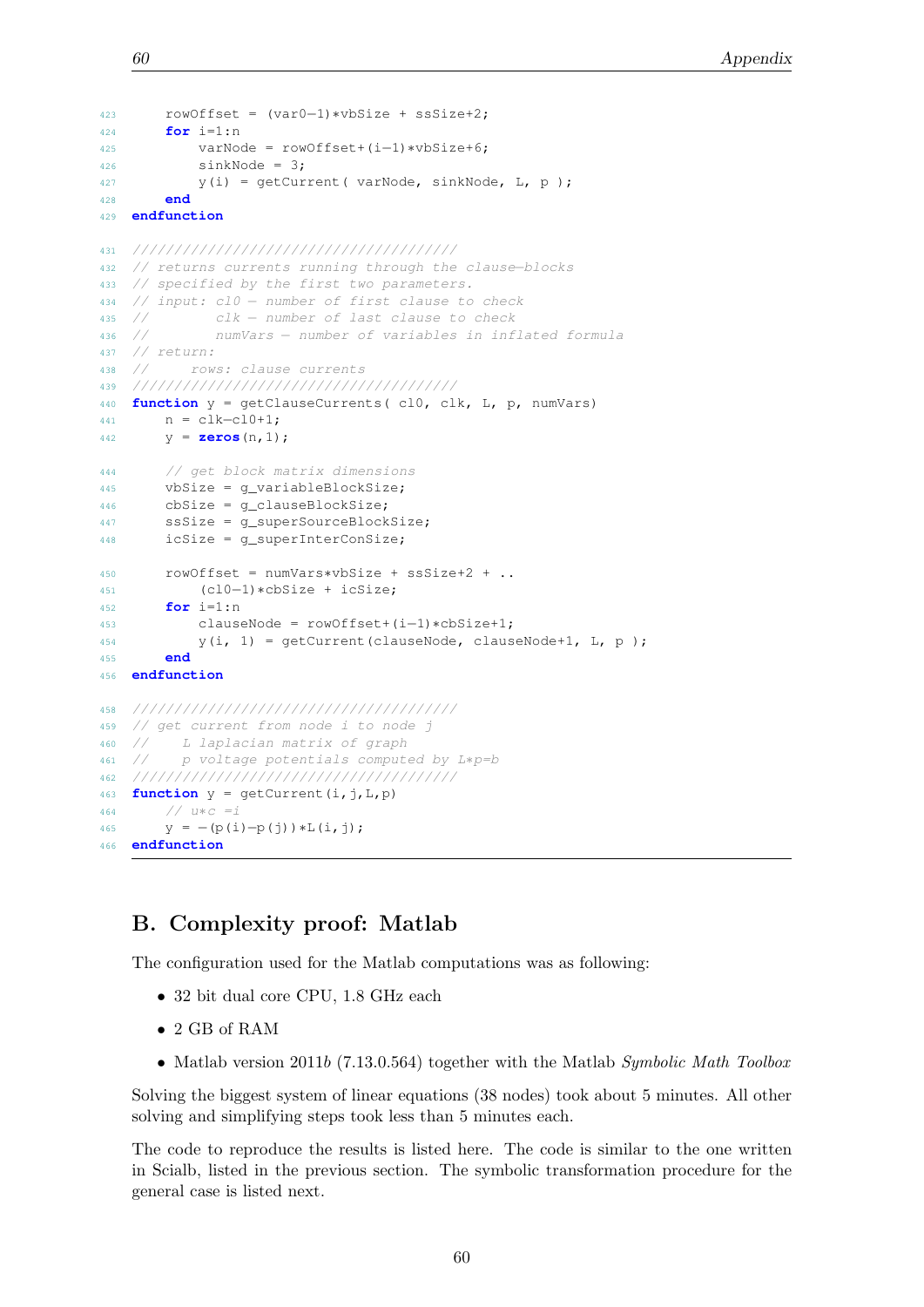```
423     rowOffset = (var0-1)*vbSize + ssSize+2;
424     for i=1:n
425         varNode = rowOffset+(i-1)*vbSize+6;
426         sinkNode = 3;
427         y(i) = getCurrent( varNode, sinkNode, L, p );
428     end
429 endfunction

431 //////////////////////////////////////
432 // returns currents running through the clause-blocks
433 // specified by the first two parameters.
434 // input: cl0 - number of first clause to check
435 //        clk - number of last clause to check
436 //        numVars - number of variables in inflated formula
437 // return:
438 //     rows: clause currents
439 //////////////////////////////////////
440 function y = getClauseCurrents( cl0, clk, L, p, numVars)
441     n = clk-cl0+1;
442     y = zeros(n,1);

444     // get block matrix dimensions
445     vbSize = g_variableBlockSize;
446     cbSize = g_clauseBlockSize;
447     ssSize = g_superSourceBlockSize;
448     icSize = g_superInterConSize;

450     rowOffset = numVars*vbSize + ssSize+2 + ..
451         (cl0-1)*cbSize + icSize;
452     for i=1:n
453         clauseNode = rowOffset+(i-1)*cbSize+1;
454         y(i, 1) = getCurrent(clauseNode, clauseNode+1, L, p );
455     end
456 endfunction

458 //////////////////////////////////////
459 // get current from node i to node j
460 //    L laplacian matrix of graph
461 //    p voltage potentials computed by L*p=b
462 //////////////////////////////////////
463 function y = getCurrent(i,j,L,p)
464     // u*c =i
465     y = -(p(i)-p(j))*L(i,j);
466 endfunction
```

## B. Complexity proof: Matlab

The configuration used for the Matlab computations was as following:

- 32 bit dual core CPU, 1.8 GHz each
- 2 GB of RAM
- Matlab version 2011*b* (7.13.0.564) together with the Matlab *Symbolic Math Toolbox*

Solving the biggest system of linear equations (38 nodes) took about 5 minutes. All other solving and simplifying steps took less than 5 minutes each.

The code to reproduce the results is listed here. The code is similar to the one written in Scialb, listed in the previous section. The symbolic transformation procedure for the general case is listed next.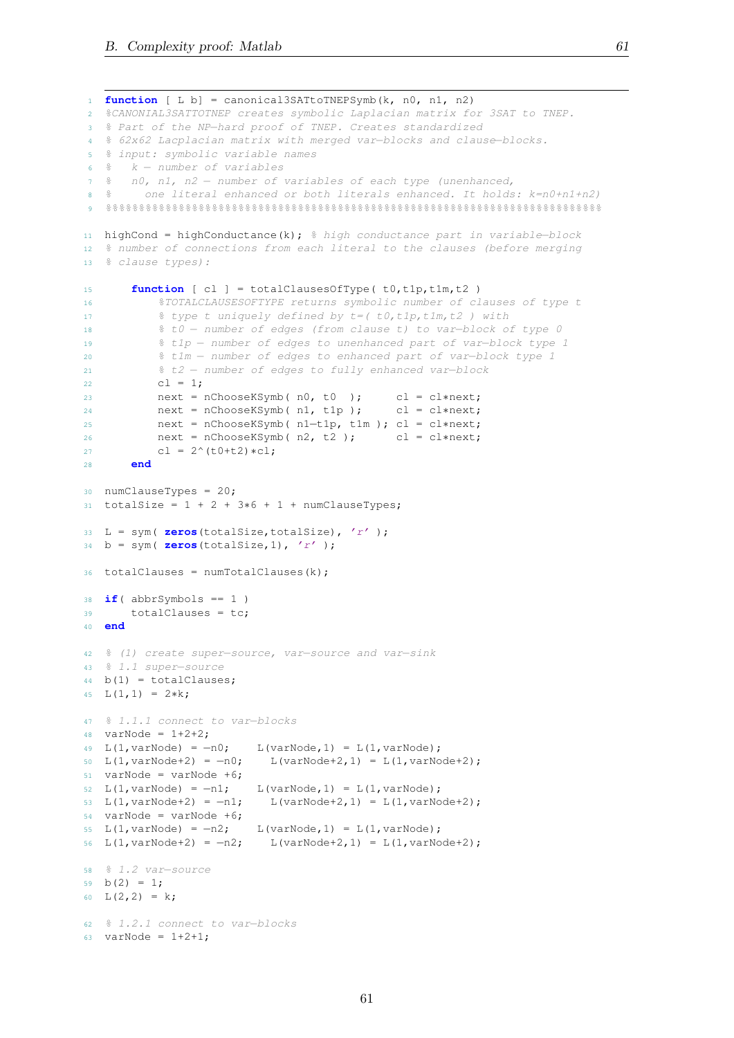```
function [ L b] = canonical3SATtoTNEPSymb(k, n0, n1, n2)
%CANONIAL3SATTOTNEP creates symbolic Laplacian matrix for 3SAT to TNEP.
% Part of the NP-hard proof of TNEP. Creates standardized
% 62x62 Lacplacian matrix with merged var-blocks and clause-blocks.
% input: symbolic variable names
%   k - number of variables
%   n0, n1, n2 - number of variables of each type (unenhanced,
%     one literal enhanced or both literals enhanced. It holds: k=n0+n1+n2)
%%%%%%%%%%%%%%%%%%%%%%%%%%%%%%%%%%%%%%%%%%%%%%%%%%%%%%%%%%%%%%%%%%%%%%%%%%%%

highCond = highConductance(k); % high conductance part in variable-block
% number of connections from each literal to the clauses (before merging
% clause types):

    function [ cl ] = totalClausesOfType( t0,t1p,t1m,t2 )
        %TOTALCLAUSESOFTYPE returns symbolic number of clauses of type t
        % type t uniquely defined by t=( t0,t1p,t1m,t2 ) with
        % t0 - number of edges (from clause t) to var-block of type 0
        % t1p - number of edges to unenhanced part of var-block type 1
        % t1m - number of edges to enhanced part of var-block type 1
        % t2 - number of edges to fully enhanced var-block
        cl = 1;
        next = nChooseKSymb( n0, t0  );     cl = cl*next;
        next = nChooseKSymb( n1, t1p );     cl = cl*next;
        next = nChooseKSymb( n1-t1p, t1m ); cl = cl*next;
        next = nChooseKSymb( n2, t2 );      cl = cl*next;
        cl = 2^(t0+t2)*cl;
    end

numClauseTypes = 20;
totalSize = 1 + 2 + 3*6 + 1 + numClauseTypes;

L = sym( zeros(totalSize,totalSize), 'r' );
b = sym( zeros(totalSize,1), 'r' );

totalClauses = numTotalClauses(k);

if( abbrSymbols == 1 )
    totalClauses = tc;
end

% (1) create super-source, var-source and var-sink
% 1.1 super-source
b(1) = totalClauses;
L(1,1) = 2*k;

% 1.1.1 connect to var-blocks
varNode = 1+2+2;
L(1,varNode) = -n0;    L(varNode,1) = L(1,varNode);
L(1,varNode+2) = -n0;    L(varNode+2,1) = L(1,varNode+2);
varNode = varNode +6;
L(1,varNode) = -n1;    L(varNode,1) = L(1,varNode);
L(1,varNode+2) = -n1;    L(varNode+2,1) = L(1,varNode+2);
varNode = varNode +6;
L(1,varNode) = -n2;    L(varNode,1) = L(1,varNode);
L(1,varNode+2) = -n2;    L(varNode+2,1) = L(1,varNode+2);

% 1.2 var-source
b(2) = 1;
L(2,2) = k;

% 1.2.1 connect to var-blocks
varNode = 1+2+1;
```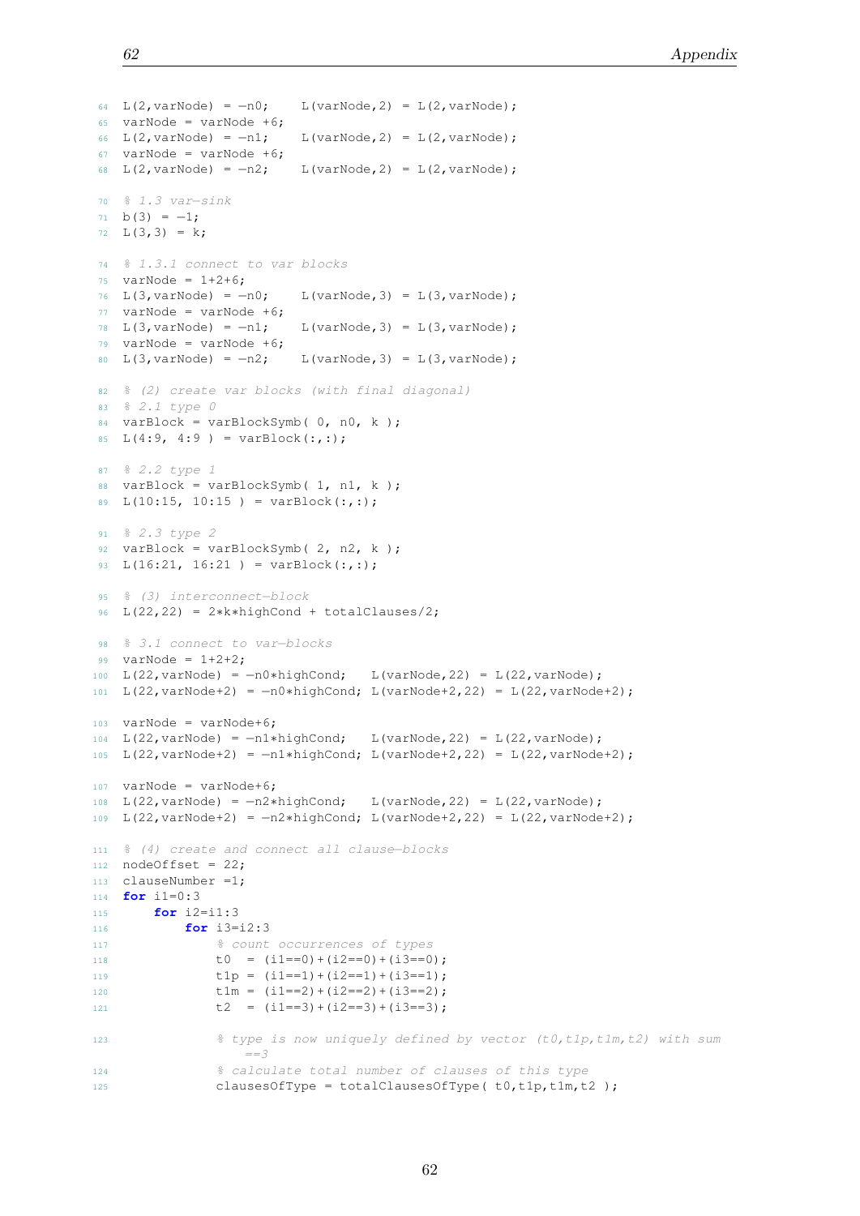```matlab
L(2,varNode) = -n0;    L(varNode,2) = L(2,varNode);
varNode = varNode +6;
L(2,varNode) = -n1;    L(varNode,2) = L(2,varNode);
varNode = varNode +6;
L(2,varNode) = -n2;    L(varNode,2) = L(2,varNode);

% 1.3 var-sink
b(3) = -1;
L(3,3) = k;

% 1.3.1 connect to var blocks
varNode = 1+2+6;
L(3,varNode) = -n0;    L(varNode,3) = L(3,varNode);
varNode = varNode +6;
L(3,varNode) = -n1;    L(varNode,3) = L(3,varNode);
varNode = varNode +6;
L(3,varNode) = -n2;    L(varNode,3) = L(3,varNode);

% (2) create var blocks (with final diagonal)
% 2.1 type 0
varBlock = varBlockSymb( 0, n0, k );
L(4:9, 4:9 ) = varBlock(:,:);

% 2.2 type 1
varBlock = varBlockSymb( 1, n1, k );
L(10:15, 10:15 ) = varBlock(:,:);

% 2.3 type 2
varBlock = varBlockSymb( 2, n2, k );
L(16:21, 16:21 ) = varBlock(:,:);

% (3) interconnect-block
L(22,22) = 2*k*highCond + totalClauses/2;

% 3.1 connect to var-blocks
varNode = 1+2+2;
L(22,varNode) = -n0*highCond;   L(varNode,22) = L(22,varNode);
L(22,varNode+2) = -n0*highCond; L(varNode+2,22) = L(22,varNode+2);

varNode = varNode+6;
L(22,varNode) = -n1*highCond;   L(varNode,22) = L(22,varNode);
L(22,varNode+2) = -n1*highCond; L(varNode+2,22) = L(22,varNode+2);

varNode = varNode+6;
L(22,varNode) = -n2*highCond;   L(varNode,22) = L(22,varNode);
L(22,varNode+2) = -n2*highCond; L(varNode+2,22) = L(22,varNode+2);

% (4) create and connect all clause-blocks
nodeOffset = 22;
clauseNumber =1;
for i1=0:3
    for i2=i1:3
        for i3=i2:3
            % count occurrences of types
            t0  = (i1==0)+(i2==0)+(i3==0);
            t1p = (i1==1)+(i2==1)+(i3==1);
            t1m = (i1==2)+(i2==2)+(i3==2);
            t2  = (i1==3)+(i2==3)+(i3==3);

            % type is now uniquely defined by vector (t0,t1p,t1m,t2) with sum
                ==3
            % calculate total number of clauses of this type
            clausesOfType = totalClausesOfType( t0,t1p,t1m,t2 );
```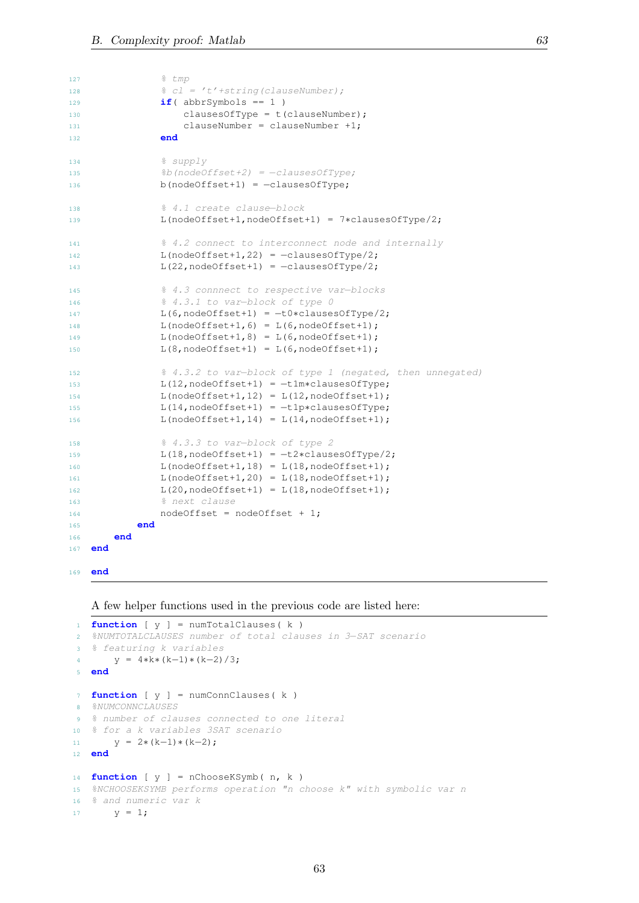```
            % tmp
            % cl = 't'+string(clauseNumber);
            if( abbrSymbols == 1 )
                clausesOfType = t(clauseNumber);
                clauseNumber = clauseNumber +1;
            end

            % supply
            %b(nodeOffset+2) = -clausesOfType;
            b(nodeOffset+1) = -clausesOfType;

            % 4.1 create clause-block
            L(nodeOffset+1,nodeOffset+1) = 7*clausesOfType/2;

            % 4.2 connect to interconnect node and internally
            L(nodeOffset+1,22) = -clausesOfType/2;
            L(22,nodeOffset+1) = -clausesOfType/2;

            % 4.3 connnect to respective var-blocks
            % 4.3.1 to var-block of type 0
            L(6,nodeOffset+1) = -t0*clausesOfType/2;
            L(nodeOffset+1,6) = L(6,nodeOffset+1);
            L(nodeOffset+1,8) = L(6,nodeOffset+1);
            L(8,nodeOffset+1) = L(6,nodeOffset+1);

            % 4.3.2 to var-block of type 1 (negated, then unnegated)
            L(12,nodeOffset+1) = -t1m*clausesOfType;
            L(nodeOffset+1,12) = L(12,nodeOffset+1);
            L(14,nodeOffset+1) = -t1p*clausesOfType;
            L(nodeOffset+1,14) = L(14,nodeOffset+1);

            % 4.3.3 to var-block of type 2
            L(18,nodeOffset+1) = -t2*clausesOfType/2;
            L(nodeOffset+1,18) = L(18,nodeOffset+1);
            L(nodeOffset+1,20) = L(18,nodeOffset+1);
            L(20,nodeOffset+1) = L(18,nodeOffset+1);
            % next clause
            nodeOffset = nodeOffset + 1;
        end
    end
end

end
```

A few helper functions used in the previous code are listed here:

```
function [ y ] = numTotalClauses( k )
%NUMTOTALCLAUSES number of total clauses in 3-SAT scenario
% featuring k variables
    y = 4*k*(k-1)*(k-2)/3;
end

function [ y ] = numConnClauses( k )
%NUMCONNCLAUSES
% number of clauses connected to one literal
% for a k variables 3SAT scenario
    y = 2*(k-1)*(k-2);
end

function [ y ] = nChooseKSymb( n, k )
%NCHOOSEKSYMB performs operation "n choose k" with symbolic var n
% and numeric var k
    y = 1;
```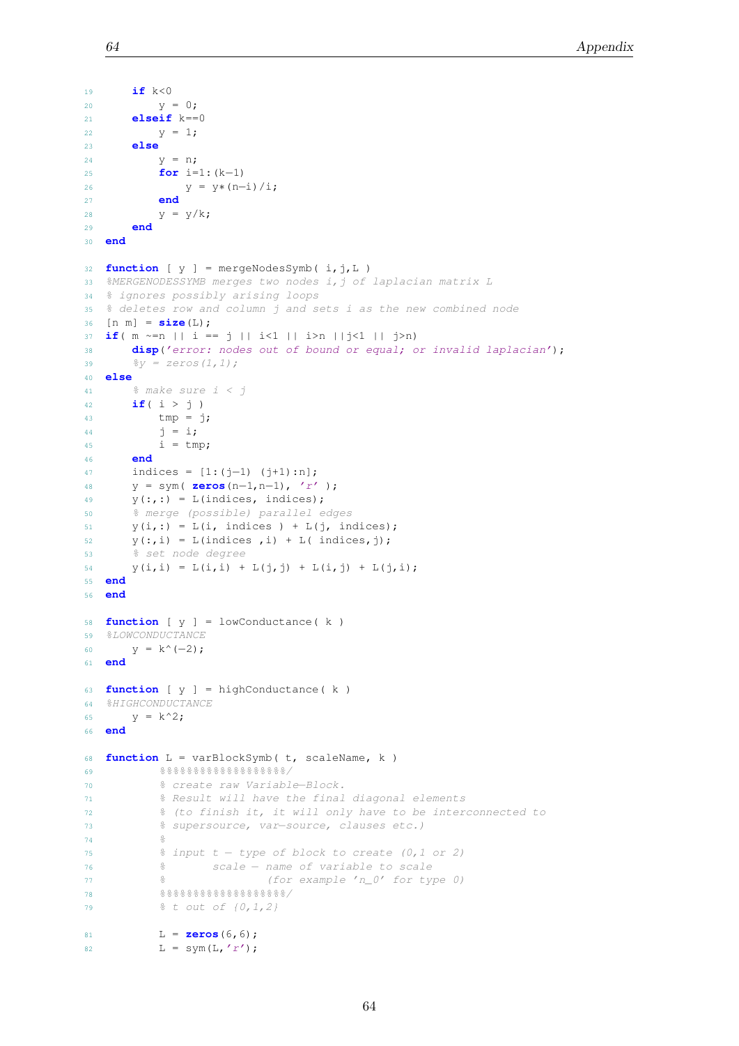```
    if k<0
        y = 0;
    elseif k==0
        y = 1;
    else
        y = n;
        for i=1:(k-1)
            y = y*(n-i)/i;
        end
        y = y/k;
    end
end

function [ y ] = mergeNodesSymb( i,j,L )
%MERGENODESSYMB merges two nodes i,j of laplacian matrix L
% ignores possibly arising loops
% deletes row and column j and sets i as the new combined node
[n m] = size(L);
if( m ~=n || i == j || i<1 || i>n ||j<1 || j>n)
    disp('error: nodes out of bound or equal; or invalid laplacian');
    %y = zeros(1,1);
else
    % make sure i < j
    if( i > j )
        tmp = j;
        j = i;
        i = tmp;
    end
    indices = [1:(j-1) (j+1):n];
    y = sym( zeros(n-1,n-1), 'r' );
    y(:,:) = L(indices, indices);
    % merge (possible) parallel edges
    y(i,:) = L(i, indices ) + L(j, indices);
    y(:,i) = L(indices ,i) + L( indices,j);
    % set node degree
    y(i,i) = L(i,i) + L(j,j) + L(i,j) + L(j,i);
end
end

function [ y ] = lowConductance( k )
%LOWCONDUCTANCE
    y = k^(-2);
end

function [ y ] = highConductance( k )
%HIGHCONDUCTANCE
    y = k^2;
end

function L = varBlockSymb( t, scaleName, k )
        %%%%%%%%%%%%%%%%%%/
        % create raw Variable-Block.
        % Result will have the final diagonal elements
        % (to finish it, it will only have to be interconnected to
        % supersource, var-source, clauses etc.)
        %
        % input t - type of block to create (0,1 or 2)
        %       scale - name of variable to scale
        %               (for example 'n_0' for type 0)
        %%%%%%%%%%%%%%%%%%/
        % t out of {0,1,2}

        L = zeros(6,6);
        L = sym(L,'r');
```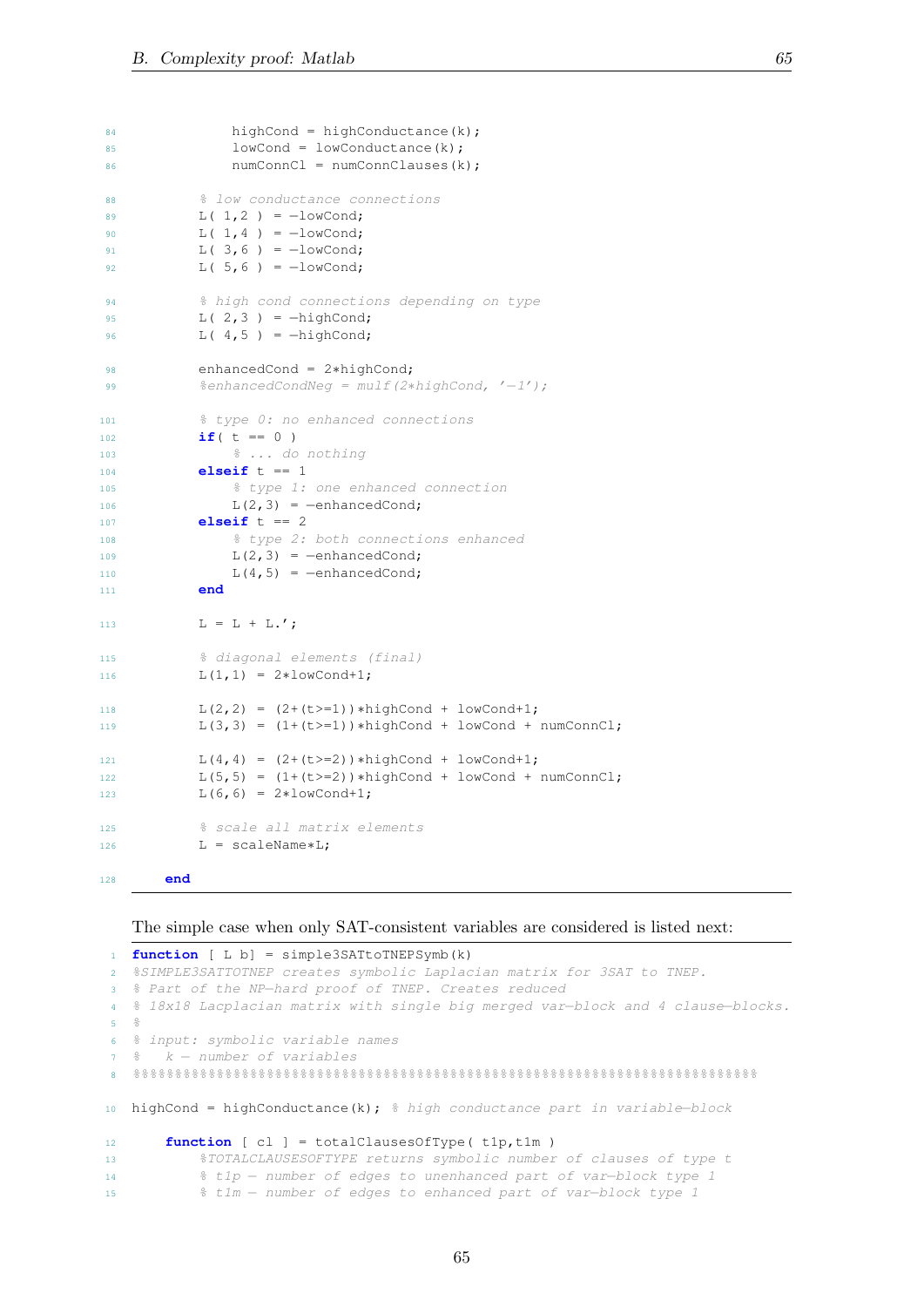```
            highCond = highConductance(k);
            lowCond = lowConductance(k);
            numConnCl = numConnClauses(k);

        % low conductance connections
        L( 1,2 ) = -lowCond;
        L( 1,4 ) = -lowCond;
        L( 3,6 ) = -lowCond;
        L( 5,6 ) = -lowCond;

        % high cond connections depending on type
        L( 2,3 ) = -highCond;
        L( 4,5 ) = -highCond;

        enhancedCond = 2*highCond;
        %enhancedCondNeg = mulf(2*highCond, '-1');

        % type 0: no enhanced connections
        if( t == 0 )
            % ... do nothing
        elseif t == 1
            % type 1: one enhanced connection
            L(2,3) = -enhancedCond;
        elseif t == 2
            % type 2: both connections enhanced
            L(2,3) = -enhancedCond;
            L(4,5) = -enhancedCond;
        end

        L = L + L.';

        % diagonal elements (final)
        L(1,1) = 2*lowCond+1;

        L(2,2) = (2+(t>=1))*highCond + lowCond+1;
        L(3,3) = (1+(t>=1))*highCond + lowCond + numConnCl;

        L(4,4) = (2+(t>=2))*highCond + lowCond+1;
        L(5,5) = (1+(t>=2))*highCond + lowCond + numConnCl;
        L(6,6) = 2*lowCond+1;

        % scale all matrix elements
        L = scaleName*L;

    end
```

The simple case when only SAT-consistent variables are considered is listed next:

```
function [ L b] = simple3SATtoTNEPSymb(k)
%SIMPLE3SATTOTNEP creates symbolic Laplacian matrix for 3SAT to TNEP.
% Part of the NP-hard proof of TNEP. Creates reduced
% 18x18 Lacplacian matrix with single big merged var-block and 4 clause-blocks.
%
% input: symbolic variable names
%   k - number of variables
%%%%%%%%%%%%%%%%%%%%%%%%%%%%%%%%%%%%%%%%%%%%%%%%%%%%%%%%%%%%%%%%%%%%%%%%%%%%%%%%%%

highCond = highConductance(k); % high conductance part in variable-block

    function [ cl ] = totalClausesOfType( t1p,t1m )
        %TOTALCLAUSESOFTYPE returns symbolic number of clauses of type t
        % t1p - number of edges to unenhanced part of var-block type 1
        % t1m - number of edges to enhanced part of var-block type 1
```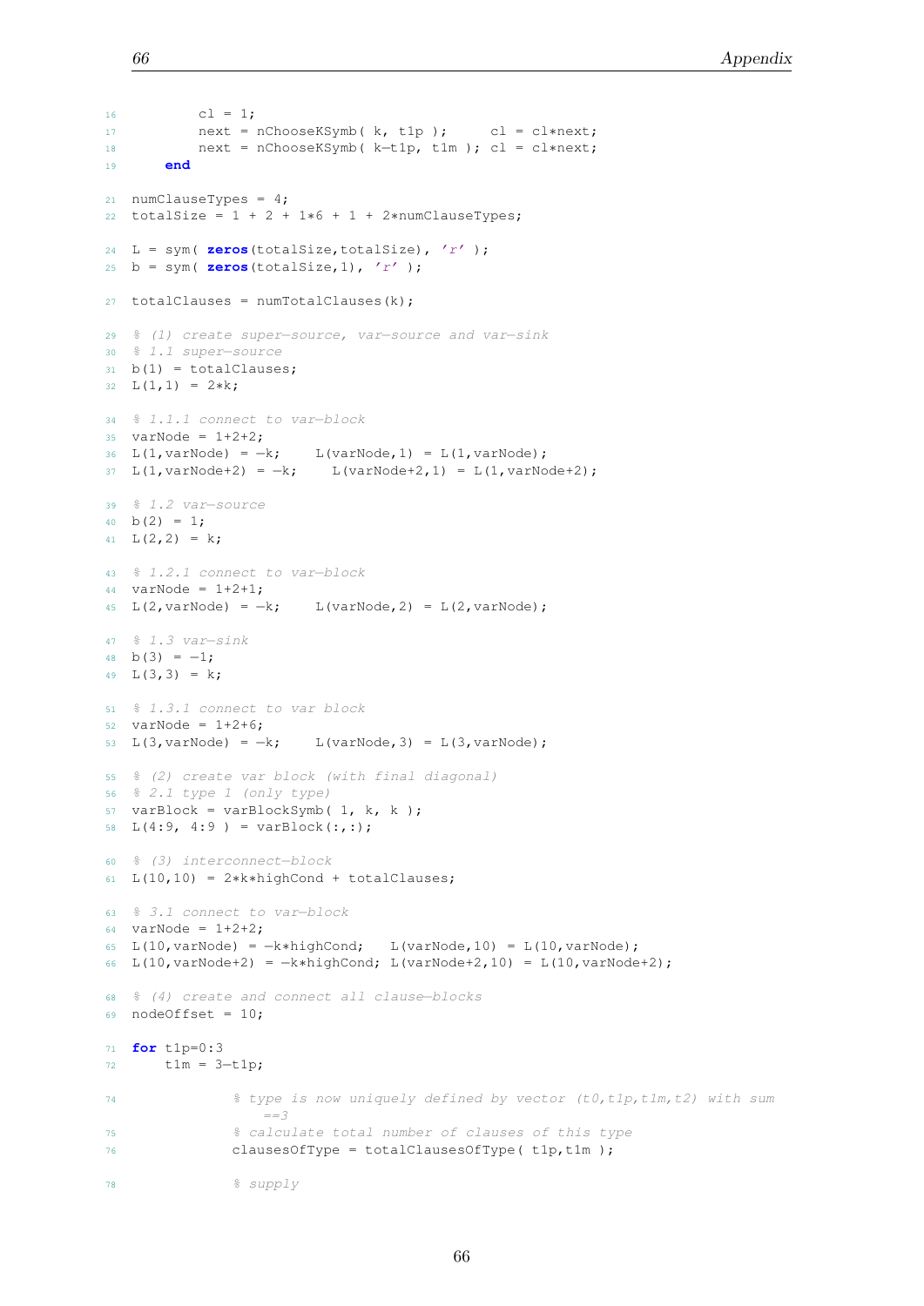```
16          cl = 1;
17          next = nChooseKSymb( k, t1p );      cl = cl*next;
18          next = nChooseKSymb( k-t1p, t1m ); cl = cl*next;
19      end

21  numClauseTypes = 4;
22  totalSize = 1 + 2 + 1*6 + 1 + 2*numClauseTypes;

24  L = sym( zeros(totalSize,totalSize), 'r' );
25  b = sym( zeros(totalSize,1), 'r' );

27  totalClauses = numTotalClauses(k);

29  % (1) create super-source, var-source and var-sink
30  % 1.1 super-source
31  b(1) = totalClauses;
32  L(1,1) = 2*k;

34  % 1.1.1 connect to var-block
35  varNode = 1+2+2;
36  L(1,varNode) = -k;    L(varNode,1) = L(1,varNode);
37  L(1,varNode+2) = -k;    L(varNode+2,1) = L(1,varNode+2);

39  % 1.2 var-source
40  b(2) = 1;
41  L(2,2) = k;

43  % 1.2.1 connect to var-block
44  varNode = 1+2+1;
45  L(2,varNode) = -k;    L(varNode,2) = L(2,varNode);

47  % 1.3 var-sink
48  b(3) = -1;
49  L(3,3) = k;

51  % 1.3.1 connect to var block
52  varNode = 1+2+6;
53  L(3,varNode) = -k;    L(varNode,3) = L(3,varNode);

55  % (2) create var block (with final diagonal)
56  % 2.1 type 1 (only type)
57  varBlock = varBlockSymb( 1, k, k );
58  L(4:9, 4:9 ) = varBlock(:,:);

60  % (3) interconnect-block
61  L(10,10) = 2*k*highCond + totalClauses;

63  % 3.1 connect to var-block
64  varNode = 1+2+2;
65  L(10,varNode) = -k*highCond;   L(varNode,10) = L(10,varNode);
66  L(10,varNode+2) = -k*highCond; L(varNode+2,10) = L(10,varNode+2);

68  % (4) create and connect all clause-blocks
69  nodeOffset = 10;

71  for t1p=0:3
72      t1m = 3-t1p;

74              % type is now uniquely defined by vector (t0,t1p,t1m,t2) with sum
                    ==3
75              % calculate total number of clauses of this type
76              clausesOfType = totalClausesOfType( t1p,t1m );

78              % supply
```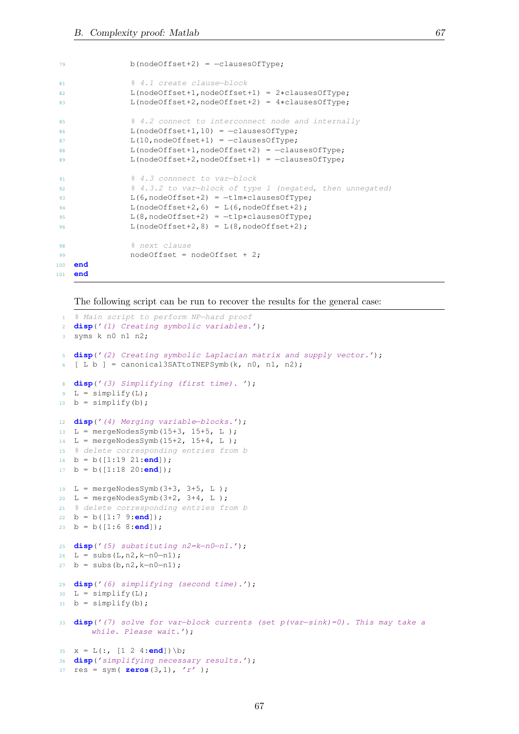```
79              b(nodeOffset+2) = -clausesOfType;

81              % 4.1 create clause-block
82              L(nodeOffset+1,nodeOffset+1) = 2*clausesOfType;
83              L(nodeOffset+2,nodeOffset+2) = 4*clausesOfType;

85              % 4.2 connect to interconnect node and internally
86              L(nodeOffset+1,10) = -clausesOfType;
87              L(10,nodeOffset+1) = -clausesOfType;
88              L(nodeOffset+1,nodeOffset+2) = -clausesOfType;
89              L(nodeOffset+2,nodeOffset+1) = -clausesOfType;

91              % 4.3 connnect to var-block
92              % 4.3.2 to var-block of type 1 (negated, then unnegated)
93              L(6,nodeOffset+2) = -t1m*clausesOfType;
94              L(nodeOffset+2,6) = L(6,nodeOffset+2);
95              L(8,nodeOffset+2) = -t1p*clausesOfType;
96              L(nodeOffset+2,8) = L(8,nodeOffset+2);

98              % next clause
99              nodeOffset = nodeOffset + 2;
100 end
101 end
```

The following script can be run to recover the results for the general case:

```
1  % Main script to perform NP-hard proof
2  disp('(1) Creating symbolic variables.');
3  syms k n0 n1 n2;

5  disp('(2) Creating symbolic Laplacian matrix and supply vector.');
6  [ L b ] = canonical3SATtoTNEPSymb(k, n0, n1, n2);

8  disp('(3) Simplifying (first time). ');
9  L = simplify(L);
10 b = simplify(b);

12 disp('(4) Merging variable-blocks.');
13 L = mergeNodesSymb(15+3, 15+5, L );
14 L = mergeNodesSymb(15+2, 15+4, L );
15 % delete corresponding entries from b
16 b = b([1:19 21:end]);
17 b = b([1:18 20:end]);

19 L = mergeNodesSymb(3+3, 3+5, L );
20 L = mergeNodesSymb(3+2, 3+4, L );
21 % delete corresponding entries from b
22 b = b([1:7 9:end]);
23 b = b([1:6 8:end]);

25 disp('(5) substituting n2=k-n0-n1.');
26 L = subs(L,n2,k-n0-n1);
27 b = subs(b,n2,k-n0-n1);

29 disp('(6) simplifying (second time).');
30 L = simplify(L);
31 b = simplify(b);

33 disp('(7) solve for var-block currents (set p(var-sink)=0). This may take a
       while. Please wait.');

35 x = L(:, [1 2 4:end])\b;
36 disp('simplifying necessary results.');
37 res = sym( zeros(3,1), 'r' );
```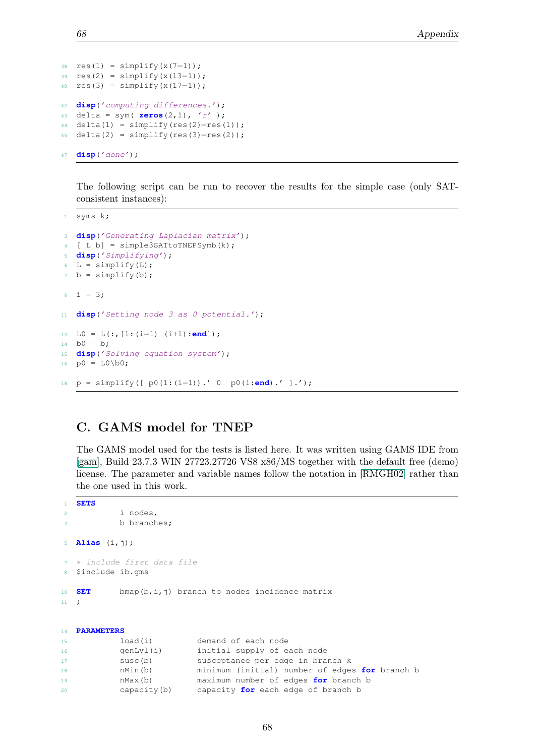```
res(1) = simplify(x(7-1));
res(2) = simplify(x(13-1));
res(3) = simplify(x(17-1));

disp('computing differences.');
delta = sym( zeros(2,1), 'r' );
delta(1) = simplify(res(2)-res(1));
delta(2) = simplify(res(3)-res(2));

disp('done');
```

The following script can be run to recover the results for the simple case (only SAT-consistent instances):

```
syms k;

disp('Generating Laplacian matrix');
[ L b] = simple3SATtoTNEPSymb(k);
disp('Simplifying');
L = simplify(L);
b = simplify(b);

i = 3;

disp('Setting node 3 as 0 potential.');

L0 = L(:,[1:(i-1) (i+1):end]);
b0 = b;
disp('Solving equation system');
p0 = L0\b0;

p = simplify([ p0(1:(i-1)).' 0  p0(i:end).' ].');
```

## C. GAMS model for TNEP

The GAMS model used for the tests is listed here. It was written using GAMS IDE from [gam], Build 23.7.3 WIN 27723.27726 VS8 x86/MS together with the default free (demo) license. The parameter and variable names follow the notation in [RMGH02] rather than the one used in this work.

```
SETS
        i nodes,
        b branches;

Alias (i,j);

* include first data file
$include ib.gms

SET     bmap(b,i,j) branch to nodes incidence matrix
;


PARAMETERS
        load(i)         demand of each node
        genLvl(i)       initial supply of each node
        susc(b)         susceptance per edge in branch k
        nMin(b)         minimum (initial) number of edges for branch b
        nMax(b)         maximum number of edges for branch b
        capacity(b)     capacity for each edge of branch b
```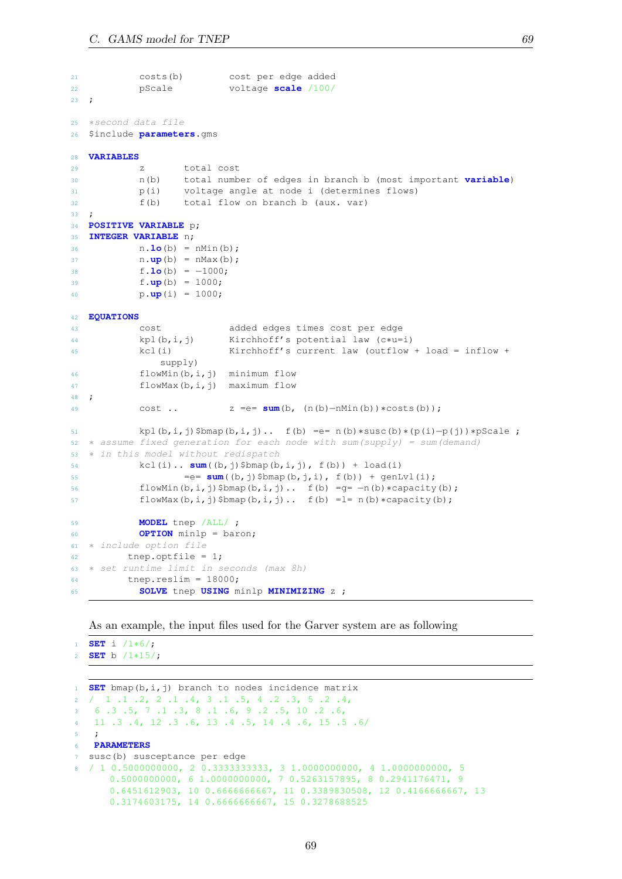```
        costs(b)        cost per edge added
        pScale          voltage scale /100/
;

*second data file
$include parameters.gms

VARIABLES
        z       total cost
        n(b)    total number of edges in branch b (most important variable)
        p(i)    voltage angle at node i (determines flows)
        f(b)    total flow on branch b (aux. var)
;
POSITIVE VARIABLE p;
INTEGER VARIABLE n;
        n.lo(b) = nMin(b);
        n.up(b) = nMax(b);
        f.lo(b) = -1000;
        f.up(b) = 1000;
        p.up(i) = 1000;

EQUATIONS
        cost            added edges times cost per edge
        kpl(b,i,j)      Kirchhoff's potential law (c*u=i)
        kcl(i)          Kirchhoff's current law (outflow + load = inflow +
            supply)
        flowMin(b,i,j)  minimum flow
        flowMax(b,i,j)  maximum flow
;
        cost ..         z =e= sum(b, (n(b)-nMin(b))*costs(b));

        kpl(b,i,j)$bmap(b,i,j)..  f(b) =e= n(b)*susc(b)*(p(i)-p(j))*pScale ;
* assume fixed generation for each node with sum(supply) = sum(demand)
* in this model without redispatch
        kcl(i).. sum((b,j)$bmap(b,i,j), f(b)) + load(i)
                =e= sum((b,j)$bmap(b,j,i), f(b)) + genLvl(i);
        flowMin(b,i,j)$bmap(b,i,j)..  f(b) =g= -n(b)*capacity(b);
        flowMax(b,i,j)$bmap(b,i,j)..  f(b) =l= n(b)*capacity(b);

        MODEL tnep /ALL/ ;
        OPTION minlp = baron;
* include option file
      tnep.optfile = 1;
* set runtime limit in seconds (max 8h)
      tnep.reslim = 18000;
        SOLVE tnep USING minlp MINIMIZING z ;
```

As an example, the input files used for the Garver system are as following

```
SET i /1*6/;
SET b /1*15/;
```

```
SET bmap(b,i,j) branch to nodes incidence matrix
/  1 .1 .2, 2 .1 .4, 3 .1 .5, 4 .2 .3, 5 .2 .4,
 6 .3 .5, 7 .1 .3, 8 .1 .6, 9 .2 .5, 10 .2 .6,
 11 .3 .4, 12 .3 .6, 13 .4 .5, 14 .4 .6, 15 .5 .6/
 ;
 PARAMETERS
susc(b) susceptance per edge
/ 1 0.5000000000, 2 0.3333333333, 3 1.0000000000, 4 1.0000000000, 5
    0.5000000000, 6 1.0000000000, 7 0.5263157895, 8 0.2941176471, 9
    0.6451612903, 10 0.6666666667, 11 0.3389830508, 12 0.4166666667, 13
    0.3174603175, 14 0.6666666667, 15 0.3278688525
```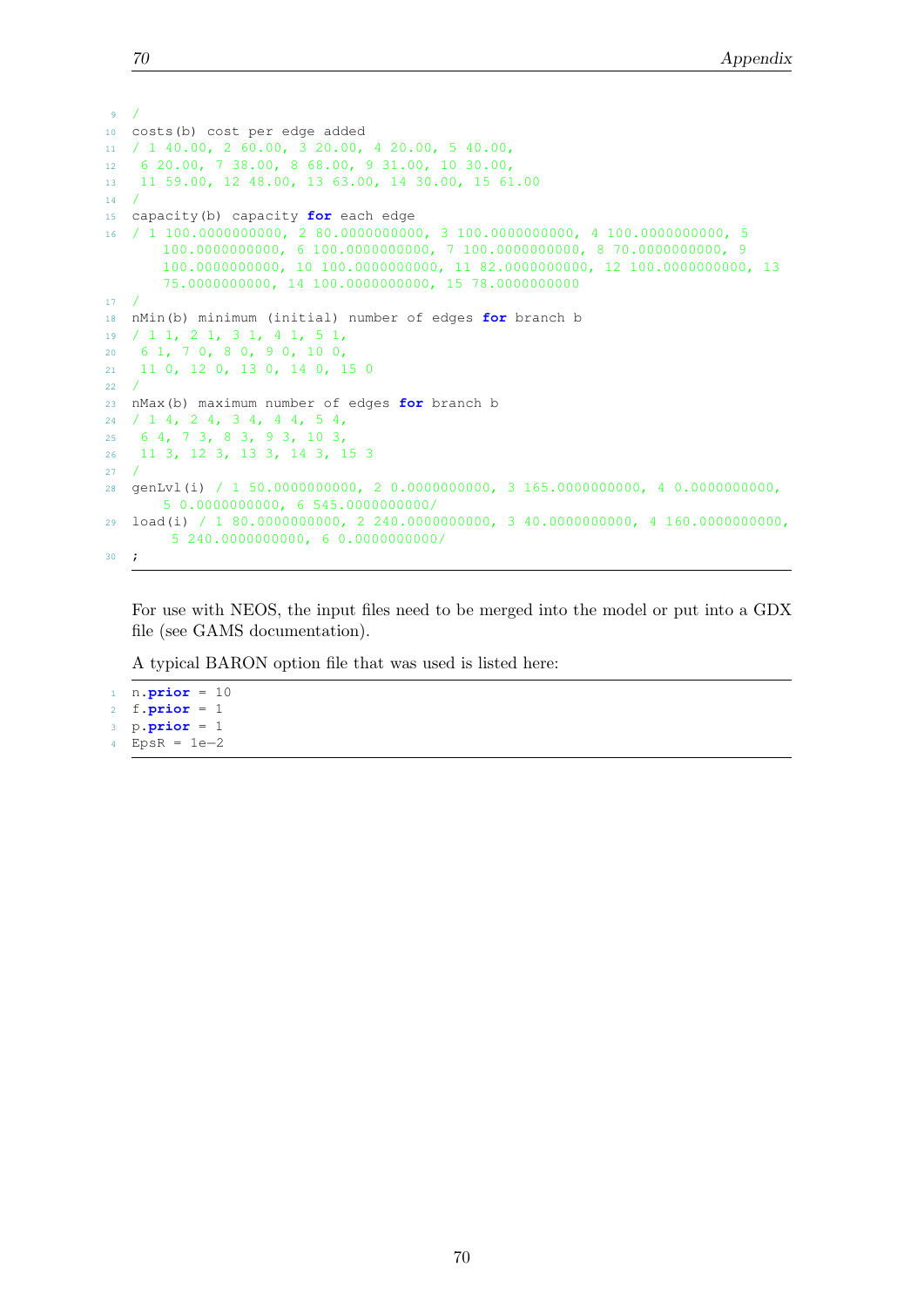```
/
costs(b) cost per edge added
/ 1 40.00, 2 60.00, 3 20.00, 4 20.00, 5 40.00,
 6 20.00, 7 38.00, 8 68.00, 9 31.00, 10 30.00,
 11 59.00, 12 48.00, 13 63.00, 14 30.00, 15 61.00
/
capacity(b) capacity for each edge
/ 1 100.0000000000, 2 80.0000000000, 3 100.0000000000, 4 100.0000000000, 5
    100.0000000000, 6 100.0000000000, 7 100.0000000000, 8 70.0000000000, 9
    100.0000000000, 10 100.0000000000, 11 82.0000000000, 12 100.0000000000, 13
    75.0000000000, 14 100.0000000000, 15 78.0000000000
/
nMin(b) minimum (initial) number of edges for branch b
/ 1 1, 2 1, 3 1, 4 1, 5 1,
 6 1, 7 0, 8 0, 9 0, 10 0,
 11 0, 12 0, 13 0, 14 0, 15 0
/
nMax(b) maximum number of edges for branch b
/ 1 4, 2 4, 3 4, 4 4, 5 4,
 6 4, 7 3, 8 3, 9 3, 10 3,
 11 3, 12 3, 13 3, 14 3, 15 3
/
genLvl(i) / 1 50.0000000000, 2 0.0000000000, 3 165.0000000000, 4 0.0000000000,
    5 0.0000000000, 6 545.0000000000/
load(i) / 1 80.0000000000, 2 240.0000000000, 3 40.0000000000, 4 160.0000000000,
     5 240.0000000000, 6 0.0000000000/
;
```

For use with NEOS, the input files need to be merged into the model or put into a GDX file (see GAMS documentation).

A typical BARON option file that was used is listed here:

```
n.prior = 10
f.prior = 1
p.prior = 1
EpsR = 1e-2
```